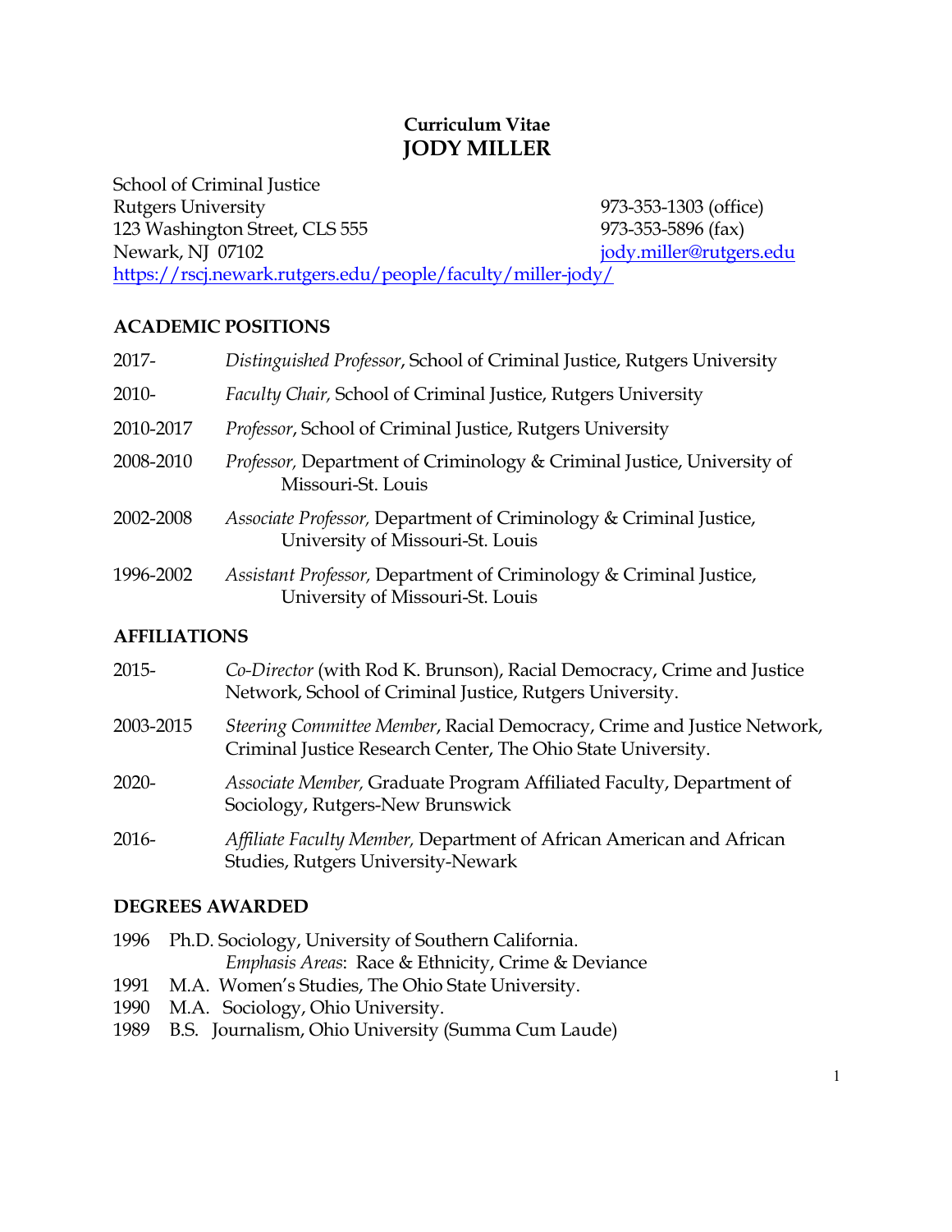# Curriculum Vitae
# JODY MILLER

School of Criminal Justice
Rutgers University
123 Washington Street, CLS 555
Newark, NJ 07102
https://rscj.newark.rutgers.edu/people/faculty/miller-jody/

973-353-1303 (office)
973-353-5896 (fax)
jody.miller@rutgers.edu

## ACADEMIC POSITIONS

2017- *Distinguished Professor*, School of Criminal Justice, Rutgers University

2010- *Faculty Chair,* School of Criminal Justice, Rutgers University

2010-2017 *Professor*, School of Criminal Justice, Rutgers University

2008-2010 *Professor,* Department of Criminology & Criminal Justice, University of Missouri-St. Louis

2002-2008 *Associate Professor,* Department of Criminology & Criminal Justice, University of Missouri-St. Louis

1996-2002 *Assistant Professor,* Department of Criminology & Criminal Justice, University of Missouri-St. Louis

## AFFILIATIONS

2015- *Co-Director* (with Rod K. Brunson), Racial Democracy, Crime and Justice Network, School of Criminal Justice, Rutgers University.

2003-2015 *Steering Committee Member*, Racial Democracy, Crime and Justice Network, Criminal Justice Research Center, The Ohio State University.

2020- *Associate Member,* Graduate Program Affiliated Faculty, Department of Sociology, Rutgers-New Brunswick

2016- *Affiliate Faculty Member,* Department of African American and African Studies, Rutgers University-Newark

## DEGREES AWARDED

1996 Ph.D. Sociology, University of Southern California.
*Emphasis Areas*: Race & Ethnicity, Crime & Deviance

1991 M.A. Women's Studies, The Ohio State University.

1990 M.A. Sociology, Ohio University.

1989 B.S. Journalism, Ohio University (Summa Cum Laude)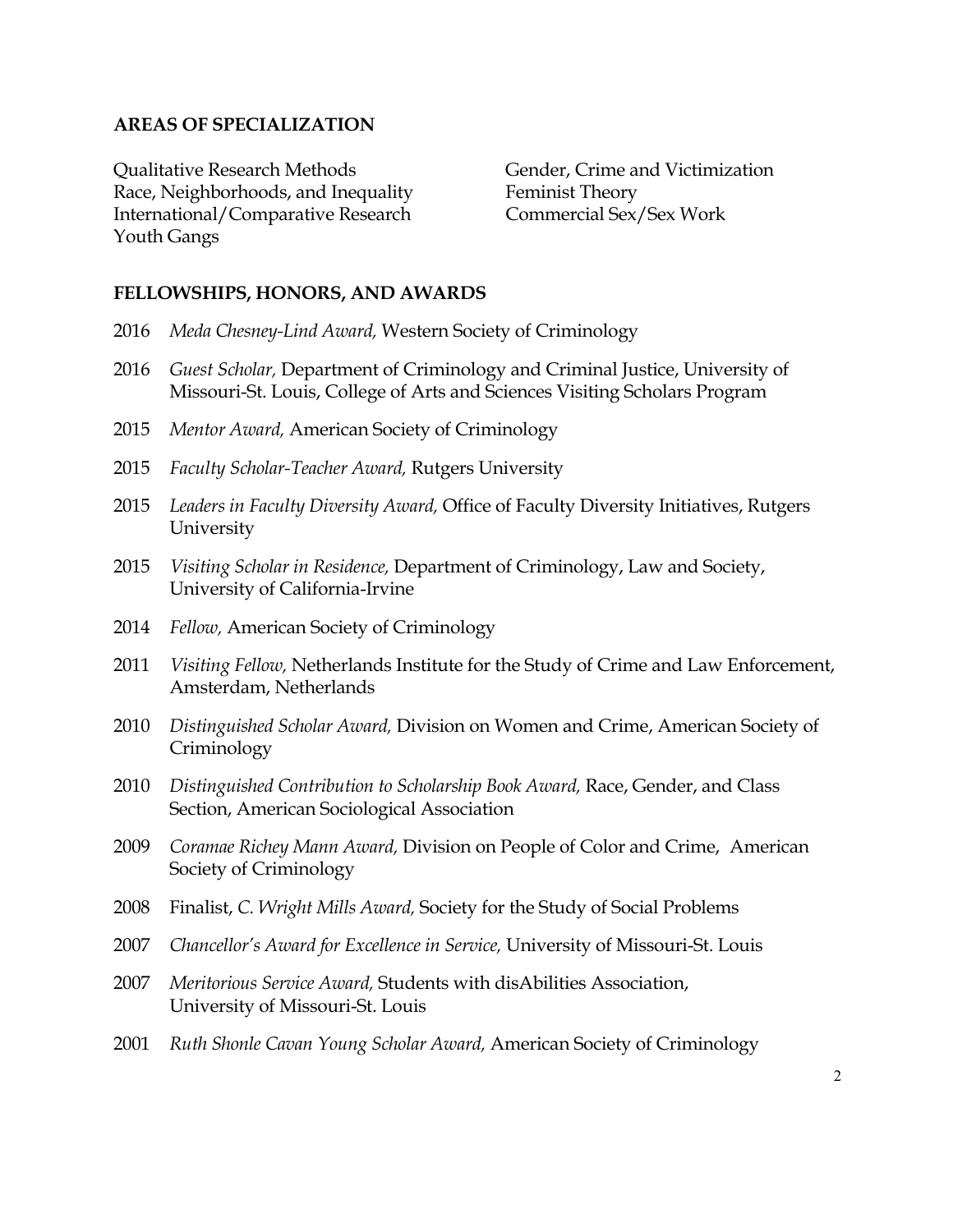## AREAS OF SPECIALIZATION

Qualitative Research Methods
Race, Neighborhoods, and Inequality
International/Comparative Research
Youth Gangs
Gender, Crime and Victimization
Feminist Theory
Commercial Sex/Sex Work

## FELLOWSHIPS, HONORS, AND AWARDS

2016 *Meda Chesney-Lind Award,* Western Society of Criminology

2016 *Guest Scholar,* Department of Criminology and Criminal Justice, University of Missouri-St. Louis, College of Arts and Sciences Visiting Scholars Program

2015 *Mentor Award,* American Society of Criminology

2015 *Faculty Scholar-Teacher Award,* Rutgers University

2015 *Leaders in Faculty Diversity Award,* Office of Faculty Diversity Initiatives, Rutgers University

2015 *Visiting Scholar in Residence,* Department of Criminology, Law and Society, University of California-Irvine

2014 *Fellow,* American Society of Criminology

2011 *Visiting Fellow,* Netherlands Institute for the Study of Crime and Law Enforcement, Amsterdam, Netherlands

2010 *Distinguished Scholar Award,* Division on Women and Crime, American Society of Criminology

2010 *Distinguished Contribution to Scholarship Book Award,* Race, Gender, and Class Section, American Sociological Association

2009 *Coramae Richey Mann Award,* Division on People of Color and Crime, American Society of Criminology

2008 Finalist, *C. Wright Mills Award,* Society for the Study of Social Problems

2007 *Chancellor's Award for Excellence in Service,* University of Missouri-St. Louis

2007 *Meritorious Service Award,* Students with disAbilities Association, University of Missouri-St. Louis

2001 *Ruth Shonle Cavan Young Scholar Award,* American Society of Criminology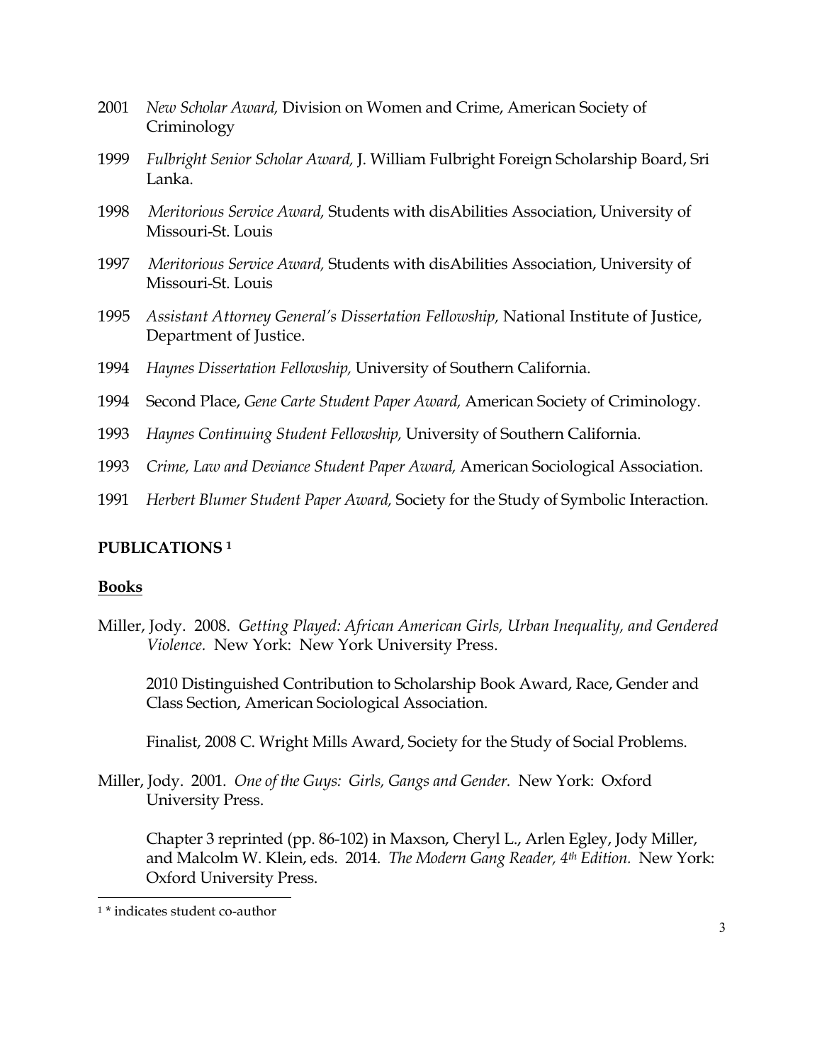2001 *New Scholar Award,* Division on Women and Crime, American Society of Criminology

1999 *Fulbright Senior Scholar Award,* J. William Fulbright Foreign Scholarship Board, Sri Lanka.

1998 *Meritorious Service Award,* Students with disAbilities Association, University of Missouri-St. Louis

1997 *Meritorious Service Award,* Students with disAbilities Association, University of Missouri-St. Louis

1995 *Assistant Attorney General's Dissertation Fellowship,* National Institute of Justice, Department of Justice.

1994 *Haynes Dissertation Fellowship,* University of Southern California.

1994 Second Place, *Gene Carte Student Paper Award,* American Society of Criminology.

1993 *Haynes Continuing Student Fellowship,* University of Southern California.

1993 *Crime, Law and Deviance Student Paper Award,* American Sociological Association.

1991 *Herbert Blumer Student Paper Award,* Society for the Study of Symbolic Interaction.

## PUBLICATIONS [1]

### Books

Miller, Jody. 2008. *Getting Played: African American Girls, Urban Inequality, and Gendered Violence.* New York: New York University Press.

2010 Distinguished Contribution to Scholarship Book Award, Race, Gender and Class Section, American Sociological Association.

Finalist, 2008 C. Wright Mills Award, Society for the Study of Social Problems.

Miller, Jody. 2001. *One of the Guys: Girls, Gangs and Gender.* New York: Oxford University Press.

Chapter 3 reprinted (pp. 86-102) in Maxson, Cheryl L., Arlen Egley, Jody Miller, and Malcolm W. Klein, eds. 2014. *The Modern Gang Reader, 4th Edition.* New York: Oxford University Press.

[1] * indicates student co-author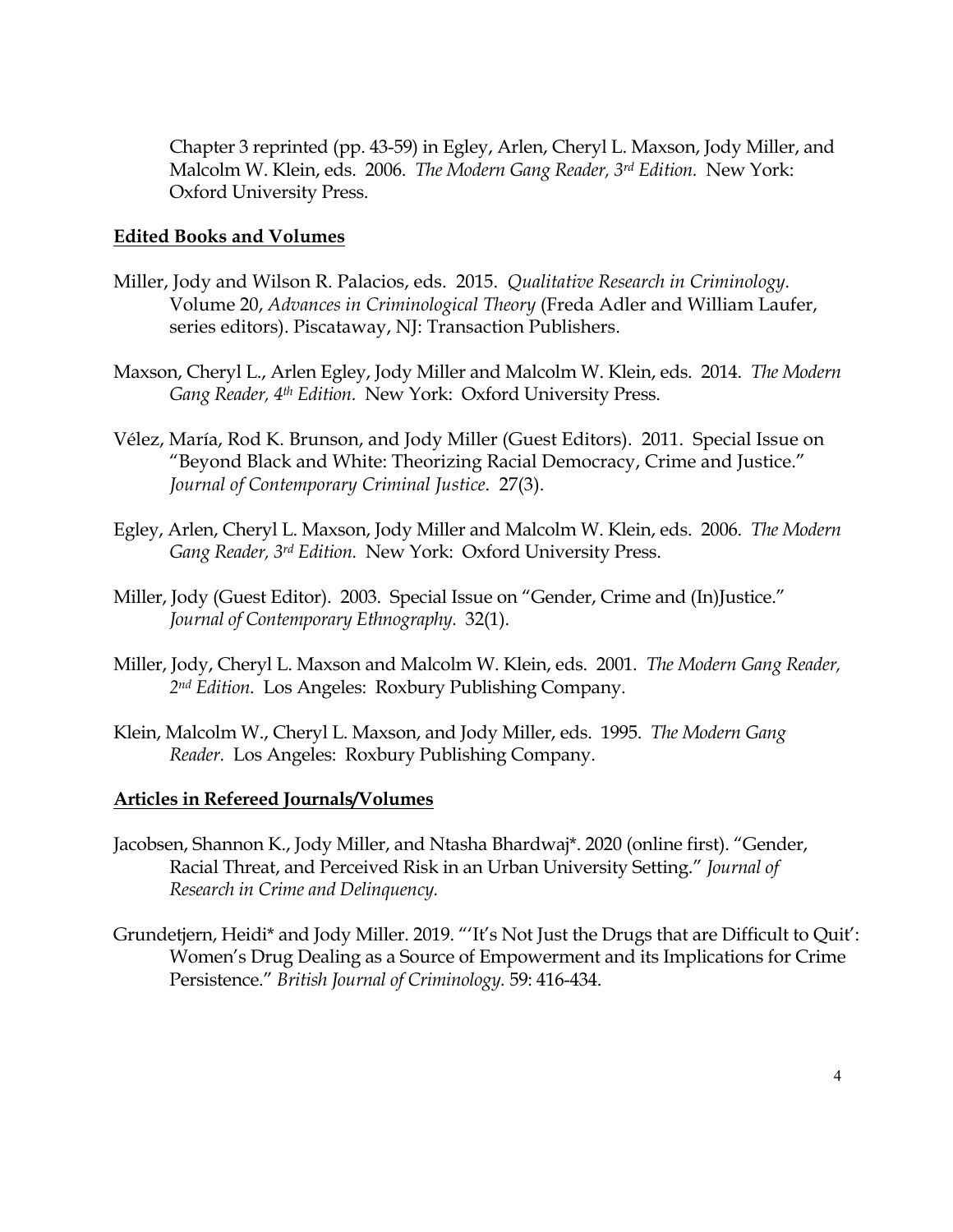Chapter 3 reprinted (pp. 43-59) in Egley, Arlen, Cheryl L. Maxson, Jody Miller, and Malcolm W. Klein, eds. 2006. *The Modern Gang Reader, 3rd Edition.* New York: Oxford University Press.

## Edited Books and Volumes

Miller, Jody and Wilson R. Palacios, eds. 2015. *Qualitative Research in Criminology.* Volume 20, *Advances in Criminological Theory* (Freda Adler and William Laufer, series editors). Piscataway, NJ: Transaction Publishers.

Maxson, Cheryl L., Arlen Egley, Jody Miller and Malcolm W. Klein, eds. 2014. *The Modern Gang Reader, 4th Edition.* New York: Oxford University Press.

Vélez, María, Rod K. Brunson, and Jody Miller (Guest Editors). 2011. Special Issue on "Beyond Black and White: Theorizing Racial Democracy, Crime and Justice." *Journal of Contemporary Criminal Justice*. 27(3).

Egley, Arlen, Cheryl L. Maxson, Jody Miller and Malcolm W. Klein, eds. 2006. *The Modern Gang Reader, 3rd Edition.* New York: Oxford University Press.

Miller, Jody (Guest Editor). 2003. Special Issue on "Gender, Crime and (In)Justice." *Journal of Contemporary Ethnography.* 32(1).

Miller, Jody, Cheryl L. Maxson and Malcolm W. Klein, eds. 2001. *The Modern Gang Reader, 2nd Edition.* Los Angeles: Roxbury Publishing Company.

Klein, Malcolm W., Cheryl L. Maxson, and Jody Miller, eds. 1995. *The Modern Gang Reader.* Los Angeles: Roxbury Publishing Company.

## Articles in Refereed Journals/Volumes

Jacobsen, Shannon K., Jody Miller, and Ntasha Bhardwaj*. 2020 (online first). "Gender, Racial Threat, and Perceived Risk in an Urban University Setting." *Journal of Research in Crime and Delinquency.*

Grundetjern, Heidi* and Jody Miller. 2019. "'It's Not Just the Drugs that are Difficult to Quit': Women's Drug Dealing as a Source of Empowerment and its Implications for Crime Persistence." *British Journal of Criminology.* 59: 416-434.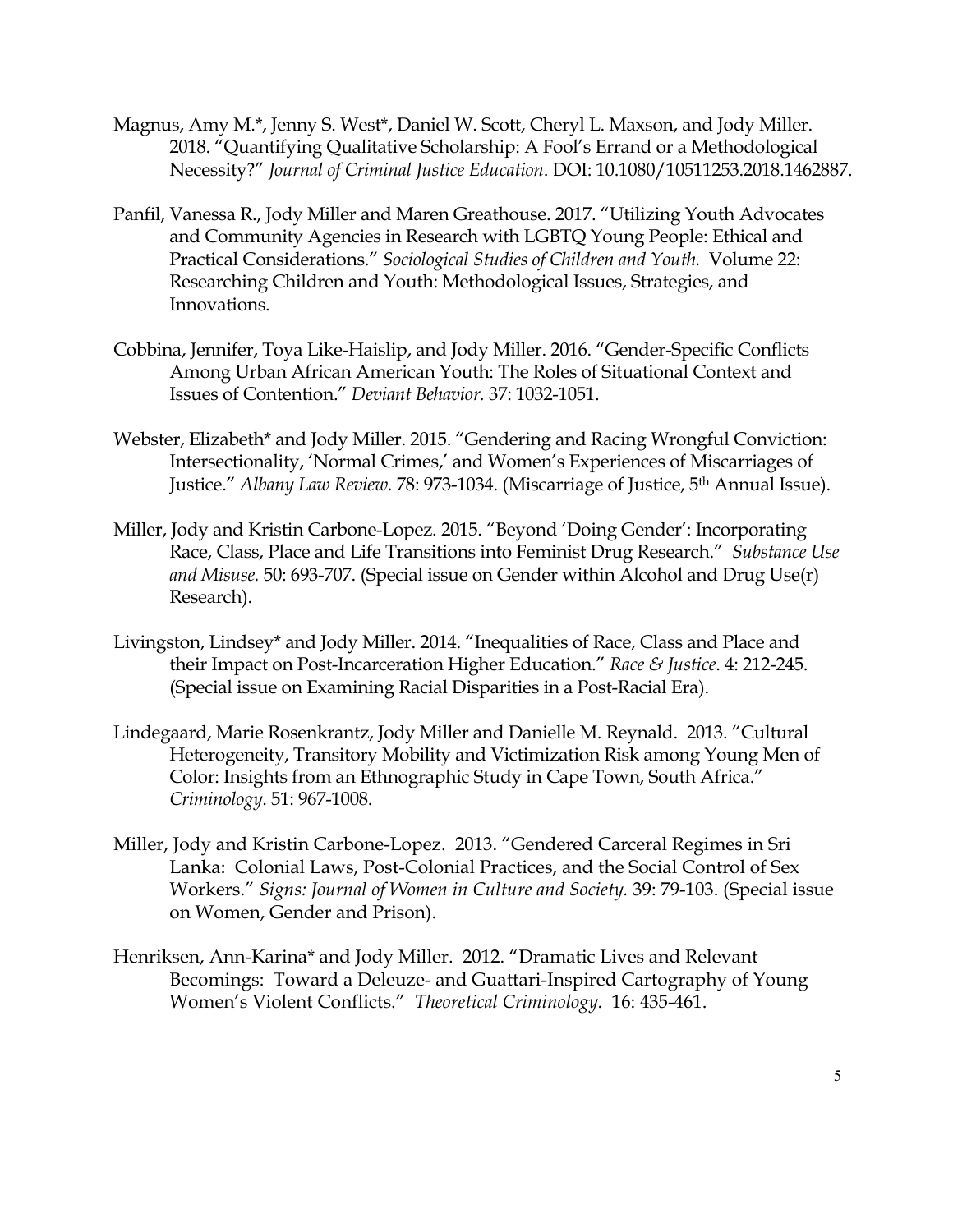Magnus, Amy M.*, Jenny S. West*, Daniel W. Scott, Cheryl L. Maxson, and Jody Miller. 2018. "Quantifying Qualitative Scholarship: A Fool's Errand or a Methodological Necessity?" *Journal of Criminal Justice Education*. DOI: 10.1080/10511253.2018.1462887.

Panfil, Vanessa R., Jody Miller and Maren Greathouse. 2017. "Utilizing Youth Advocates and Community Agencies in Research with LGBTQ Young People: Ethical and Practical Considerations." *Sociological Studies of Children and Youth.* Volume 22: Researching Children and Youth: Methodological Issues, Strategies, and Innovations.

Cobbina, Jennifer, Toya Like-Haislip, and Jody Miller. 2016. "Gender-Specific Conflicts Among Urban African American Youth: The Roles of Situational Context and Issues of Contention." *Deviant Behavior.* 37: 1032-1051.

Webster, Elizabeth* and Jody Miller. 2015. "Gendering and Racing Wrongful Conviction: Intersectionality, 'Normal Crimes,' and Women's Experiences of Miscarriages of Justice." *Albany Law Review.* 78: 973-1034. (Miscarriage of Justice, 5th Annual Issue).

Miller, Jody and Kristin Carbone-Lopez. 2015. "Beyond 'Doing Gender': Incorporating Race, Class, Place and Life Transitions into Feminist Drug Research." *Substance Use and Misuse.* 50: 693-707. (Special issue on Gender within Alcohol and Drug Use(r) Research).

Livingston, Lindsey* and Jody Miller. 2014. "Inequalities of Race, Class and Place and their Impact on Post-Incarceration Higher Education." *Race & Justice.* 4: 212-245. (Special issue on Examining Racial Disparities in a Post-Racial Era).

Lindegaard, Marie Rosenkrantz, Jody Miller and Danielle M. Reynald. 2013. "Cultural Heterogeneity, Transitory Mobility and Victimization Risk among Young Men of Color: Insights from an Ethnographic Study in Cape Town, South Africa." *Criminology.* 51: 967-1008.

Miller, Jody and Kristin Carbone-Lopez. 2013. "Gendered Carceral Regimes in Sri Lanka: Colonial Laws, Post-Colonial Practices, and the Social Control of Sex Workers." *Signs: Journal of Women in Culture and Society.* 39: 79-103. (Special issue on Women, Gender and Prison).

Henriksen, Ann-Karina* and Jody Miller. 2012. "Dramatic Lives and Relevant Becomings: Toward a Deleuze- and Guattari-Inspired Cartography of Young Women's Violent Conflicts." *Theoretical Criminology.* 16: 435-461.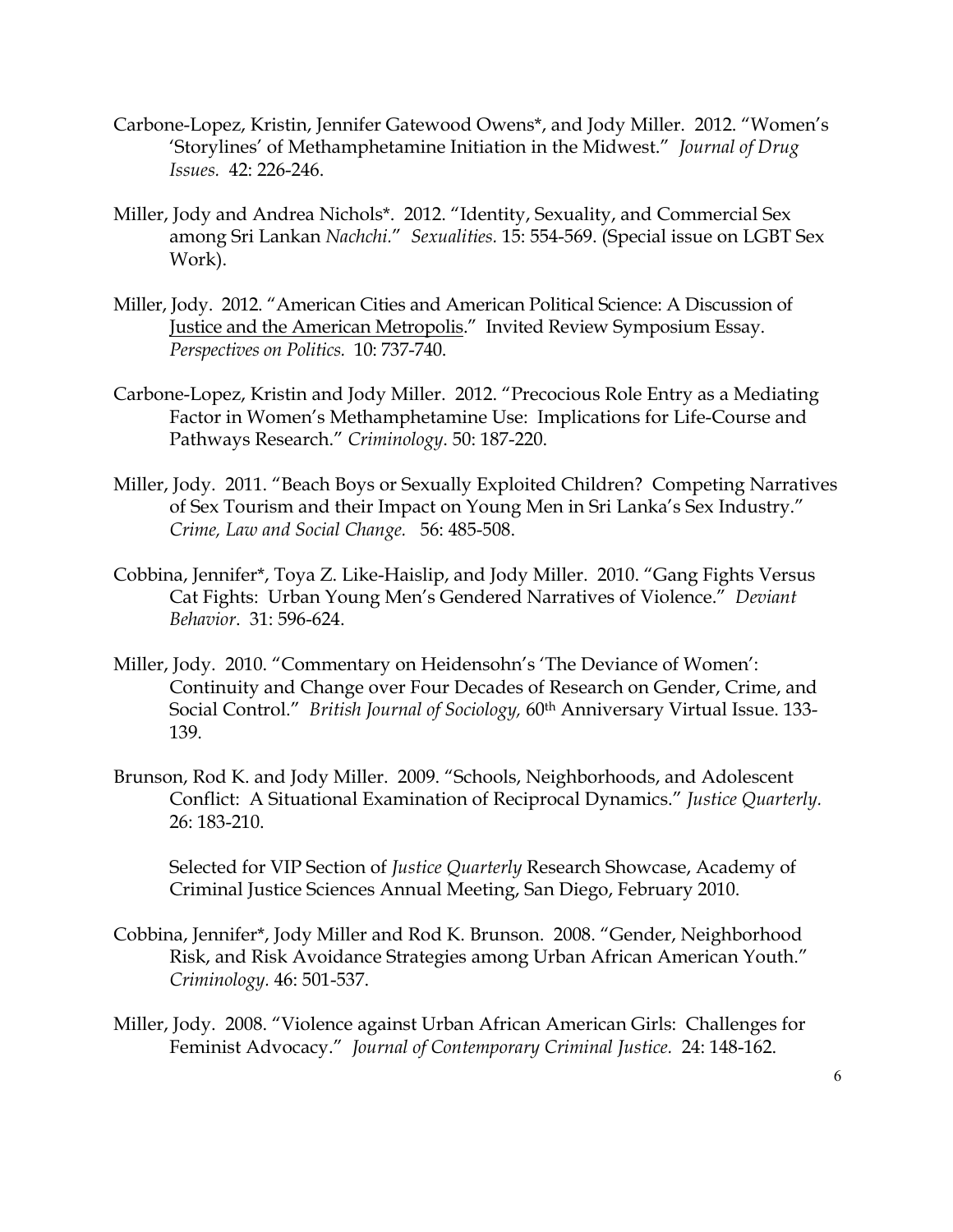Carbone-Lopez, Kristin, Jennifer Gatewood Owens*, and Jody Miller. 2012. "Women's 'Storylines' of Methamphetamine Initiation in the Midwest." *Journal of Drug Issues.* 42: 226-246.

Miller, Jody and Andrea Nichols*. 2012. "Identity, Sexuality, and Commercial Sex among Sri Lankan *Nachchi.*" *Sexualities.* 15: 554-569. (Special issue on LGBT Sex Work).

Miller, Jody. 2012. "American Cities and American Political Science: A Discussion of <u>Justice and the American Metropolis</u>." Invited Review Symposium Essay. *Perspectives on Politics.* 10: 737-740.

Carbone-Lopez, Kristin and Jody Miller. 2012. "Precocious Role Entry as a Mediating Factor in Women's Methamphetamine Use: Implications for Life-Course and Pathways Research." *Criminology*. 50: 187-220.

Miller, Jody. 2011. "Beach Boys or Sexually Exploited Children? Competing Narratives of Sex Tourism and their Impact on Young Men in Sri Lanka's Sex Industry." *Crime, Law and Social Change.* 56: 485-508.

Cobbina, Jennifer*, Toya Z. Like-Haislip, and Jody Miller. 2010. "Gang Fights Versus Cat Fights: Urban Young Men's Gendered Narratives of Violence." *Deviant Behavior*. 31: 596-624.

Miller, Jody. 2010. "Commentary on Heidensohn's 'The Deviance of Women': Continuity and Change over Four Decades of Research on Gender, Crime, and Social Control." *British Journal of Sociology,* 60th Anniversary Virtual Issue. 133-139.

Brunson, Rod K. and Jody Miller. 2009. "Schools, Neighborhoods, and Adolescent Conflict: A Situational Examination of Reciprocal Dynamics." *Justice Quarterly.* 26: 183-210.

Selected for VIP Section of *Justice Quarterly* Research Showcase, Academy of Criminal Justice Sciences Annual Meeting, San Diego, February 2010.

Cobbina, Jennifer*, Jody Miller and Rod K. Brunson. 2008. "Gender, Neighborhood Risk, and Risk Avoidance Strategies among Urban African American Youth." *Criminology*. 46: 501-537.

Miller, Jody. 2008. "Violence against Urban African American Girls: Challenges for Feminist Advocacy." *Journal of Contemporary Criminal Justice.* 24: 148-162.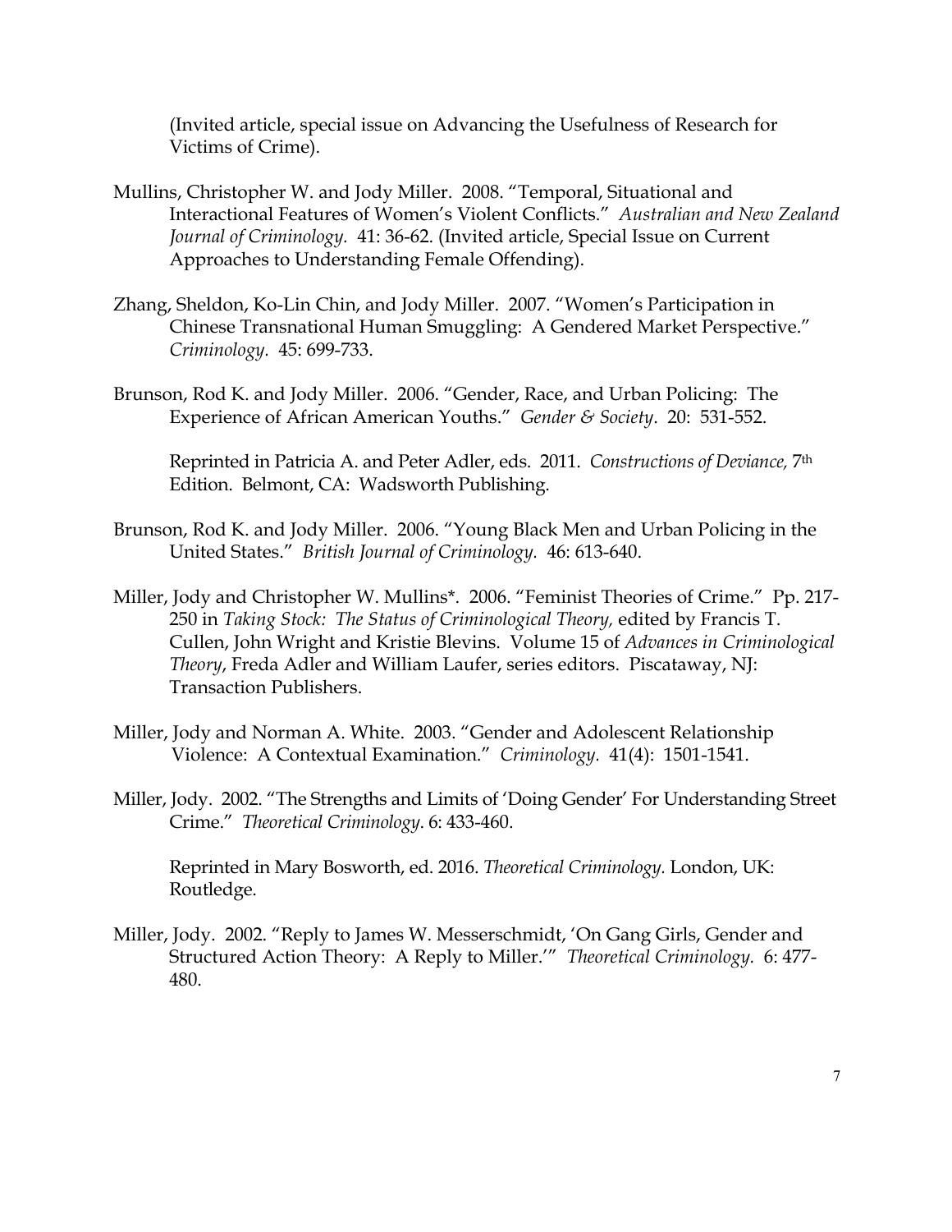(Invited article, special issue on Advancing the Usefulness of Research for Victims of Crime).

Mullins, Christopher W. and Jody Miller. 2008. "Temporal, Situational and Interactional Features of Women's Violent Conflicts." *Australian and New Zealand Journal of Criminology.* 41: 36-62. (Invited article, Special Issue on Current Approaches to Understanding Female Offending).

Zhang, Sheldon, Ko-Lin Chin, and Jody Miller. 2007. "Women's Participation in Chinese Transnational Human Smuggling: A Gendered Market Perspective." *Criminology.* 45: 699-733.

Brunson, Rod K. and Jody Miller. 2006. "Gender, Race, and Urban Policing: The Experience of African American Youths." *Gender & Society*. 20: 531-552.

Reprinted in Patricia A. and Peter Adler, eds. 2011. *Constructions of Deviance,* 7th Edition. Belmont, CA: Wadsworth Publishing.

Brunson, Rod K. and Jody Miller. 2006. "Young Black Men and Urban Policing in the United States." *British Journal of Criminology.* 46: 613-640.

Miller, Jody and Christopher W. Mullins*. 2006. "Feminist Theories of Crime." Pp. 217-250 in *Taking Stock: The Status of Criminological Theory,* edited by Francis T. Cullen, John Wright and Kristie Blevins. Volume 15 of *Advances in Criminological Theory*, Freda Adler and William Laufer, series editors. Piscataway, NJ: Transaction Publishers.

Miller, Jody and Norman A. White. 2003. "Gender and Adolescent Relationship Violence: A Contextual Examination." *Criminology.* 41(4): 1501-1541.

Miller, Jody. 2002. "The Strengths and Limits of 'Doing Gender' For Understanding Street Crime." *Theoretical Criminology*. 6: 433-460.

Reprinted in Mary Bosworth, ed. 2016. *Theoretical Criminology.* London, UK: Routledge.

Miller, Jody. 2002. "Reply to James W. Messerschmidt, 'On Gang Girls, Gender and Structured Action Theory: A Reply to Miller.'" *Theoretical Criminology.* 6: 477-480.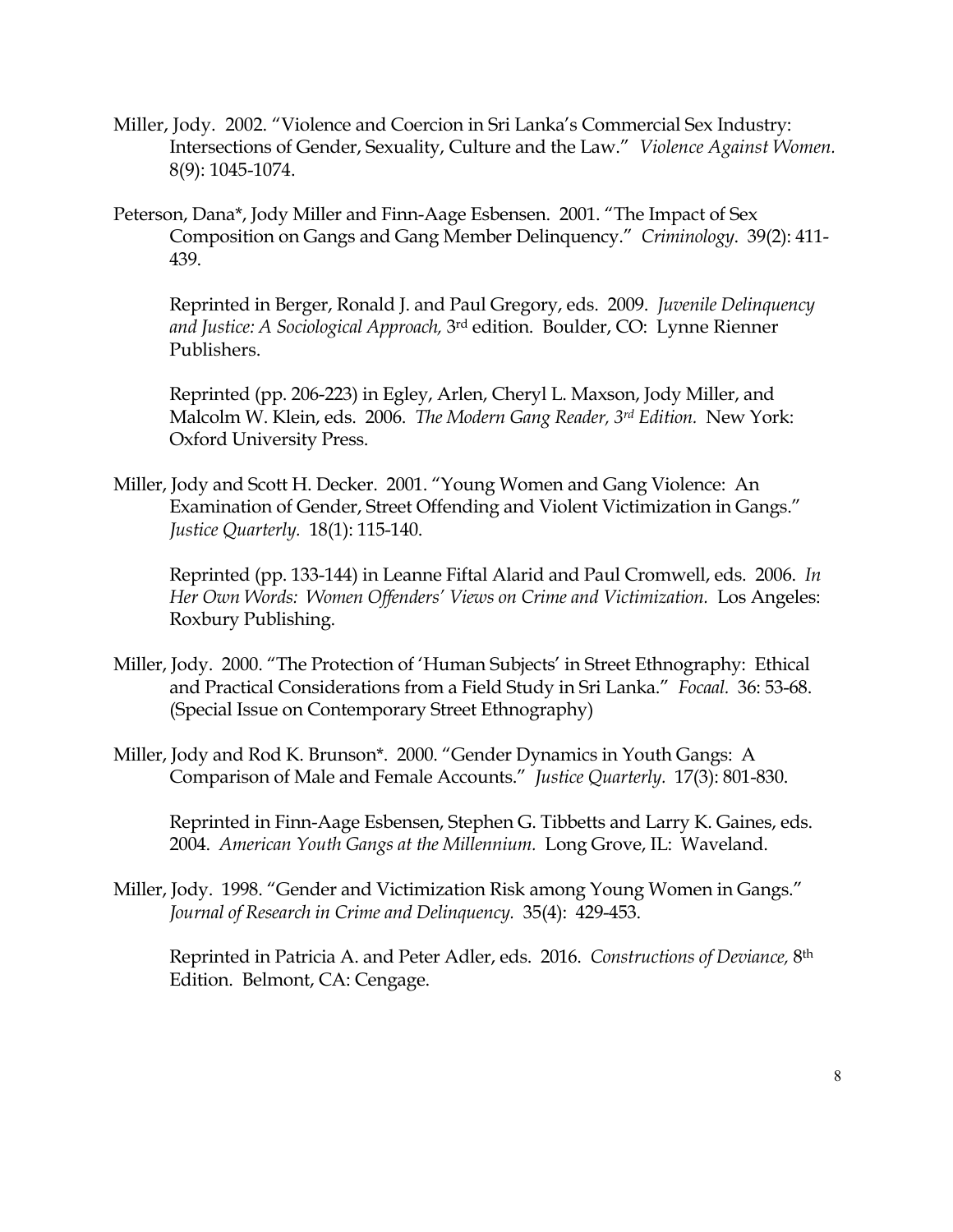Miller, Jody. 2002. "Violence and Coercion in Sri Lanka's Commercial Sex Industry: Intersections of Gender, Sexuality, Culture and the Law." *Violence Against Women.* 8(9): 1045-1074.

Peterson, Dana*, Jody Miller and Finn-Aage Esbensen. 2001. "The Impact of Sex Composition on Gangs and Gang Member Delinquency." *Criminology.* 39(2): 411-439.

Reprinted in Berger, Ronald J. and Paul Gregory, eds. 2009. *Juvenile Delinquency and Justice: A Sociological Approach,* 3rd edition. Boulder, CO: Lynne Rienner Publishers.

Reprinted (pp. 206-223) in Egley, Arlen, Cheryl L. Maxson, Jody Miller, and Malcolm W. Klein, eds. 2006. *The Modern Gang Reader, 3rd Edition.* New York: Oxford University Press.

Miller, Jody and Scott H. Decker. 2001. "Young Women and Gang Violence: An Examination of Gender, Street Offending and Violent Victimization in Gangs." *Justice Quarterly.* 18(1): 115-140.

Reprinted (pp. 133-144) in Leanne Fiftal Alarid and Paul Cromwell, eds. 2006. *In Her Own Words: Women Offenders' Views on Crime and Victimization.* Los Angeles: Roxbury Publishing.

Miller, Jody. 2000. "The Protection of 'Human Subjects' in Street Ethnography: Ethical and Practical Considerations from a Field Study in Sri Lanka." *Focaal.* 36: 53-68. (Special Issue on Contemporary Street Ethnography)

Miller, Jody and Rod K. Brunson*. 2000. "Gender Dynamics in Youth Gangs: A Comparison of Male and Female Accounts." *Justice Quarterly.* 17(3): 801-830.

Reprinted in Finn-Aage Esbensen, Stephen G. Tibbetts and Larry K. Gaines, eds. 2004. *American Youth Gangs at the Millennium.* Long Grove, IL: Waveland.

Miller, Jody. 1998. "Gender and Victimization Risk among Young Women in Gangs." *Journal of Research in Crime and Delinquency.* 35(4): 429-453.

Reprinted in Patricia A. and Peter Adler, eds. 2016. *Constructions of Deviance,* 8th Edition. Belmont, CA: Cengage.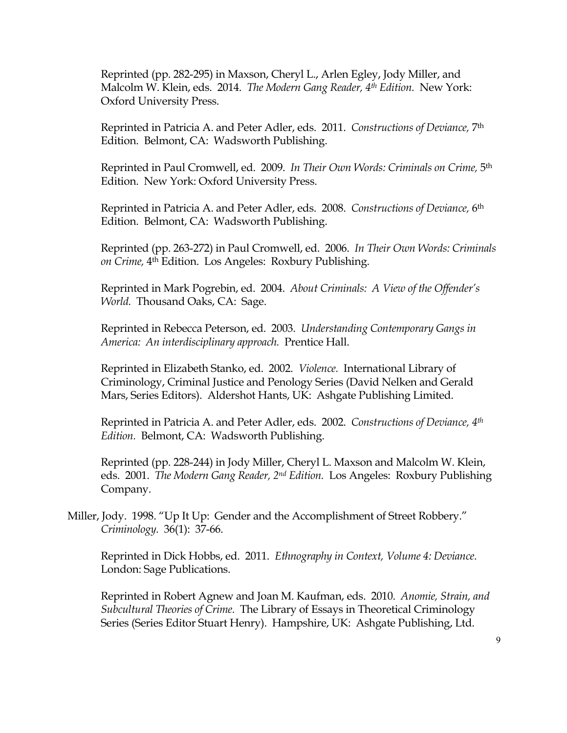Reprinted (pp. 282-295) in Maxson, Cheryl L., Arlen Egley, Jody Miller, and Malcolm W. Klein, eds. 2014. *The Modern Gang Reader, 4th Edition.* New York: Oxford University Press.

Reprinted in Patricia A. and Peter Adler, eds. 2011. *Constructions of Deviance,* 7th Edition. Belmont, CA: Wadsworth Publishing.

Reprinted in Paul Cromwell, ed. 2009. *In Their Own Words: Criminals on Crime,* 5th Edition. New York: Oxford University Press.

Reprinted in Patricia A. and Peter Adler, eds. 2008. *Constructions of Deviance,* 6th Edition. Belmont, CA: Wadsworth Publishing.

Reprinted (pp. 263-272) in Paul Cromwell, ed. 2006. *In Their Own Words: Criminals on Crime,* 4th Edition. Los Angeles: Roxbury Publishing.

Reprinted in Mark Pogrebin, ed. 2004. *About Criminals: A View of the Offender's World.* Thousand Oaks, CA: Sage.

Reprinted in Rebecca Peterson, ed. 2003. *Understanding Contemporary Gangs in America: An interdisciplinary approach.* Prentice Hall.

Reprinted in Elizabeth Stanko, ed. 2002. *Violence.* International Library of Criminology, Criminal Justice and Penology Series (David Nelken and Gerald Mars, Series Editors). Aldershot Hants, UK: Ashgate Publishing Limited.

Reprinted in Patricia A. and Peter Adler, eds. 2002. *Constructions of Deviance, 4th Edition.* Belmont, CA: Wadsworth Publishing.

Reprinted (pp. 228-244) in Jody Miller, Cheryl L. Maxson and Malcolm W. Klein, eds. 2001. *The Modern Gang Reader, 2nd Edition.* Los Angeles: Roxbury Publishing Company.

Miller, Jody. 1998. "Up It Up: Gender and the Accomplishment of Street Robbery." *Criminology.* 36(1): 37-66.

Reprinted in Dick Hobbs, ed. 2011. *Ethnography in Context, Volume 4: Deviance.* London: Sage Publications.

Reprinted in Robert Agnew and Joan M. Kaufman, eds. 2010. *Anomie, Strain, and Subcultural Theories of Crime.* The Library of Essays in Theoretical Criminology Series (Series Editor Stuart Henry). Hampshire, UK: Ashgate Publishing, Ltd.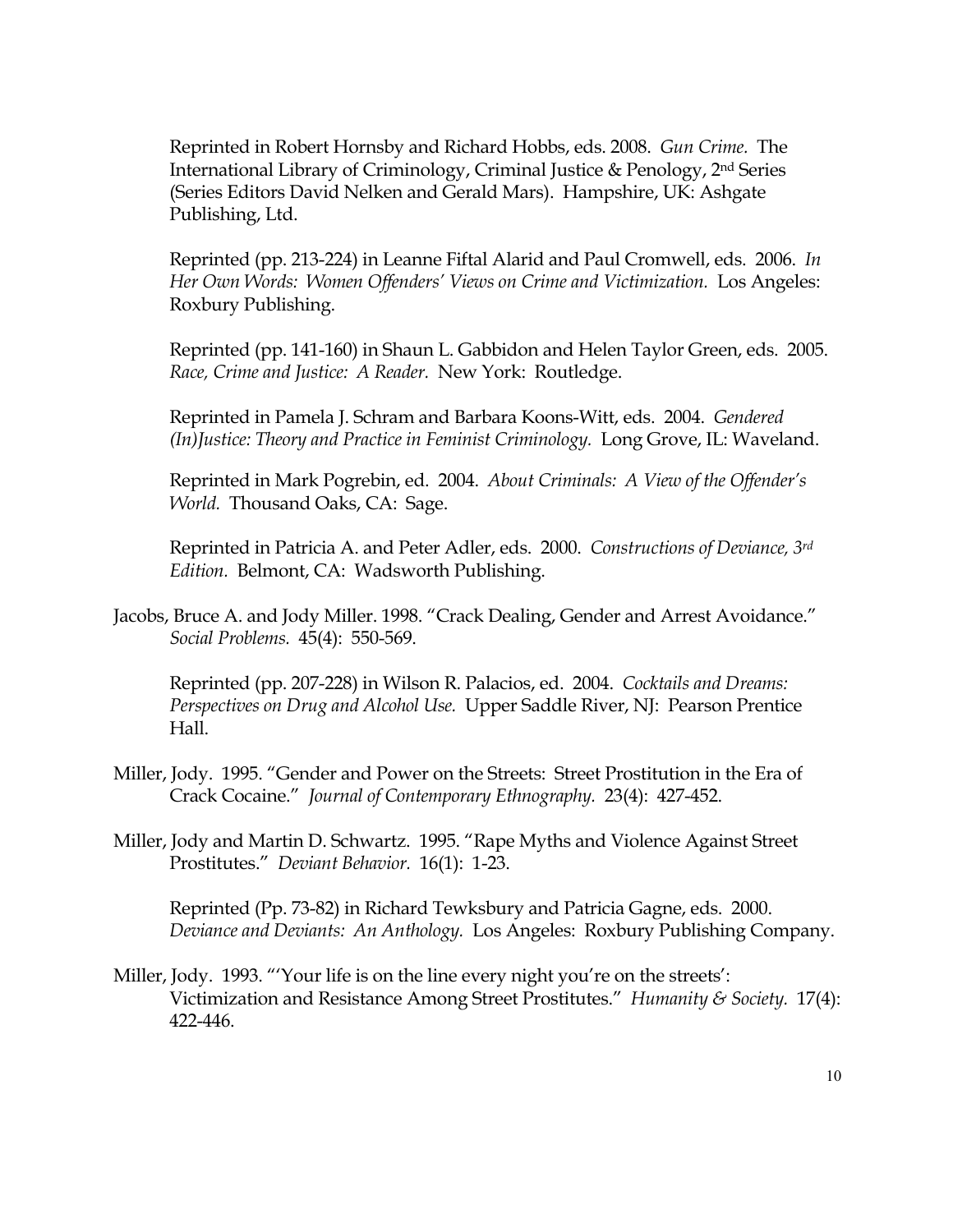Reprinted in Robert Hornsby and Richard Hobbs, eds. 2008. *Gun Crime.* The International Library of Criminology, Criminal Justice & Penology, 2nd Series (Series Editors David Nelken and Gerald Mars). Hampshire, UK: Ashgate Publishing, Ltd.

Reprinted (pp. 213-224) in Leanne Fiftal Alarid and Paul Cromwell, eds. 2006. *In Her Own Words: Women Offenders' Views on Crime and Victimization.* Los Angeles: Roxbury Publishing.

Reprinted (pp. 141-160) in Shaun L. Gabbidon and Helen Taylor Green, eds. 2005. *Race, Crime and Justice: A Reader.* New York: Routledge.

Reprinted in Pamela J. Schram and Barbara Koons-Witt, eds. 2004. *Gendered (In)Justice: Theory and Practice in Feminist Criminology.* Long Grove, IL: Waveland.

Reprinted in Mark Pogrebin, ed. 2004. *About Criminals: A View of the Offender's World.* Thousand Oaks, CA: Sage.

Reprinted in Patricia A. and Peter Adler, eds. 2000. *Constructions of Deviance, 3rd Edition.* Belmont, CA: Wadsworth Publishing.

Jacobs, Bruce A. and Jody Miller. 1998. "Crack Dealing, Gender and Arrest Avoidance." *Social Problems.* 45(4): 550-569.

Reprinted (pp. 207-228) in Wilson R. Palacios, ed. 2004. *Cocktails and Dreams: Perspectives on Drug and Alcohol Use.* Upper Saddle River, NJ: Pearson Prentice Hall.

Miller, Jody. 1995. "Gender and Power on the Streets: Street Prostitution in the Era of Crack Cocaine." *Journal of Contemporary Ethnography.* 23(4): 427-452.

Miller, Jody and Martin D. Schwartz. 1995. "Rape Myths and Violence Against Street Prostitutes." *Deviant Behavior.* 16(1): 1-23.

Reprinted (Pp. 73-82) in Richard Tewksbury and Patricia Gagne, eds. 2000. *Deviance and Deviants: An Anthology.* Los Angeles: Roxbury Publishing Company.

Miller, Jody. 1993. "'Your life is on the line every night you're on the streets': Victimization and Resistance Among Street Prostitutes." *Humanity & Society.* 17(4): 422-446.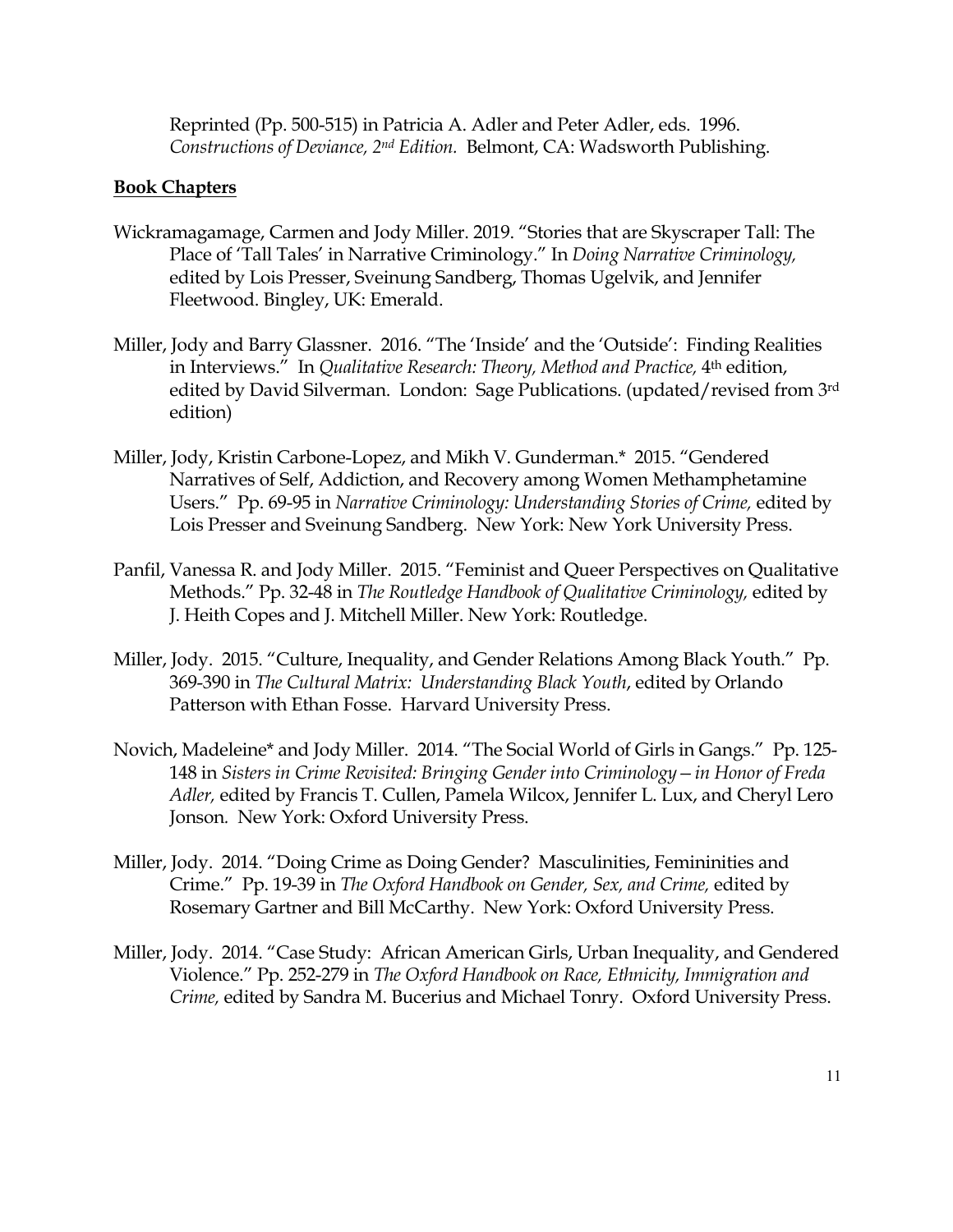Reprinted (Pp. 500-515) in Patricia A. Adler and Peter Adler, eds. 1996. *Constructions of Deviance, 2nd Edition.* Belmont, CA: Wadsworth Publishing.

**Book Chapters**

Wickramagamage, Carmen and Jody Miller. 2019. "Stories that are Skyscraper Tall: The Place of 'Tall Tales' in Narrative Criminology." In *Doing Narrative Criminology,* edited by Lois Presser, Sveinung Sandberg, Thomas Ugelvik, and Jennifer Fleetwood. Bingley, UK: Emerald.

Miller, Jody and Barry Glassner. 2016. "The 'Inside' and the 'Outside': Finding Realities in Interviews." In *Qualitative Research: Theory, Method and Practice,* 4th edition, edited by David Silverman. London: Sage Publications. (updated/revised from 3rd edition)

Miller, Jody, Kristin Carbone-Lopez, and Mikh V. Gunderman.* 2015. "Gendered Narratives of Self, Addiction, and Recovery among Women Methamphetamine Users." Pp. 69-95 in *Narrative Criminology: Understanding Stories of Crime,* edited by Lois Presser and Sveinung Sandberg. New York: New York University Press.

Panfil, Vanessa R. and Jody Miller. 2015. "Feminist and Queer Perspectives on Qualitative Methods." Pp. 32-48 in *The Routledge Handbook of Qualitative Criminology,* edited by J. Heith Copes and J. Mitchell Miller. New York: Routledge.

Miller, Jody. 2015. "Culture, Inequality, and Gender Relations Among Black Youth." Pp. 369-390 in *The Cultural Matrix: Understanding Black Youth*, edited by Orlando Patterson with Ethan Fosse. Harvard University Press.

Novich, Madeleine* and Jody Miller. 2014. "The Social World of Girls in Gangs." Pp. 125-148 in *Sisters in Crime Revisited: Bringing Gender into Criminology—in Honor of Freda Adler,* edited by Francis T. Cullen, Pamela Wilcox, Jennifer L. Lux, and Cheryl Lero Jonson. New York: Oxford University Press.

Miller, Jody. 2014. "Doing Crime as Doing Gender? Masculinities, Femininities and Crime." Pp. 19-39 in *The Oxford Handbook on Gender, Sex, and Crime,* edited by Rosemary Gartner and Bill McCarthy. New York: Oxford University Press.

Miller, Jody. 2014. "Case Study: African American Girls, Urban Inequality, and Gendered Violence." Pp. 252-279 in *The Oxford Handbook on Race, Ethnicity, Immigration and Crime,* edited by Sandra M. Bucerius and Michael Tonry. Oxford University Press.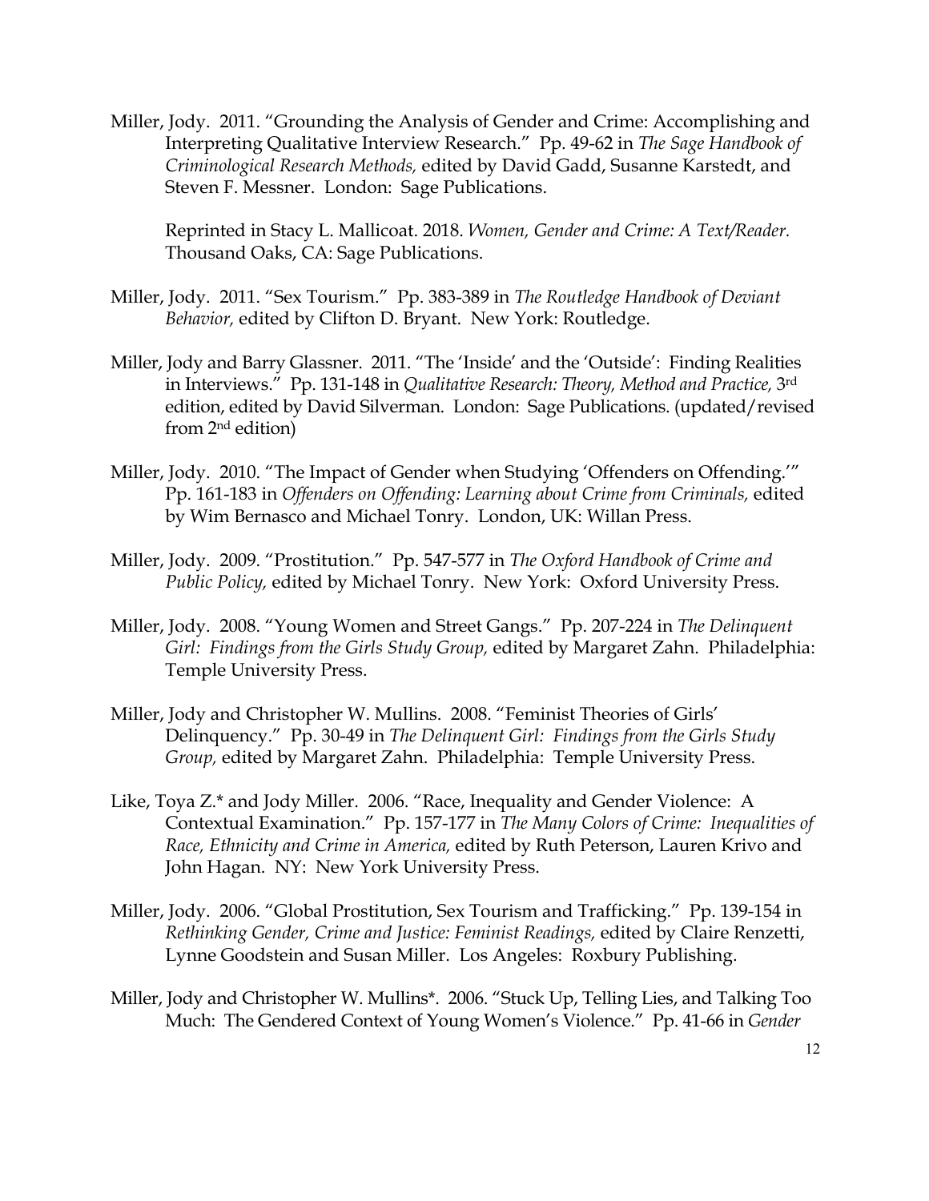Miller, Jody. 2011. "Grounding the Analysis of Gender and Crime: Accomplishing and Interpreting Qualitative Interview Research." Pp. 49-62 in *The Sage Handbook of Criminological Research Methods,* edited by David Gadd, Susanne Karstedt, and Steven F. Messner. London: Sage Publications.

Reprinted in Stacy L. Mallicoat. 2018. *Women, Gender and Crime: A Text/Reader.* Thousand Oaks, CA: Sage Publications.

Miller, Jody. 2011. "Sex Tourism." Pp. 383-389 in *The Routledge Handbook of Deviant Behavior,* edited by Clifton D. Bryant. New York: Routledge.

Miller, Jody and Barry Glassner. 2011. "The 'Inside' and the 'Outside': Finding Realities in Interviews." Pp. 131-148 in *Qualitative Research: Theory, Method and Practice,* 3rd edition, edited by David Silverman. London: Sage Publications. (updated/revised from 2nd edition)

Miller, Jody. 2010. "The Impact of Gender when Studying 'Offenders on Offending.'" Pp. 161-183 in *Offenders on Offending: Learning about Crime from Criminals,* edited by Wim Bernasco and Michael Tonry. London, UK: Willan Press.

Miller, Jody. 2009. "Prostitution." Pp. 547-577 in *The Oxford Handbook of Crime and Public Policy,* edited by Michael Tonry. New York: Oxford University Press.

Miller, Jody. 2008. "Young Women and Street Gangs." Pp. 207-224 in *The Delinquent Girl: Findings from the Girls Study Group,* edited by Margaret Zahn. Philadelphia: Temple University Press.

Miller, Jody and Christopher W. Mullins. 2008. "Feminist Theories of Girls' Delinquency." Pp. 30-49 in *The Delinquent Girl: Findings from the Girls Study Group,* edited by Margaret Zahn. Philadelphia: Temple University Press.

Like, Toya Z.* and Jody Miller. 2006. "Race, Inequality and Gender Violence: A Contextual Examination." Pp. 157-177 in *The Many Colors of Crime: Inequalities of Race, Ethnicity and Crime in America,* edited by Ruth Peterson, Lauren Krivo and John Hagan. NY: New York University Press.

Miller, Jody. 2006. "Global Prostitution, Sex Tourism and Trafficking." Pp. 139-154 in *Rethinking Gender, Crime and Justice: Feminist Readings,* edited by Claire Renzetti, Lynne Goodstein and Susan Miller. Los Angeles: Roxbury Publishing.

Miller, Jody and Christopher W. Mullins*. 2006. "Stuck Up, Telling Lies, and Talking Too Much: The Gendered Context of Young Women's Violence." Pp. 41-66 in *Gender*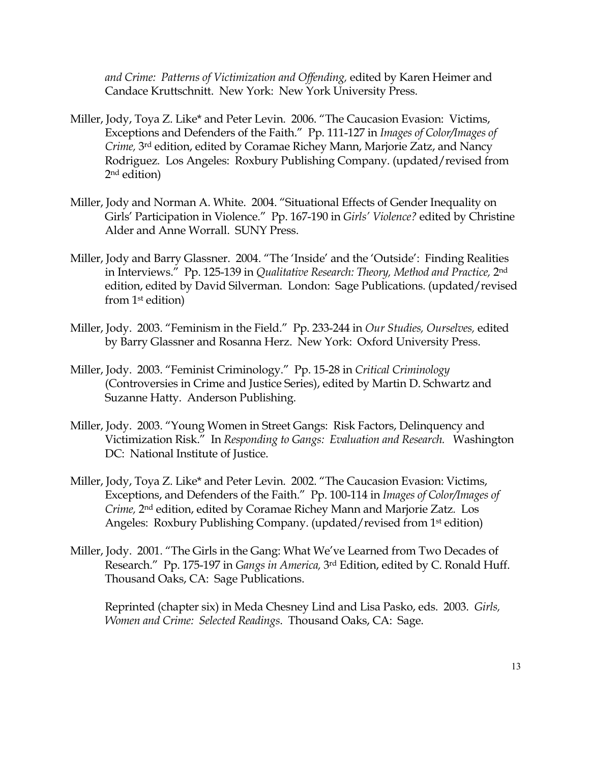*and Crime: Patterns of Victimization and Offending,* edited by Karen Heimer and Candace Kruttschnitt. New York: New York University Press.

Miller, Jody, Toya Z. Like* and Peter Levin. 2006. "The Caucasion Evasion: Victims, Exceptions and Defenders of the Faith." Pp. 111-127 in *Images of Color/Images of Crime,* 3rd edition, edited by Coramae Richey Mann, Marjorie Zatz, and Nancy Rodriguez. Los Angeles: Roxbury Publishing Company. (updated/revised from 2nd edition)

Miller, Jody and Norman A. White. 2004. "Situational Effects of Gender Inequality on Girls' Participation in Violence." Pp. 167-190 in *Girls' Violence?* edited by Christine Alder and Anne Worrall. SUNY Press.

Miller, Jody and Barry Glassner. 2004. "The 'Inside' and the 'Outside': Finding Realities in Interviews." Pp. 125-139 in *Qualitative Research: Theory, Method and Practice,* 2nd edition, edited by David Silverman. London: Sage Publications. (updated/revised from 1st edition)

Miller, Jody. 2003. "Feminism in the Field." Pp. 233-244 in *Our Studies, Ourselves,* edited by Barry Glassner and Rosanna Herz. New York: Oxford University Press.

Miller, Jody. 2003. "Feminist Criminology." Pp. 15-28 in *Critical Criminology* (Controversies in Crime and Justice Series), edited by Martin D. Schwartz and Suzanne Hatty. Anderson Publishing.

Miller, Jody. 2003. "Young Women in Street Gangs: Risk Factors, Delinquency and Victimization Risk." In *Responding to Gangs: Evaluation and Research.* Washington DC: National Institute of Justice.

Miller, Jody, Toya Z. Like* and Peter Levin. 2002. "The Caucasion Evasion: Victims, Exceptions, and Defenders of the Faith." Pp. 100-114 in *Images of Color/Images of Crime,* 2nd edition, edited by Coramae Richey Mann and Marjorie Zatz. Los Angeles: Roxbury Publishing Company. (updated/revised from 1st edition)

Miller, Jody. 2001. "The Girls in the Gang: What We've Learned from Two Decades of Research." Pp. 175-197 in *Gangs in America,* 3rd Edition, edited by C. Ronald Huff. Thousand Oaks, CA: Sage Publications.

Reprinted (chapter six) in Meda Chesney Lind and Lisa Pasko, eds. 2003. *Girls, Women and Crime: Selected Readings*. Thousand Oaks, CA: Sage.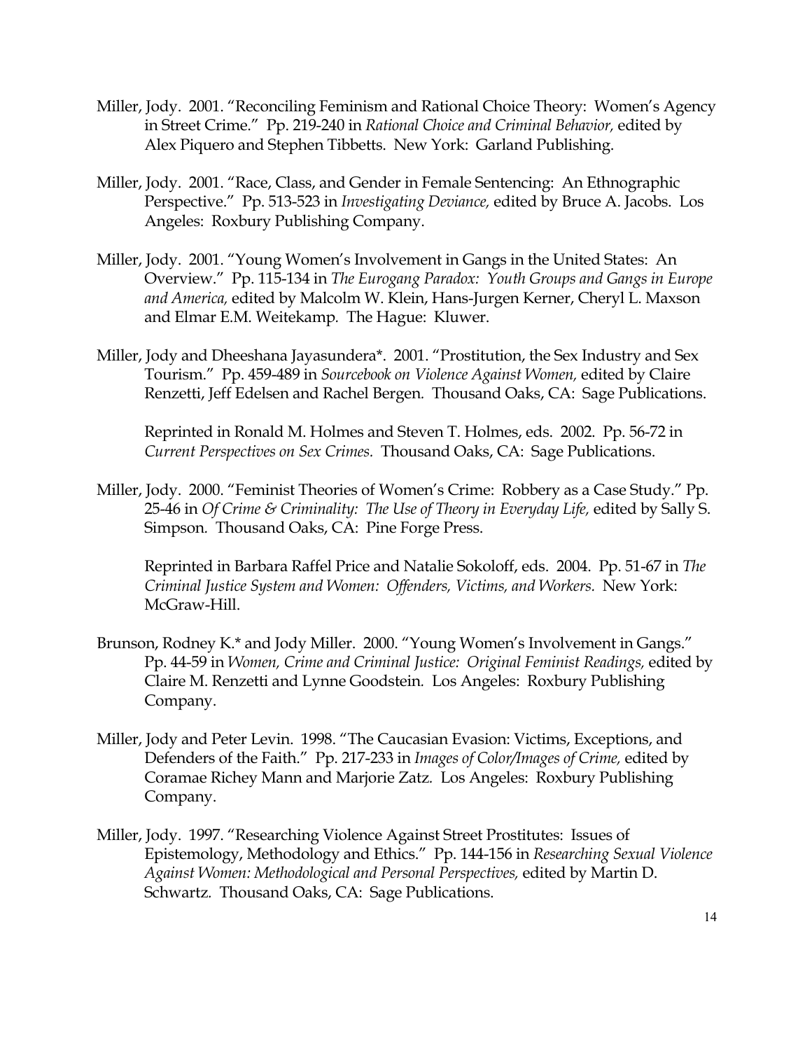Miller, Jody. 2001. "Reconciling Feminism and Rational Choice Theory: Women's Agency in Street Crime." Pp. 219-240 in *Rational Choice and Criminal Behavior,* edited by Alex Piquero and Stephen Tibbetts. New York: Garland Publishing.

Miller, Jody. 2001. "Race, Class, and Gender in Female Sentencing: An Ethnographic Perspective." Pp. 513-523 in *Investigating Deviance,* edited by Bruce A. Jacobs. Los Angeles: Roxbury Publishing Company.

Miller, Jody. 2001. "Young Women's Involvement in Gangs in the United States: An Overview." Pp. 115-134 in *The Eurogang Paradox: Youth Groups and Gangs in Europe and America,* edited by Malcolm W. Klein, Hans-Jurgen Kerner, Cheryl L. Maxson and Elmar E.M. Weitekamp. The Hague: Kluwer.

Miller, Jody and Dheeshana Jayasundera*. 2001. "Prostitution, the Sex Industry and Sex Tourism." Pp. 459-489 in *Sourcebook on Violence Against Women,* edited by Claire Renzetti, Jeff Edelsen and Rachel Bergen. Thousand Oaks, CA: Sage Publications.

Reprinted in Ronald M. Holmes and Steven T. Holmes, eds. 2002. Pp. 56-72 in *Current Perspectives on Sex Crimes.* Thousand Oaks, CA: Sage Publications.

Miller, Jody. 2000. "Feminist Theories of Women's Crime: Robbery as a Case Study." Pp. 25-46 in *Of Crime & Criminality: The Use of Theory in Everyday Life,* edited by Sally S. Simpson. Thousand Oaks, CA: Pine Forge Press.

Reprinted in Barbara Raffel Price and Natalie Sokoloff, eds. 2004. Pp. 51-67 in *The Criminal Justice System and Women: Offenders, Victims, and Workers.* New York: McGraw-Hill.

Brunson, Rodney K.* and Jody Miller. 2000. "Young Women's Involvement in Gangs." Pp. 44-59 in *Women, Crime and Criminal Justice: Original Feminist Readings,* edited by Claire M. Renzetti and Lynne Goodstein. Los Angeles: Roxbury Publishing Company.

Miller, Jody and Peter Levin. 1998. "The Caucasian Evasion: Victims, Exceptions, and Defenders of the Faith." Pp. 217-233 in *Images of Color/Images of Crime,* edited by Coramae Richey Mann and Marjorie Zatz. Los Angeles: Roxbury Publishing Company.

Miller, Jody. 1997. "Researching Violence Against Street Prostitutes: Issues of Epistemology, Methodology and Ethics." Pp. 144-156 in *Researching Sexual Violence Against Women: Methodological and Personal Perspectives,* edited by Martin D. Schwartz. Thousand Oaks, CA: Sage Publications.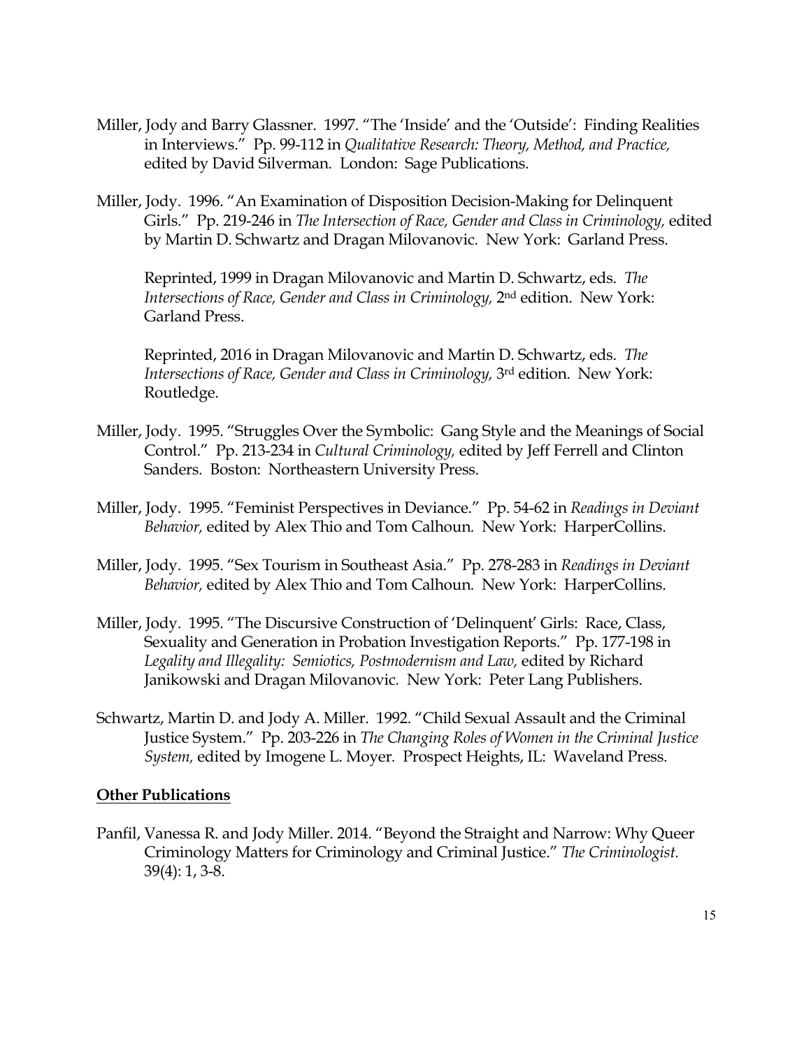Miller, Jody and Barry Glassner. 1997. "The 'Inside' and the 'Outside': Finding Realities in Interviews." Pp. 99-112 in *Qualitative Research: Theory, Method, and Practice,* edited by David Silverman. London: Sage Publications.

Miller, Jody. 1996. "An Examination of Disposition Decision-Making for Delinquent Girls." Pp. 219-246 in *The Intersection of Race, Gender and Class in Criminology,* edited by Martin D. Schwartz and Dragan Milovanovic. New York: Garland Press.

Reprinted, 1999 in Dragan Milovanovic and Martin D. Schwartz, eds. *The Intersections of Race, Gender and Class in Criminology,* 2nd edition. New York: Garland Press.

Reprinted, 2016 in Dragan Milovanovic and Martin D. Schwartz, eds. *The Intersections of Race, Gender and Class in Criminology,* 3rd edition. New York: Routledge.

Miller, Jody. 1995. "Struggles Over the Symbolic: Gang Style and the Meanings of Social Control." Pp. 213-234 in *Cultural Criminology,* edited by Jeff Ferrell and Clinton Sanders. Boston: Northeastern University Press.

Miller, Jody. 1995. "Feminist Perspectives in Deviance." Pp. 54-62 in *Readings in Deviant Behavior,* edited by Alex Thio and Tom Calhoun. New York: HarperCollins.

Miller, Jody. 1995. "Sex Tourism in Southeast Asia." Pp. 278-283 in *Readings in Deviant Behavior,* edited by Alex Thio and Tom Calhoun. New York: HarperCollins.

Miller, Jody. 1995. "The Discursive Construction of 'Delinquent' Girls: Race, Class, Sexuality and Generation in Probation Investigation Reports." Pp. 177-198 in *Legality and Illegality: Semiotics, Postmodernism and Law,* edited by Richard Janikowski and Dragan Milovanovic. New York: Peter Lang Publishers.

Schwartz, Martin D. and Jody A. Miller. 1992. "Child Sexual Assault and the Criminal Justice System." Pp. 203-226 in *The Changing Roles of Women in the Criminal Justice System,* edited by Imogene L. Moyer. Prospect Heights, IL: Waveland Press.

**Other Publications**

Panfil, Vanessa R. and Jody Miller. 2014. "Beyond the Straight and Narrow: Why Queer Criminology Matters for Criminology and Criminal Justice." *The Criminologist.* 39(4): 1, 3-8.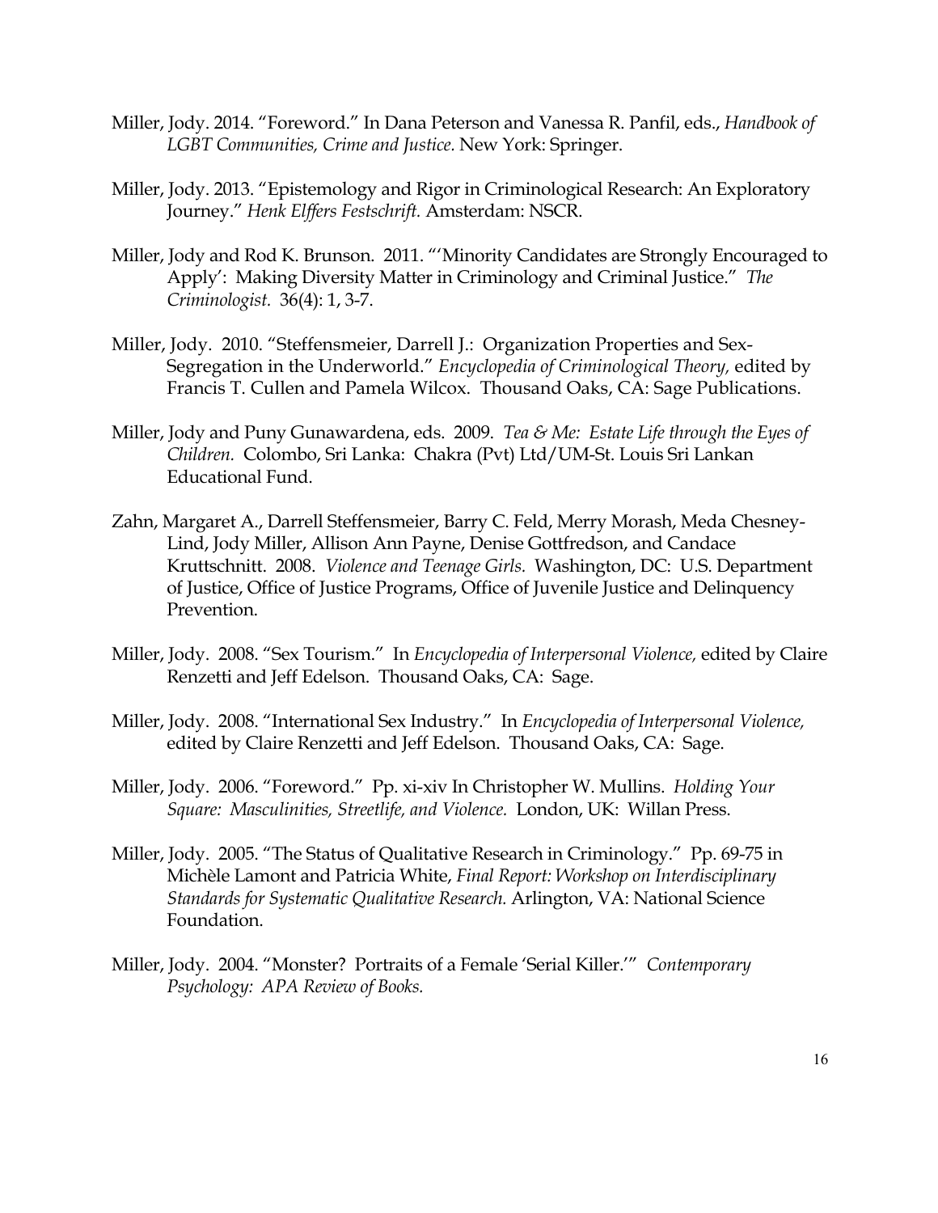Miller, Jody. 2014. "Foreword." In Dana Peterson and Vanessa R. Panfil, eds., *Handbook of LGBT Communities, Crime and Justice.* New York: Springer.

Miller, Jody. 2013. "Epistemology and Rigor in Criminological Research: An Exploratory Journey." *Henk Elffers Festschrift.* Amsterdam: NSCR.

Miller, Jody and Rod K. Brunson. 2011. "'Minority Candidates are Strongly Encouraged to Apply': Making Diversity Matter in Criminology and Criminal Justice." *The Criminologist.* 36(4): 1, 3-7.

Miller, Jody. 2010. "Steffensmeier, Darrell J.: Organization Properties and Sex-Segregation in the Underworld." *Encyclopedia of Criminological Theory,* edited by Francis T. Cullen and Pamela Wilcox. Thousand Oaks, CA: Sage Publications.

Miller, Jody and Puny Gunawardena, eds. 2009. *Tea & Me: Estate Life through the Eyes of Children.* Colombo, Sri Lanka: Chakra (Pvt) Ltd/UM-St. Louis Sri Lankan Educational Fund.

Zahn, Margaret A., Darrell Steffensmeier, Barry C. Feld, Merry Morash, Meda Chesney-Lind, Jody Miller, Allison Ann Payne, Denise Gottfredson, and Candace Kruttschnitt. 2008. *Violence and Teenage Girls.* Washington, DC: U.S. Department of Justice, Office of Justice Programs, Office of Juvenile Justice and Delinquency Prevention.

Miller, Jody. 2008. "Sex Tourism." In *Encyclopedia of Interpersonal Violence,* edited by Claire Renzetti and Jeff Edelson. Thousand Oaks, CA: Sage.

Miller, Jody. 2008. "International Sex Industry." In *Encyclopedia of Interpersonal Violence,* edited by Claire Renzetti and Jeff Edelson. Thousand Oaks, CA: Sage.

Miller, Jody. 2006. "Foreword." Pp. xi-xiv In Christopher W. Mullins. *Holding Your Square: Masculinities, Streetlife, and Violence.* London, UK: Willan Press.

Miller, Jody. 2005. "The Status of Qualitative Research in Criminology." Pp. 69-75 in Michèle Lamont and Patricia White, *Final Report: Workshop on Interdisciplinary Standards for Systematic Qualitative Research.* Arlington, VA: National Science Foundation.

Miller, Jody. 2004. "Monster? Portraits of a Female 'Serial Killer.'" *Contemporary Psychology: APA Review of Books.*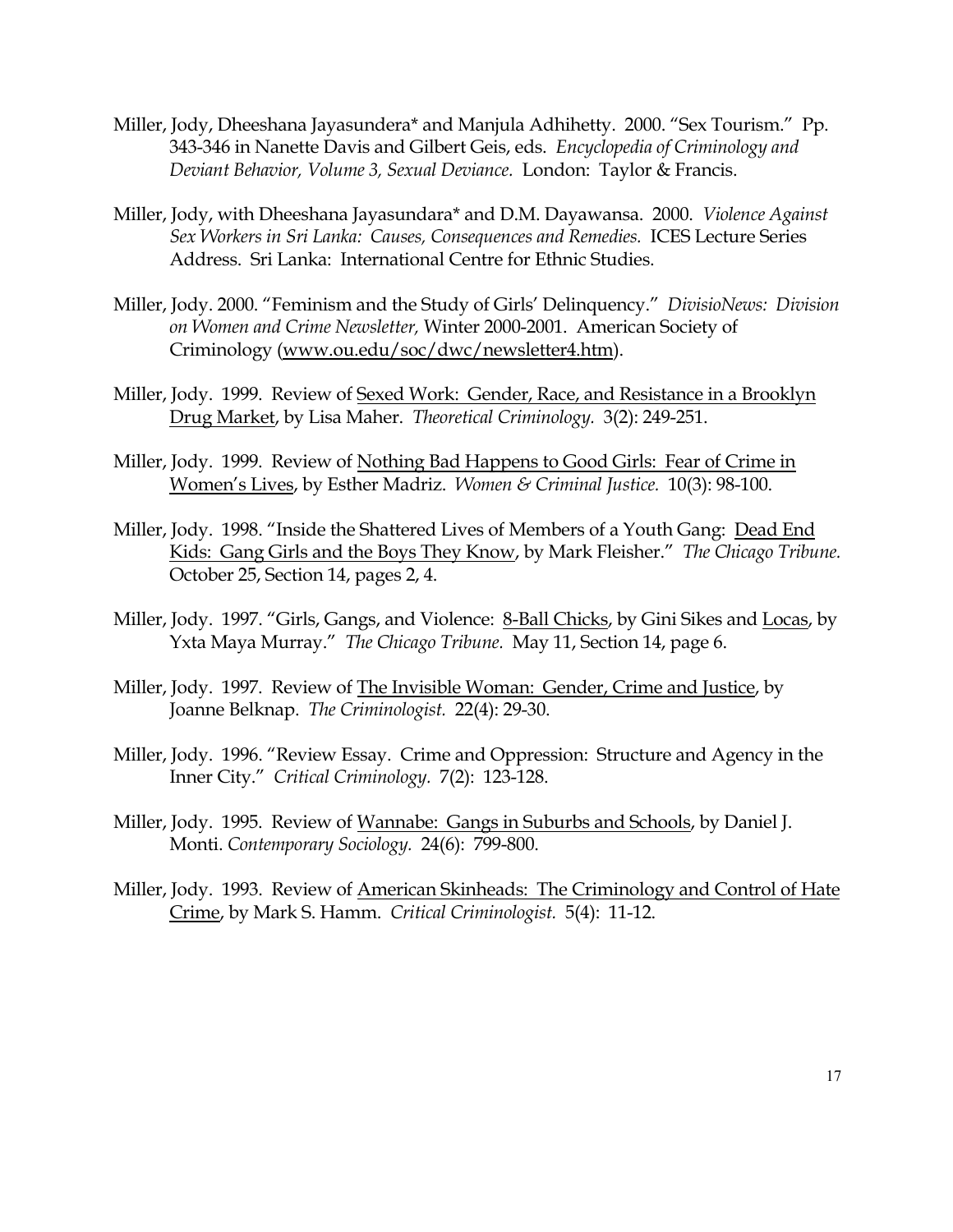Miller, Jody, Dheeshana Jayasundera* and Manjula Adhihetty. 2000. "Sex Tourism." Pp. 343-346 in Nanette Davis and Gilbert Geis, eds. *Encyclopedia of Criminology and Deviant Behavior, Volume 3, Sexual Deviance.* London: Taylor & Francis.

Miller, Jody, with Dheeshana Jayasundara* and D.M. Dayawansa. 2000. *Violence Against Sex Workers in Sri Lanka: Causes, Consequences and Remedies.* ICES Lecture Series Address. Sri Lanka: International Centre for Ethnic Studies.

Miller, Jody. 2000. "Feminism and the Study of Girls' Delinquency." *DivisioNews: Division on Women and Crime Newsletter,* Winter 2000-2001. American Society of Criminology (www.ou.edu/soc/dwc/newsletter4.htm).

Miller, Jody. 1999. Review of Sexed Work: Gender, Race, and Resistance in a Brooklyn Drug Market, by Lisa Maher. *Theoretical Criminology.* 3(2): 249-251.

Miller, Jody. 1999. Review of Nothing Bad Happens to Good Girls: Fear of Crime in Women's Lives, by Esther Madriz. *Women & Criminal Justice.* 10(3): 98-100.

Miller, Jody. 1998. "Inside the Shattered Lives of Members of a Youth Gang: Dead End Kids: Gang Girls and the Boys They Know, by Mark Fleisher." *The Chicago Tribune.* October 25, Section 14, pages 2, 4.

Miller, Jody. 1997. "Girls, Gangs, and Violence: 8-Ball Chicks, by Gini Sikes and Locas, by Yxta Maya Murray." *The Chicago Tribune.* May 11, Section 14, page 6.

Miller, Jody. 1997. Review of The Invisible Woman: Gender, Crime and Justice, by Joanne Belknap. *The Criminologist.* 22(4): 29-30.

Miller, Jody. 1996. "Review Essay. Crime and Oppression: Structure and Agency in the Inner City." *Critical Criminology.* 7(2): 123-128.

Miller, Jody. 1995. Review of Wannabe: Gangs in Suburbs and Schools, by Daniel J. Monti. *Contemporary Sociology.* 24(6): 799-800.

Miller, Jody. 1993. Review of American Skinheads: The Criminology and Control of Hate Crime, by Mark S. Hamm. *Critical Criminologist.* 5(4): 11-12.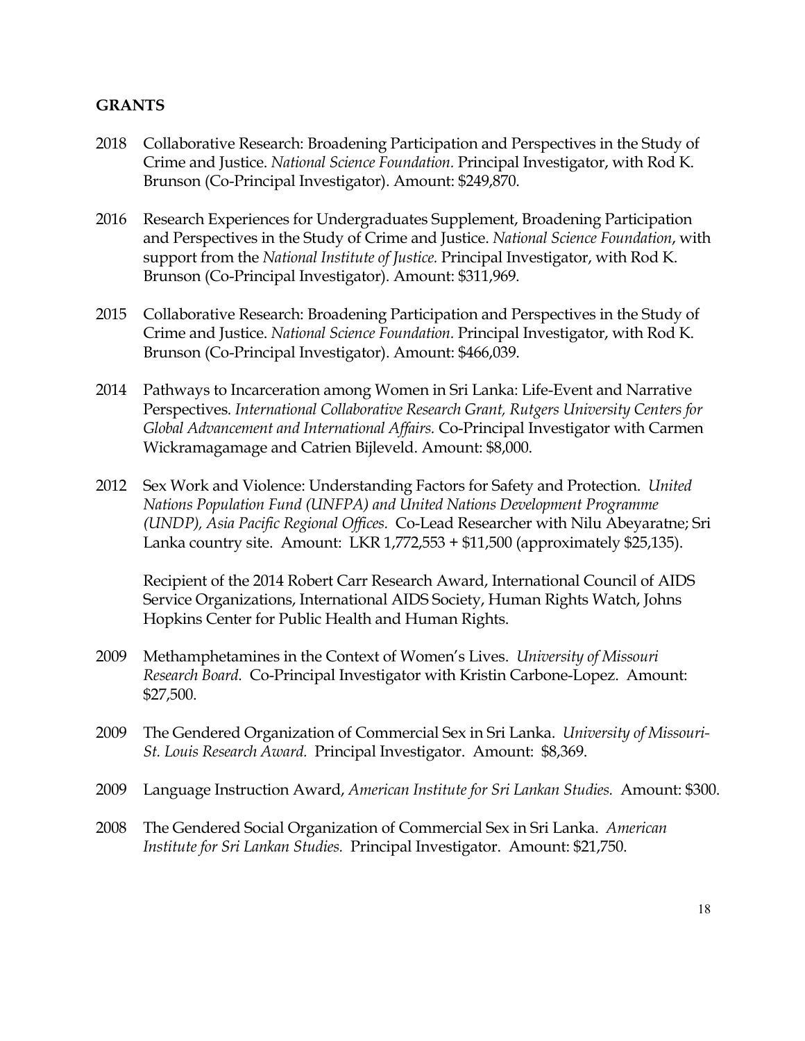**GRANTS**

2018 Collaborative Research: Broadening Participation and Perspectives in the Study of Crime and Justice. *National Science Foundation.* Principal Investigator, with Rod K. Brunson (Co-Principal Investigator). Amount: $249,870.

2016 Research Experiences for Undergraduates Supplement, Broadening Participation and Perspectives in the Study of Crime and Justice. *National Science Foundation*, with support from the *National Institute of Justice.* Principal Investigator, with Rod K. Brunson (Co-Principal Investigator). Amount: $311,969.

2015 Collaborative Research: Broadening Participation and Perspectives in the Study of Crime and Justice. *National Science Foundation.* Principal Investigator, with Rod K. Brunson (Co-Principal Investigator). Amount: $466,039.

2014 Pathways to Incarceration among Women in Sri Lanka: Life-Event and Narrative Perspectives. *International Collaborative Research Grant, Rutgers University Centers for Global Advancement and International Affairs.* Co-Principal Investigator with Carmen Wickramagamage and Catrien Bijleveld. Amount: $8,000.

2012 Sex Work and Violence: Understanding Factors for Safety and Protection. *United Nations Population Fund (UNFPA) and United Nations Development Programme (UNDP), Asia Pacific Regional Offices.* Co-Lead Researcher with Nilu Abeyaratne; Sri Lanka country site. Amount: LKR 1,772,553 + $11,500 (approximately $25,135).

Recipient of the 2014 Robert Carr Research Award, International Council of AIDS Service Organizations, International AIDS Society, Human Rights Watch, Johns Hopkins Center for Public Health and Human Rights.

2009 Methamphetamines in the Context of Women's Lives. *University of Missouri Research Board.* Co-Principal Investigator with Kristin Carbone-Lopez. Amount: $27,500.

2009 The Gendered Organization of Commercial Sex in Sri Lanka. *University of Missouri-St. Louis Research Award.* Principal Investigator. Amount: $8,369.

2009 Language Instruction Award, *American Institute for Sri Lankan Studies.* Amount: $300.

2008 The Gendered Social Organization of Commercial Sex in Sri Lanka. *American Institute for Sri Lankan Studies.* Principal Investigator. Amount: $21,750.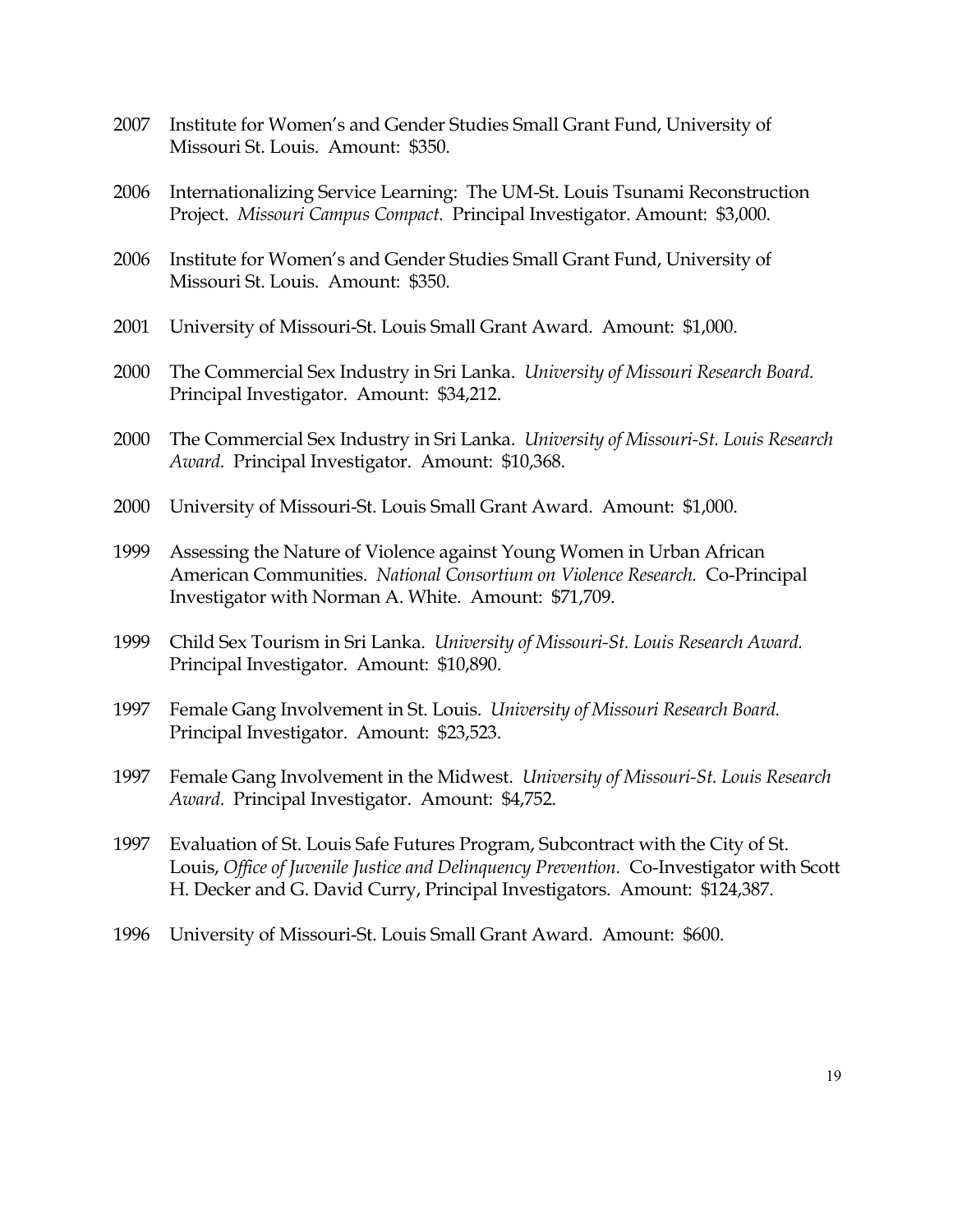2007 Institute for Women's and Gender Studies Small Grant Fund, University of Missouri St. Louis. Amount: $350.

2006 Internationalizing Service Learning: The UM-St. Louis Tsunami Reconstruction Project. *Missouri Campus Compact.* Principal Investigator. Amount: $3,000.

2006 Institute for Women's and Gender Studies Small Grant Fund, University of Missouri St. Louis. Amount: $350.

2001 University of Missouri-St. Louis Small Grant Award. Amount: $1,000.

2000 The Commercial Sex Industry in Sri Lanka. *University of Missouri Research Board.* Principal Investigator. Amount: $34,212.

2000 The Commercial Sex Industry in Sri Lanka. *University of Missouri-St. Louis Research Award.* Principal Investigator. Amount: $10,368.

2000 University of Missouri-St. Louis Small Grant Award. Amount: $1,000.

1999 Assessing the Nature of Violence against Young Women in Urban African American Communities. *National Consortium on Violence Research.* Co-Principal Investigator with Norman A. White. Amount: $71,709.

1999 Child Sex Tourism in Sri Lanka. *University of Missouri-St. Louis Research Award.* Principal Investigator. Amount: $10,890.

1997 Female Gang Involvement in St. Louis. *University of Missouri Research Board.* Principal Investigator. Amount: $23,523.

1997 Female Gang Involvement in the Midwest. *University of Missouri-St. Louis Research Award.* Principal Investigator. Amount: $4,752.

1997 Evaluation of St. Louis Safe Futures Program, Subcontract with the City of St. Louis, *Office of Juvenile Justice and Delinquency Prevention.* Co-Investigator with Scott H. Decker and G. David Curry, Principal Investigators. Amount: $124,387.

1996 University of Missouri-St. Louis Small Grant Award. Amount: $600.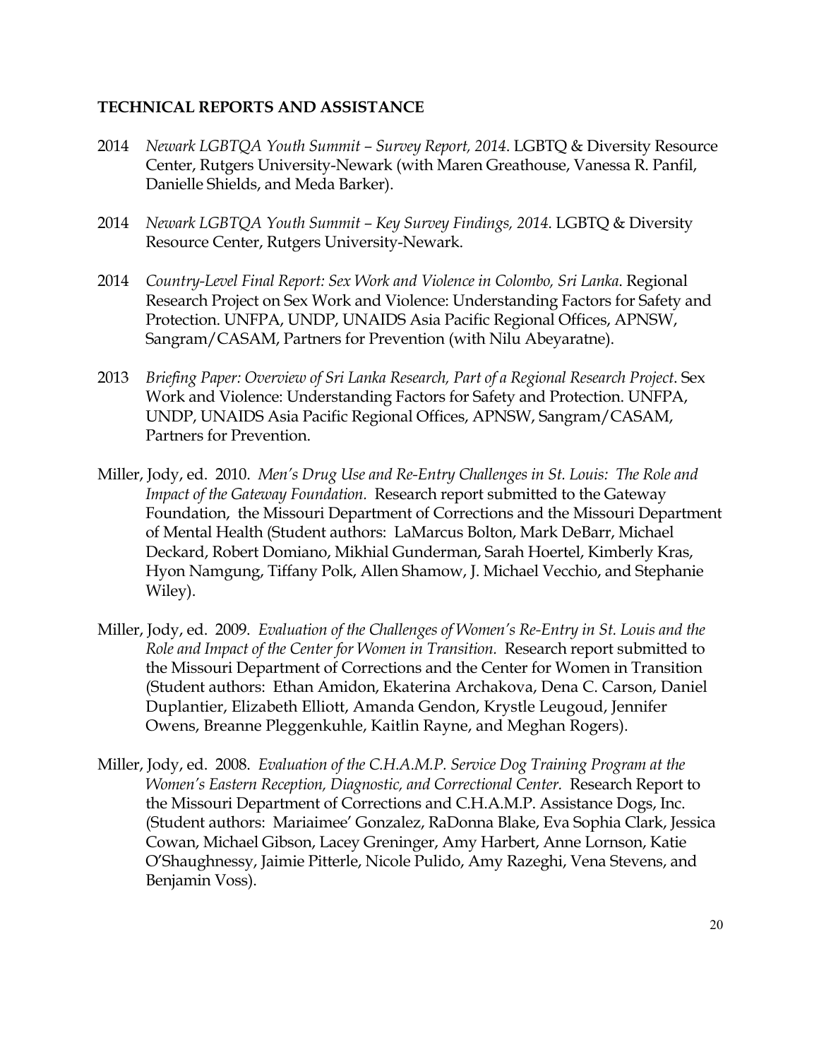**TECHNICAL REPORTS AND ASSISTANCE**

2014 *Newark LGBTQA Youth Summit – Survey Report, 2014*. LGBTQ & Diversity Resource Center, Rutgers University-Newark (with Maren Greathouse, Vanessa R. Panfil, Danielle Shields, and Meda Barker).

2014 *Newark LGBTQA Youth Summit – Key Survey Findings, 2014*. LGBTQ & Diversity Resource Center, Rutgers University-Newark.

2014 *Country-Level Final Report: Sex Work and Violence in Colombo, Sri Lanka*. Regional Research Project on Sex Work and Violence: Understanding Factors for Safety and Protection. UNFPA, UNDP, UNAIDS Asia Pacific Regional Offices, APNSW, Sangram/CASAM, Partners for Prevention (with Nilu Abeyaratne).

2013 *Briefing Paper: Overview of Sri Lanka Research, Part of a Regional Research Project*. Sex Work and Violence: Understanding Factors for Safety and Protection. UNFPA, UNDP, UNAIDS Asia Pacific Regional Offices, APNSW, Sangram/CASAM, Partners for Prevention.

Miller, Jody, ed. 2010. *Men's Drug Use and Re-Entry Challenges in St. Louis: The Role and Impact of the Gateway Foundation.* Research report submitted to the Gateway Foundation, the Missouri Department of Corrections and the Missouri Department of Mental Health (Student authors: LaMarcus Bolton, Mark DeBarr, Michael Deckard, Robert Domiano, Mikhial Gunderman, Sarah Hoertel, Kimberly Kras, Hyon Namgung, Tiffany Polk, Allen Shamow, J. Michael Vecchio, and Stephanie Wiley).

Miller, Jody, ed. 2009. *Evaluation of the Challenges of Women's Re-Entry in St. Louis and the Role and Impact of the Center for Women in Transition.* Research report submitted to the Missouri Department of Corrections and the Center for Women in Transition (Student authors: Ethan Amidon, Ekaterina Archakova, Dena C. Carson, Daniel Duplantier, Elizabeth Elliott, Amanda Gendon, Krystle Leugoud, Jennifer Owens, Breanne Pleggenkuhle, Kaitlin Rayne, and Meghan Rogers).

Miller, Jody, ed. 2008. *Evaluation of the C.H.A.M.P. Service Dog Training Program at the Women's Eastern Reception, Diagnostic, and Correctional Center.* Research Report to the Missouri Department of Corrections and C.H.A.M.P. Assistance Dogs, Inc. (Student authors: Mariaimee' Gonzalez, RaDonna Blake, Eva Sophia Clark, Jessica Cowan, Michael Gibson, Lacey Greninger, Amy Harbert, Anne Lornson, Katie O'Shaughnessy, Jaimie Pitterle, Nicole Pulido, Amy Razeghi, Vena Stevens, and Benjamin Voss).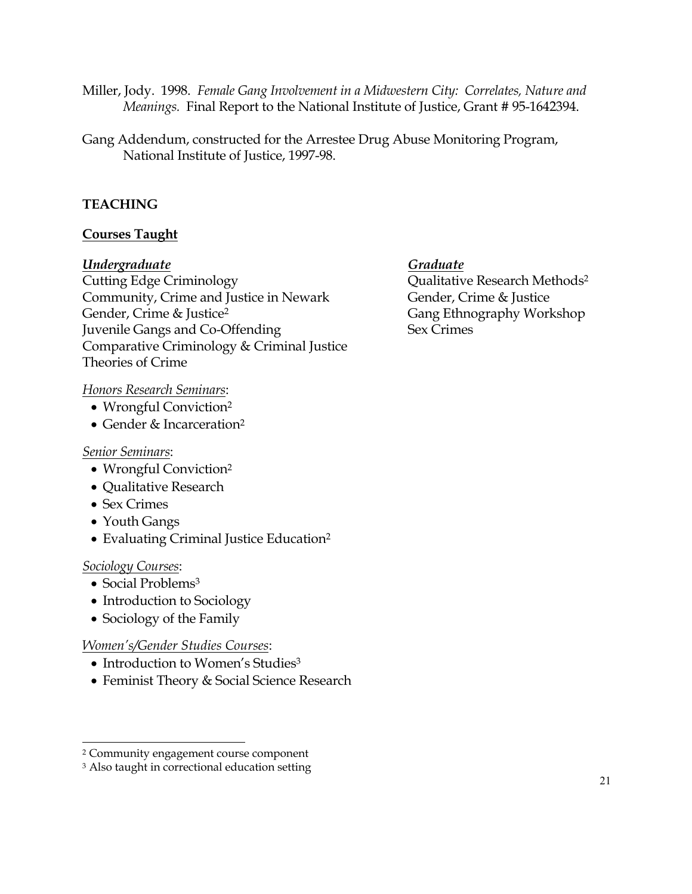Miller, Jody. 1998. *Female Gang Involvement in a Midwestern City: Correlates, Nature and Meanings.* Final Report to the National Institute of Justice, Grant # 95-1642394.

Gang Addendum, constructed for the Arrestee Drug Abuse Monitoring Program, National Institute of Justice, 1997-98.

## TEACHING

### Courses Taught

***Undergraduate***

Cutting Edge Criminology
Community, Crime and Justice in Newark
Gender, Crime & Justice[2]
Juvenile Gangs and Co-Offending
Comparative Criminology & Criminal Justice
Theories of Crime

*Honors Research Seminars*:

- Wrongful Conviction[2]
- Gender & Incarceration[2]

*Senior Seminars*:

- Wrongful Conviction[2]
- Qualitative Research
- Sex Crimes
- Youth Gangs
- Evaluating Criminal Justice Education[2]

*Sociology Courses*:

- Social Problems[3]
- Introduction to Sociology
- Sociology of the Family

*Women's/Gender Studies Courses*:

- Introduction to Women's Studies[3]
- Feminist Theory & Social Science Research

***Graduate***

Qualitative Research Methods[2]
Gender, Crime & Justice
Gang Ethnography Workshop
Sex Crimes

---

[2] Community engagement course component

[3] Also taught in correctional education setting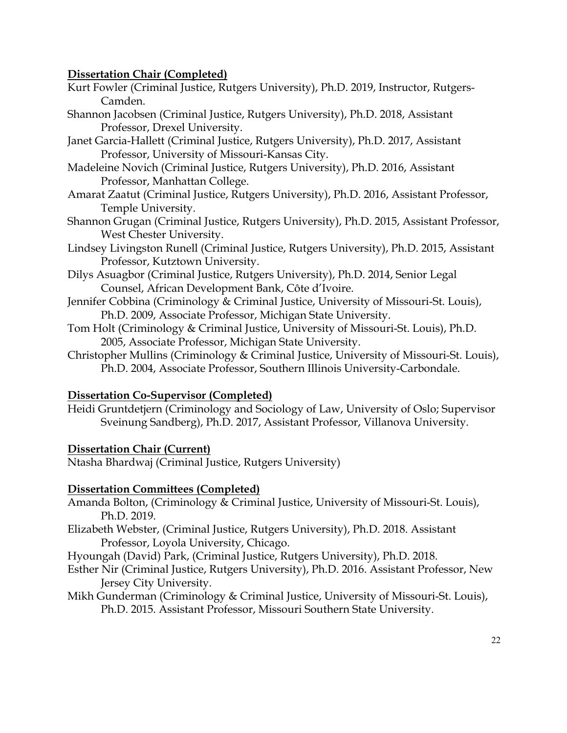**Dissertation Chair (Completed)**

Kurt Fowler (Criminal Justice, Rutgers University), Ph.D. 2019, Instructor, Rutgers-Camden.

Shannon Jacobsen (Criminal Justice, Rutgers University), Ph.D. 2018, Assistant Professor, Drexel University.

Janet Garcia-Hallett (Criminal Justice, Rutgers University), Ph.D. 2017, Assistant Professor, University of Missouri-Kansas City.

Madeleine Novich (Criminal Justice, Rutgers University), Ph.D. 2016, Assistant Professor, Manhattan College.

Amarat Zaatut (Criminal Justice, Rutgers University), Ph.D. 2016, Assistant Professor, Temple University.

Shannon Grugan (Criminal Justice, Rutgers University), Ph.D. 2015, Assistant Professor, West Chester University.

Lindsey Livingston Runell (Criminal Justice, Rutgers University), Ph.D. 2015, Assistant Professor, Kutztown University.

Dilys Asuagbor (Criminal Justice, Rutgers University), Ph.D. 2014, Senior Legal Counsel, African Development Bank, Côte d'Ivoire.

Jennifer Cobbina (Criminology & Criminal Justice, University of Missouri-St. Louis), Ph.D. 2009, Associate Professor, Michigan State University.

Tom Holt (Criminology & Criminal Justice, University of Missouri-St. Louis), Ph.D. 2005, Associate Professor, Michigan State University.

Christopher Mullins (Criminology & Criminal Justice, University of Missouri-St. Louis), Ph.D. 2004, Associate Professor, Southern Illinois University-Carbondale.

**Dissertation Co-Supervisor (Completed)**

Heidi Gruntdetjern (Criminology and Sociology of Law, University of Oslo; Supervisor Sveinung Sandberg), Ph.D. 2017, Assistant Professor, Villanova University.

**Dissertation Chair (Current)**

Ntasha Bhardwaj (Criminal Justice, Rutgers University)

**Dissertation Committees (Completed)**

Amanda Bolton, (Criminology & Criminal Justice, University of Missouri-St. Louis), Ph.D. 2019.

Elizabeth Webster, (Criminal Justice, Rutgers University), Ph.D. 2018. Assistant Professor, Loyola University, Chicago.

Hyoungah (David) Park, (Criminal Justice, Rutgers University), Ph.D. 2018.

Esther Nir (Criminal Justice, Rutgers University), Ph.D. 2016. Assistant Professor, New Jersey City University.

Mikh Gunderman (Criminology & Criminal Justice, University of Missouri-St. Louis), Ph.D. 2015. Assistant Professor, Missouri Southern State University.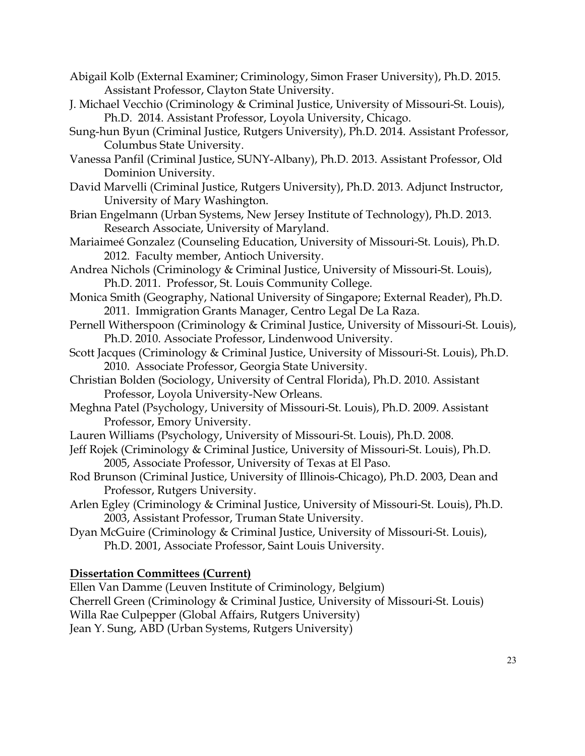Abigail Kolb (External Examiner; Criminology, Simon Fraser University), Ph.D. 2015. Assistant Professor, Clayton State University.

J. Michael Vecchio (Criminology & Criminal Justice, University of Missouri-St. Louis), Ph.D. 2014. Assistant Professor, Loyola University, Chicago.

Sung-hun Byun (Criminal Justice, Rutgers University), Ph.D. 2014. Assistant Professor, Columbus State University.

Vanessa Panfil (Criminal Justice, SUNY-Albany), Ph.D. 2013. Assistant Professor, Old Dominion University.

David Marvelli (Criminal Justice, Rutgers University), Ph.D. 2013. Adjunct Instructor, University of Mary Washington.

Brian Engelmann (Urban Systems, New Jersey Institute of Technology), Ph.D. 2013. Research Associate, University of Maryland.

Mariaimeé Gonzalez (Counseling Education, University of Missouri-St. Louis), Ph.D. 2012. Faculty member, Antioch University.

Andrea Nichols (Criminology & Criminal Justice, University of Missouri-St. Louis), Ph.D. 2011. Professor, St. Louis Community College.

Monica Smith (Geography, National University of Singapore; External Reader), Ph.D. 2011. Immigration Grants Manager, Centro Legal De La Raza.

Pernell Witherspoon (Criminology & Criminal Justice, University of Missouri-St. Louis), Ph.D. 2010. Associate Professor, Lindenwood University.

Scott Jacques (Criminology & Criminal Justice, University of Missouri-St. Louis), Ph.D. 2010. Associate Professor, Georgia State University.

Christian Bolden (Sociology, University of Central Florida), Ph.D. 2010. Assistant Professor, Loyola University-New Orleans.

Meghna Patel (Psychology, University of Missouri-St. Louis), Ph.D. 2009. Assistant Professor, Emory University.

Lauren Williams (Psychology, University of Missouri-St. Louis), Ph.D. 2008.

Jeff Rojek (Criminology & Criminal Justice, University of Missouri-St. Louis), Ph.D. 2005, Associate Professor, University of Texas at El Paso.

Rod Brunson (Criminal Justice, University of Illinois-Chicago), Ph.D. 2003, Dean and Professor, Rutgers University.

Arlen Egley (Criminology & Criminal Justice, University of Missouri-St. Louis), Ph.D. 2003, Assistant Professor, Truman State University.

Dyan McGuire (Criminology & Criminal Justice, University of Missouri-St. Louis), Ph.D. 2001, Associate Professor, Saint Louis University.

**Dissertation Committees (Current)**

Ellen Van Damme (Leuven Institute of Criminology, Belgium)

Cherrell Green (Criminology & Criminal Justice, University of Missouri-St. Louis)

Willa Rae Culpepper (Global Affairs, Rutgers University)

Jean Y. Sung, ABD (Urban Systems, Rutgers University)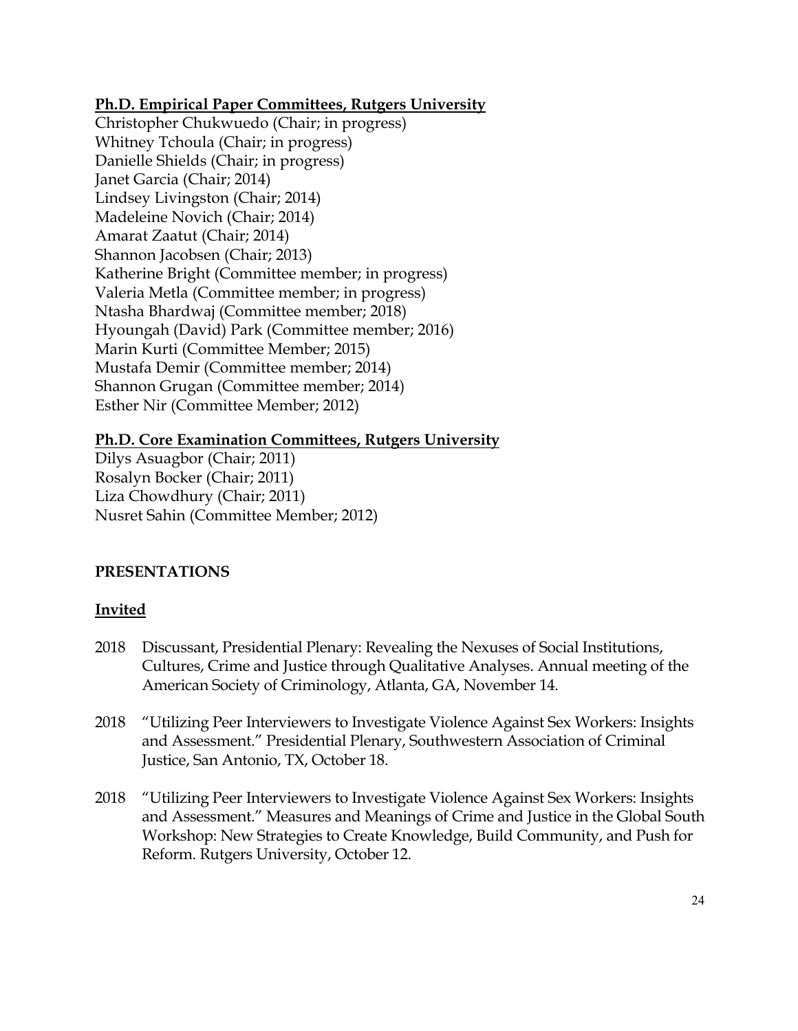**Ph.D. Empirical Paper Committees, Rutgers University**

Christopher Chukwuedo (Chair; in progress)
Whitney Tchoula (Chair; in progress)
Danielle Shields (Chair; in progress)
Janet Garcia (Chair; 2014)
Lindsey Livingston (Chair; 2014)
Madeleine Novich (Chair; 2014)
Amarat Zaatut (Chair; 2014)
Shannon Jacobsen (Chair; 2013)
Katherine Bright (Committee member; in progress)
Valeria Metla (Committee member; in progress)
Ntasha Bhardwaj (Committee member; 2018)
Hyoungah (David) Park (Committee member; 2016)
Marin Kurti (Committee Member; 2015)
Mustafa Demir (Committee member; 2014)
Shannon Grugan (Committee member; 2014)
Esther Nir (Committee Member; 2012)

**Ph.D. Core Examination Committees, Rutgers University**

Dilys Asuagbor (Chair; 2011)
Rosalyn Bocker (Chair; 2011)
Liza Chowdhury (Chair; 2011)
Nusret Sahin (Committee Member; 2012)

## PRESENTATIONS

**Invited**

2018 Discussant, Presidential Plenary: Revealing the Nexuses of Social Institutions, Cultures, Crime and Justice through Qualitative Analyses. Annual meeting of the American Society of Criminology, Atlanta, GA, November 14.

2018 "Utilizing Peer Interviewers to Investigate Violence Against Sex Workers: Insights and Assessment." Presidential Plenary, Southwestern Association of Criminal Justice, San Antonio, TX, October 18.

2018 "Utilizing Peer Interviewers to Investigate Violence Against Sex Workers: Insights and Assessment." Measures and Meanings of Crime and Justice in the Global South Workshop: New Strategies to Create Knowledge, Build Community, and Push for Reform. Rutgers University, October 12.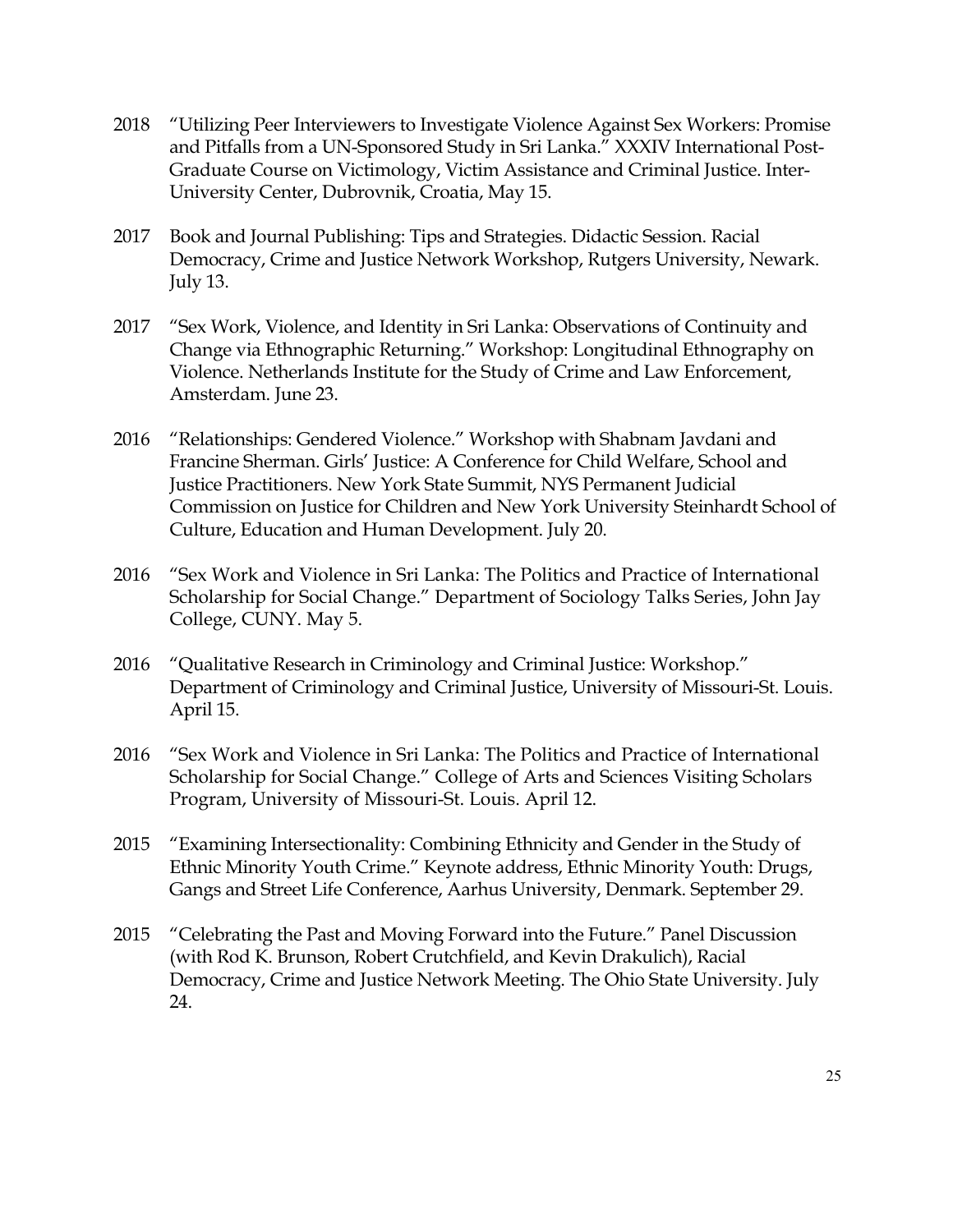2018 "Utilizing Peer Interviewers to Investigate Violence Against Sex Workers: Promise and Pitfalls from a UN-Sponsored Study in Sri Lanka." XXXIV International Post-Graduate Course on Victimology, Victim Assistance and Criminal Justice. Inter-University Center, Dubrovnik, Croatia, May 15.

2017 Book and Journal Publishing: Tips and Strategies. Didactic Session. Racial Democracy, Crime and Justice Network Workshop, Rutgers University, Newark. July 13.

2017 "Sex Work, Violence, and Identity in Sri Lanka: Observations of Continuity and Change via Ethnographic Returning." Workshop: Longitudinal Ethnography on Violence. Netherlands Institute for the Study of Crime and Law Enforcement, Amsterdam. June 23.

2016 "Relationships: Gendered Violence." Workshop with Shabnam Javdani and Francine Sherman. Girls' Justice: A Conference for Child Welfare, School and Justice Practitioners. New York State Summit, NYS Permanent Judicial Commission on Justice for Children and New York University Steinhardt School of Culture, Education and Human Development. July 20.

2016 "Sex Work and Violence in Sri Lanka: The Politics and Practice of International Scholarship for Social Change." Department of Sociology Talks Series, John Jay College, CUNY. May 5.

2016 "Qualitative Research in Criminology and Criminal Justice: Workshop." Department of Criminology and Criminal Justice, University of Missouri-St. Louis. April 15.

2016 "Sex Work and Violence in Sri Lanka: The Politics and Practice of International Scholarship for Social Change." College of Arts and Sciences Visiting Scholars Program, University of Missouri-St. Louis. April 12.

2015 "Examining Intersectionality: Combining Ethnicity and Gender in the Study of Ethnic Minority Youth Crime." Keynote address, Ethnic Minority Youth: Drugs, Gangs and Street Life Conference, Aarhus University, Denmark. September 29.

2015 "Celebrating the Past and Moving Forward into the Future." Panel Discussion (with Rod K. Brunson, Robert Crutchfield, and Kevin Drakulich), Racial Democracy, Crime and Justice Network Meeting. The Ohio State University. July 24.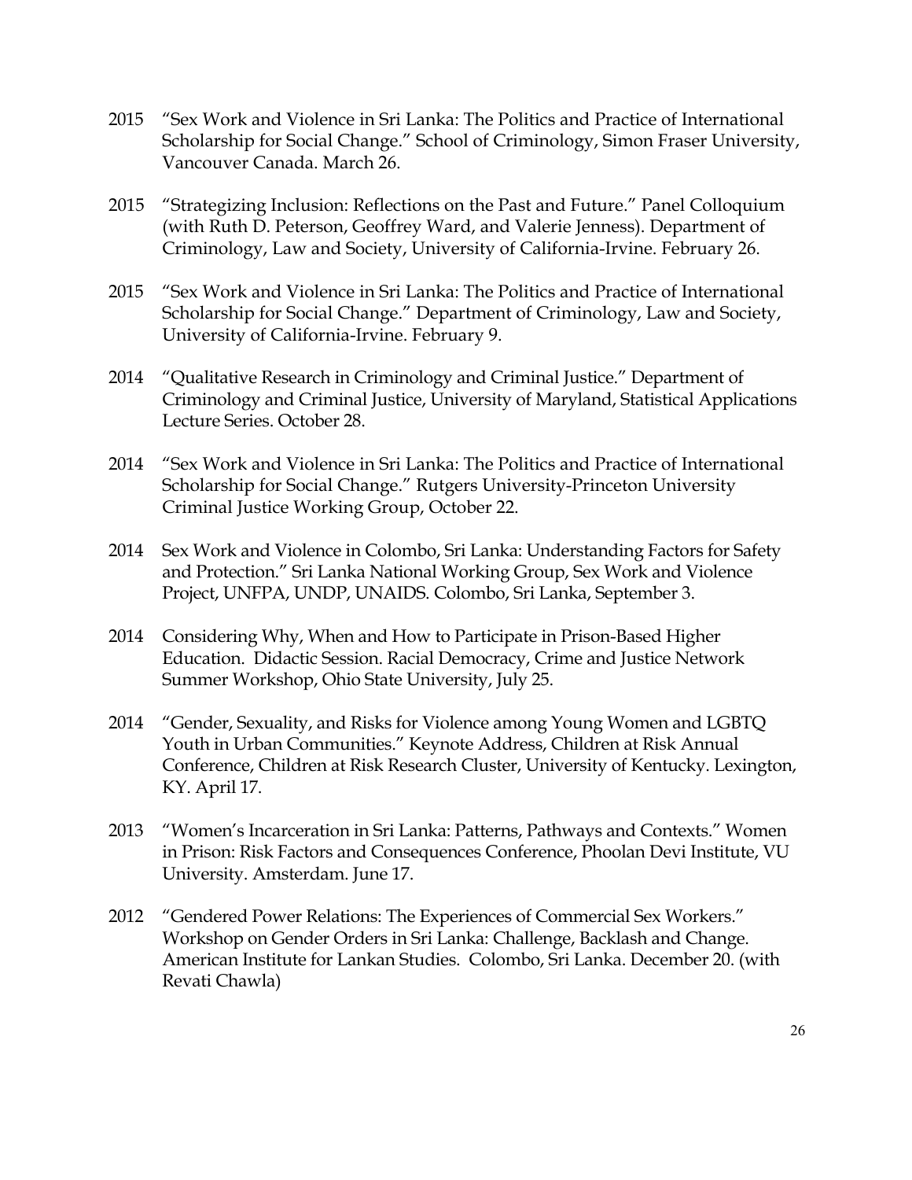2015 "Sex Work and Violence in Sri Lanka: The Politics and Practice of International Scholarship for Social Change." School of Criminology, Simon Fraser University, Vancouver Canada. March 26.

2015 "Strategizing Inclusion: Reflections on the Past and Future." Panel Colloquium (with Ruth D. Peterson, Geoffrey Ward, and Valerie Jenness). Department of Criminology, Law and Society, University of California-Irvine. February 26.

2015 "Sex Work and Violence in Sri Lanka: The Politics and Practice of International Scholarship for Social Change." Department of Criminology, Law and Society, University of California-Irvine. February 9.

2014 "Qualitative Research in Criminology and Criminal Justice." Department of Criminology and Criminal Justice, University of Maryland, Statistical Applications Lecture Series. October 28.

2014 "Sex Work and Violence in Sri Lanka: The Politics and Practice of International Scholarship for Social Change." Rutgers University-Princeton University Criminal Justice Working Group, October 22.

2014 Sex Work and Violence in Colombo, Sri Lanka: Understanding Factors for Safety and Protection." Sri Lanka National Working Group, Sex Work and Violence Project, UNFPA, UNDP, UNAIDS. Colombo, Sri Lanka, September 3.

2014 Considering Why, When and How to Participate in Prison-Based Higher Education. Didactic Session. Racial Democracy, Crime and Justice Network Summer Workshop, Ohio State University, July 25.

2014 "Gender, Sexuality, and Risks for Violence among Young Women and LGBTQ Youth in Urban Communities." Keynote Address, Children at Risk Annual Conference, Children at Risk Research Cluster, University of Kentucky. Lexington, KY. April 17.

2013 "Women's Incarceration in Sri Lanka: Patterns, Pathways and Contexts." Women in Prison: Risk Factors and Consequences Conference, Phoolan Devi Institute, VU University. Amsterdam. June 17.

2012 "Gendered Power Relations: The Experiences of Commercial Sex Workers." Workshop on Gender Orders in Sri Lanka: Challenge, Backlash and Change. American Institute for Lankan Studies. Colombo, Sri Lanka. December 20. (with Revati Chawla)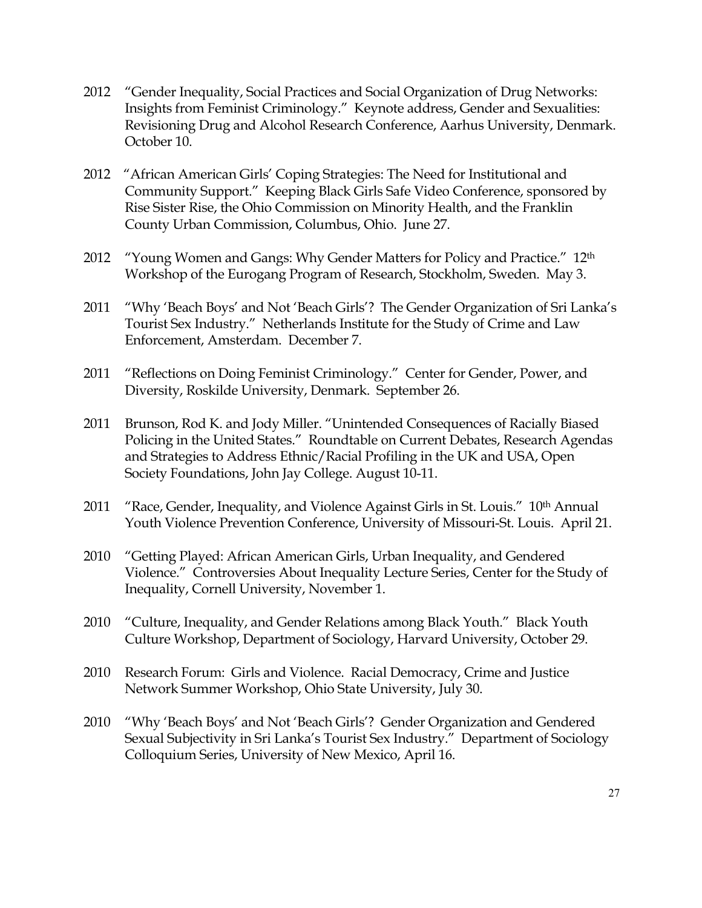2012 "Gender Inequality, Social Practices and Social Organization of Drug Networks: Insights from Feminist Criminology." Keynote address, Gender and Sexualities: Revisioning Drug and Alcohol Research Conference, Aarhus University, Denmark. October 10.

2012 "African American Girls' Coping Strategies: The Need for Institutional and Community Support." Keeping Black Girls Safe Video Conference, sponsored by Rise Sister Rise, the Ohio Commission on Minority Health, and the Franklin County Urban Commission, Columbus, Ohio. June 27.

2012 "Young Women and Gangs: Why Gender Matters for Policy and Practice." 12th Workshop of the Eurogang Program of Research, Stockholm, Sweden. May 3.

2011 "Why 'Beach Boys' and Not 'Beach Girls'? The Gender Organization of Sri Lanka's Tourist Sex Industry." Netherlands Institute for the Study of Crime and Law Enforcement, Amsterdam. December 7.

2011 "Reflections on Doing Feminist Criminology." Center for Gender, Power, and Diversity, Roskilde University, Denmark. September 26.

2011 Brunson, Rod K. and Jody Miller. "Unintended Consequences of Racially Biased Policing in the United States." Roundtable on Current Debates, Research Agendas and Strategies to Address Ethnic/Racial Profiling in the UK and USA, Open Society Foundations, John Jay College. August 10-11.

2011 "Race, Gender, Inequality, and Violence Against Girls in St. Louis." 10th Annual Youth Violence Prevention Conference, University of Missouri-St. Louis. April 21.

2010 "Getting Played: African American Girls, Urban Inequality, and Gendered Violence." Controversies About Inequality Lecture Series, Center for the Study of Inequality, Cornell University, November 1.

2010 "Culture, Inequality, and Gender Relations among Black Youth." Black Youth Culture Workshop, Department of Sociology, Harvard University, October 29.

2010 Research Forum: Girls and Violence. Racial Democracy, Crime and Justice Network Summer Workshop, Ohio State University, July 30.

2010 "Why 'Beach Boys' and Not 'Beach Girls'? Gender Organization and Gendered Sexual Subjectivity in Sri Lanka's Tourist Sex Industry." Department of Sociology Colloquium Series, University of New Mexico, April 16.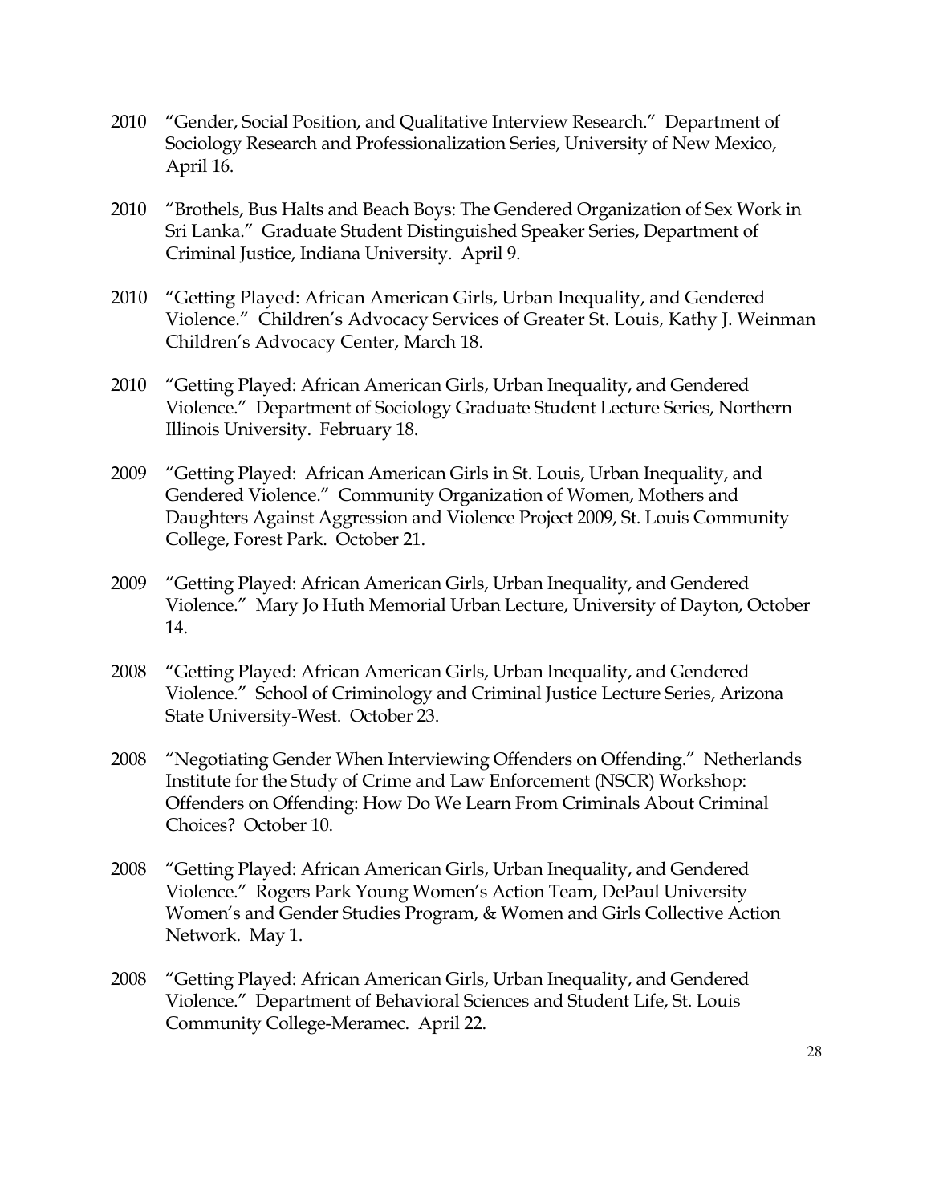2010 "Gender, Social Position, and Qualitative Interview Research." Department of Sociology Research and Professionalization Series, University of New Mexico, April 16.

2010 "Brothels, Bus Halts and Beach Boys: The Gendered Organization of Sex Work in Sri Lanka." Graduate Student Distinguished Speaker Series, Department of Criminal Justice, Indiana University. April 9.

2010 "Getting Played: African American Girls, Urban Inequality, and Gendered Violence." Children's Advocacy Services of Greater St. Louis, Kathy J. Weinman Children's Advocacy Center, March 18.

2010 "Getting Played: African American Girls, Urban Inequality, and Gendered Violence." Department of Sociology Graduate Student Lecture Series, Northern Illinois University. February 18.

2009 "Getting Played: African American Girls in St. Louis, Urban Inequality, and Gendered Violence." Community Organization of Women, Mothers and Daughters Against Aggression and Violence Project 2009, St. Louis Community College, Forest Park. October 21.

2009 "Getting Played: African American Girls, Urban Inequality, and Gendered Violence." Mary Jo Huth Memorial Urban Lecture, University of Dayton, October 14.

2008 "Getting Played: African American Girls, Urban Inequality, and Gendered Violence." School of Criminology and Criminal Justice Lecture Series, Arizona State University-West. October 23.

2008 "Negotiating Gender When Interviewing Offenders on Offending." Netherlands Institute for the Study of Crime and Law Enforcement (NSCR) Workshop: Offenders on Offending: How Do We Learn From Criminals About Criminal Choices? October 10.

2008 "Getting Played: African American Girls, Urban Inequality, and Gendered Violence." Rogers Park Young Women's Action Team, DePaul University Women's and Gender Studies Program, & Women and Girls Collective Action Network. May 1.

2008 "Getting Played: African American Girls, Urban Inequality, and Gendered Violence." Department of Behavioral Sciences and Student Life, St. Louis Community College-Meramec. April 22.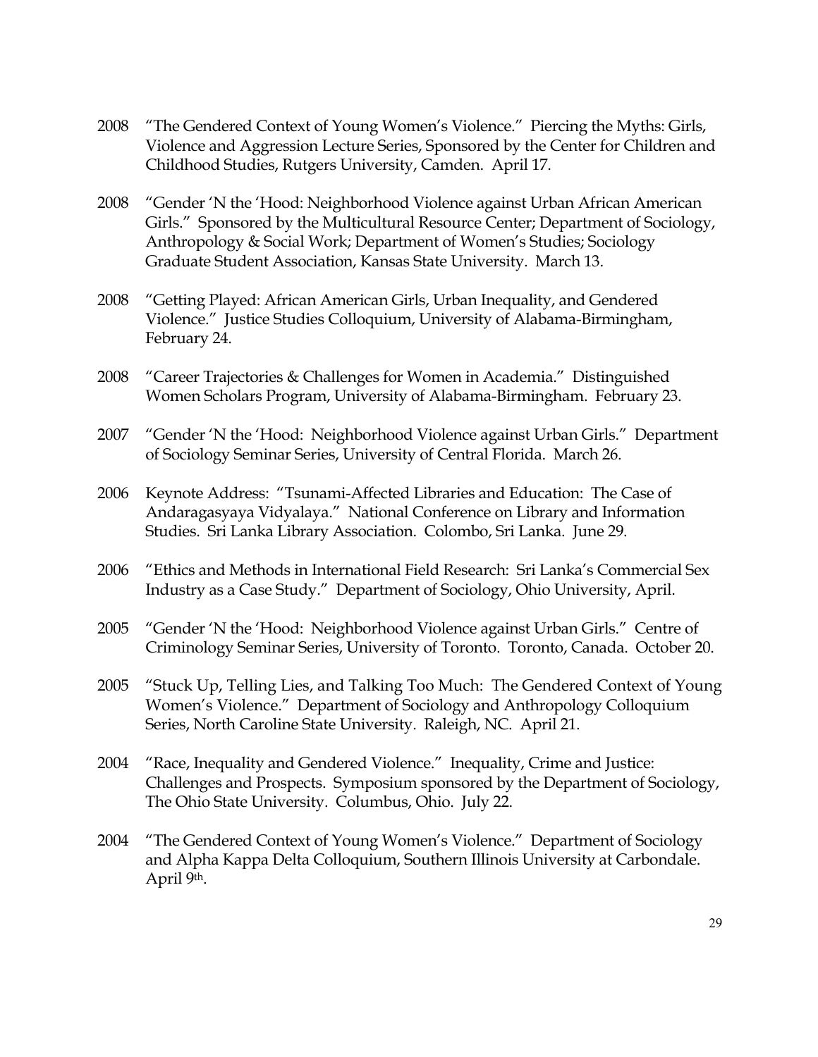2008 "The Gendered Context of Young Women's Violence." Piercing the Myths: Girls, Violence and Aggression Lecture Series, Sponsored by the Center for Children and Childhood Studies, Rutgers University, Camden. April 17.

2008 "Gender 'N the 'Hood: Neighborhood Violence against Urban African American Girls." Sponsored by the Multicultural Resource Center; Department of Sociology, Anthropology & Social Work; Department of Women's Studies; Sociology Graduate Student Association, Kansas State University. March 13.

2008 "Getting Played: African American Girls, Urban Inequality, and Gendered Violence." Justice Studies Colloquium, University of Alabama-Birmingham, February 24.

2008 "Career Trajectories & Challenges for Women in Academia." Distinguished Women Scholars Program, University of Alabama-Birmingham. February 23.

2007 "Gender 'N the 'Hood: Neighborhood Violence against Urban Girls." Department of Sociology Seminar Series, University of Central Florida. March 26.

2006 Keynote Address: "Tsunami-Affected Libraries and Education: The Case of Andaragasyaya Vidyalaya." National Conference on Library and Information Studies. Sri Lanka Library Association. Colombo, Sri Lanka. June 29.

2006 "Ethics and Methods in International Field Research: Sri Lanka's Commercial Sex Industry as a Case Study." Department of Sociology, Ohio University, April.

2005 "Gender 'N the 'Hood: Neighborhood Violence against Urban Girls." Centre of Criminology Seminar Series, University of Toronto. Toronto, Canada. October 20.

2005 "Stuck Up, Telling Lies, and Talking Too Much: The Gendered Context of Young Women's Violence." Department of Sociology and Anthropology Colloquium Series, North Caroline State University. Raleigh, NC. April 21.

2004 "Race, Inequality and Gendered Violence." Inequality, Crime and Justice: Challenges and Prospects. Symposium sponsored by the Department of Sociology, The Ohio State University. Columbus, Ohio. July 22.

2004 "The Gendered Context of Young Women's Violence." Department of Sociology and Alpha Kappa Delta Colloquium, Southern Illinois University at Carbondale. April 9th.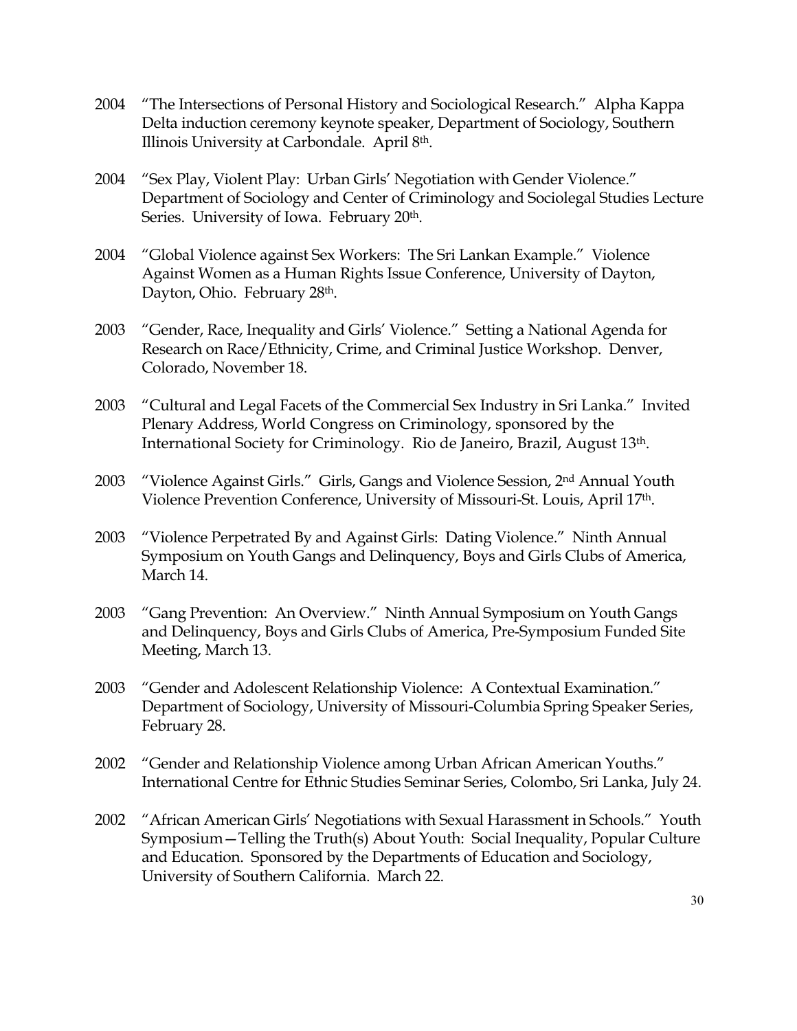2004 "The Intersections of Personal History and Sociological Research." Alpha Kappa Delta induction ceremony keynote speaker, Department of Sociology, Southern Illinois University at Carbondale. April 8th.

2004 "Sex Play, Violent Play: Urban Girls' Negotiation with Gender Violence." Department of Sociology and Center of Criminology and Sociolegal Studies Lecture Series. University of Iowa. February 20th.

2004 "Global Violence against Sex Workers: The Sri Lankan Example." Violence Against Women as a Human Rights Issue Conference, University of Dayton, Dayton, Ohio. February 28th.

2003 "Gender, Race, Inequality and Girls' Violence." Setting a National Agenda for Research on Race/Ethnicity, Crime, and Criminal Justice Workshop. Denver, Colorado, November 18.

2003 "Cultural and Legal Facets of the Commercial Sex Industry in Sri Lanka." Invited Plenary Address, World Congress on Criminology, sponsored by the International Society for Criminology. Rio de Janeiro, Brazil, August 13th.

2003 "Violence Against Girls." Girls, Gangs and Violence Session, 2nd Annual Youth Violence Prevention Conference, University of Missouri-St. Louis, April 17th.

2003 "Violence Perpetrated By and Against Girls: Dating Violence." Ninth Annual Symposium on Youth Gangs and Delinquency, Boys and Girls Clubs of America, March 14.

2003 "Gang Prevention: An Overview." Ninth Annual Symposium on Youth Gangs and Delinquency, Boys and Girls Clubs of America, Pre-Symposium Funded Site Meeting, March 13.

2003 "Gender and Adolescent Relationship Violence: A Contextual Examination." Department of Sociology, University of Missouri-Columbia Spring Speaker Series, February 28.

2002 "Gender and Relationship Violence among Urban African American Youths." International Centre for Ethnic Studies Seminar Series, Colombo, Sri Lanka, July 24.

2002 "African American Girls' Negotiations with Sexual Harassment in Schools." Youth Symposium—Telling the Truth(s) About Youth: Social Inequality, Popular Culture and Education. Sponsored by the Departments of Education and Sociology, University of Southern California. March 22.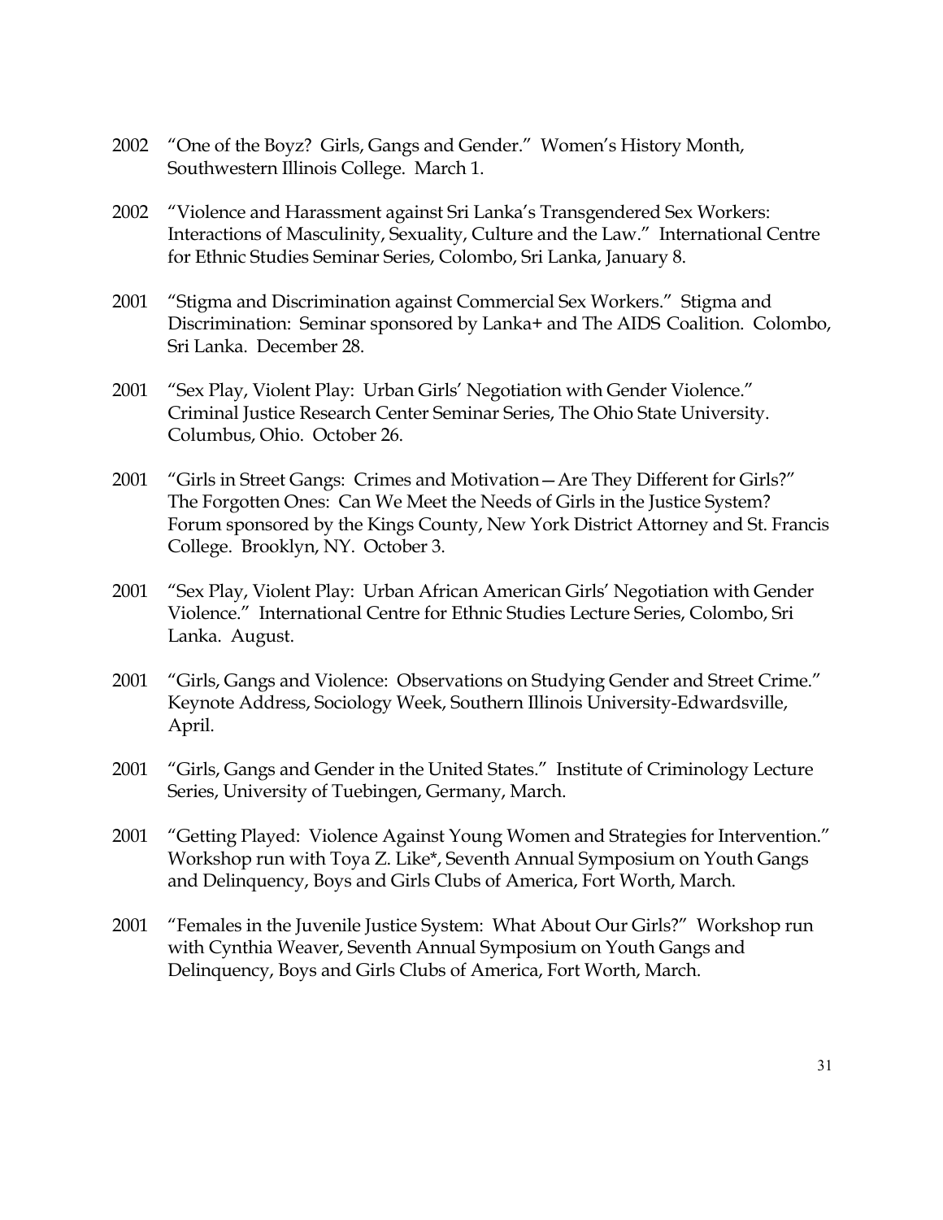2002 "One of the Boyz? Girls, Gangs and Gender." Women's History Month, Southwestern Illinois College. March 1.

2002 "Violence and Harassment against Sri Lanka's Transgendered Sex Workers: Interactions of Masculinity, Sexuality, Culture and the Law." International Centre for Ethnic Studies Seminar Series, Colombo, Sri Lanka, January 8.

2001 "Stigma and Discrimination against Commercial Sex Workers." Stigma and Discrimination: Seminar sponsored by Lanka+ and The AIDS Coalition. Colombo, Sri Lanka. December 28.

2001 "Sex Play, Violent Play: Urban Girls' Negotiation with Gender Violence." Criminal Justice Research Center Seminar Series, The Ohio State University. Columbus, Ohio. October 26.

2001 "Girls in Street Gangs: Crimes and Motivation—Are They Different for Girls?" The Forgotten Ones: Can We Meet the Needs of Girls in the Justice System? Forum sponsored by the Kings County, New York District Attorney and St. Francis College. Brooklyn, NY. October 3.

2001 "Sex Play, Violent Play: Urban African American Girls' Negotiation with Gender Violence." International Centre for Ethnic Studies Lecture Series, Colombo, Sri Lanka. August.

2001 "Girls, Gangs and Violence: Observations on Studying Gender and Street Crime." Keynote Address, Sociology Week, Southern Illinois University-Edwardsville, April.

2001 "Girls, Gangs and Gender in the United States." Institute of Criminology Lecture Series, University of Tuebingen, Germany, March.

2001 "Getting Played: Violence Against Young Women and Strategies for Intervention." Workshop run with Toya Z. Like*, Seventh Annual Symposium on Youth Gangs and Delinquency, Boys and Girls Clubs of America, Fort Worth, March.

2001 "Females in the Juvenile Justice System: What About Our Girls?" Workshop run with Cynthia Weaver, Seventh Annual Symposium on Youth Gangs and Delinquency, Boys and Girls Clubs of America, Fort Worth, March.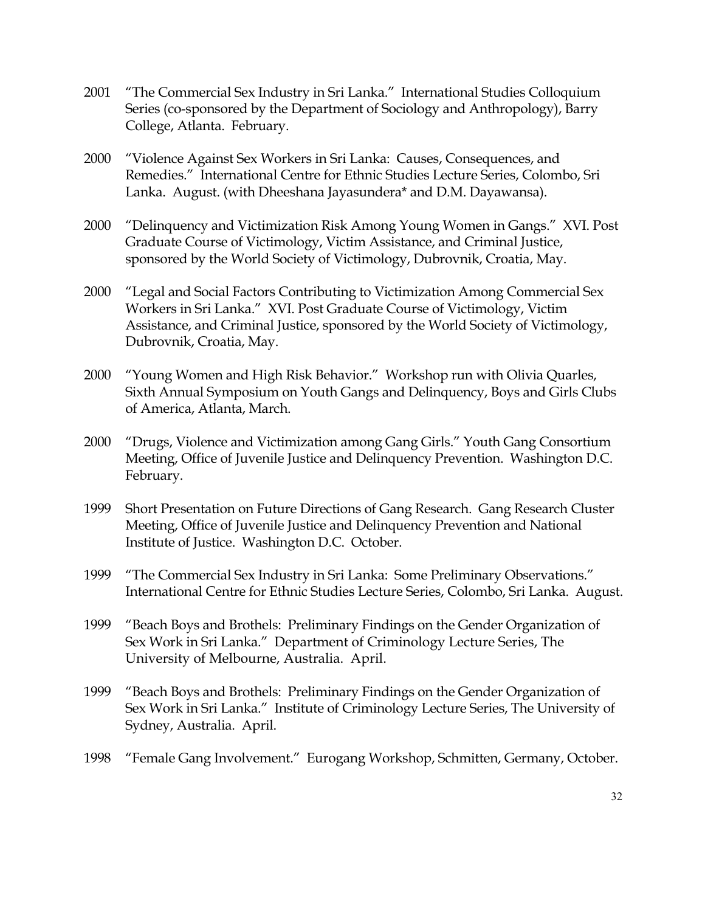2001 "The Commercial Sex Industry in Sri Lanka." International Studies Colloquium Series (co-sponsored by the Department of Sociology and Anthropology), Barry College, Atlanta. February.

2000 "Violence Against Sex Workers in Sri Lanka: Causes, Consequences, and Remedies." International Centre for Ethnic Studies Lecture Series, Colombo, Sri Lanka. August. (with Dheeshana Jayasundera* and D.M. Dayawansa).

2000 "Delinquency and Victimization Risk Among Young Women in Gangs." XVI. Post Graduate Course of Victimology, Victim Assistance, and Criminal Justice, sponsored by the World Society of Victimology, Dubrovnik, Croatia, May.

2000 "Legal and Social Factors Contributing to Victimization Among Commercial Sex Workers in Sri Lanka." XVI. Post Graduate Course of Victimology, Victim Assistance, and Criminal Justice, sponsored by the World Society of Victimology, Dubrovnik, Croatia, May.

2000 "Young Women and High Risk Behavior." Workshop run with Olivia Quarles, Sixth Annual Symposium on Youth Gangs and Delinquency, Boys and Girls Clubs of America, Atlanta, March.

2000 "Drugs, Violence and Victimization among Gang Girls." Youth Gang Consortium Meeting, Office of Juvenile Justice and Delinquency Prevention. Washington D.C. February.

1999 Short Presentation on Future Directions of Gang Research. Gang Research Cluster Meeting, Office of Juvenile Justice and Delinquency Prevention and National Institute of Justice. Washington D.C. October.

1999 "The Commercial Sex Industry in Sri Lanka: Some Preliminary Observations." International Centre for Ethnic Studies Lecture Series, Colombo, Sri Lanka. August.

1999 "Beach Boys and Brothels: Preliminary Findings on the Gender Organization of Sex Work in Sri Lanka." Department of Criminology Lecture Series, The University of Melbourne, Australia. April.

1999 "Beach Boys and Brothels: Preliminary Findings on the Gender Organization of Sex Work in Sri Lanka." Institute of Criminology Lecture Series, The University of Sydney, Australia. April.

1998 "Female Gang Involvement." Eurogang Workshop, Schmitten, Germany, October.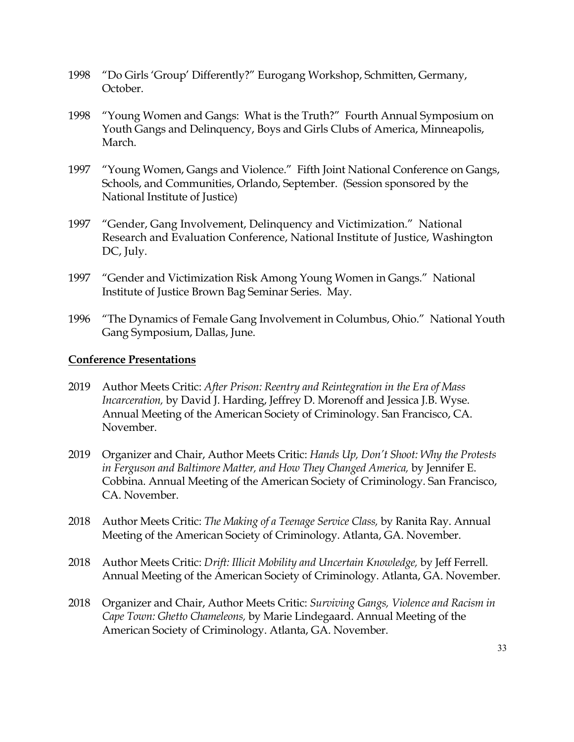1998 "Do Girls 'Group' Differently?" Eurogang Workshop, Schmitten, Germany, October.

1998 "Young Women and Gangs: What is the Truth?" Fourth Annual Symposium on Youth Gangs and Delinquency, Boys and Girls Clubs of America, Minneapolis, March.

1997 "Young Women, Gangs and Violence." Fifth Joint National Conference on Gangs, Schools, and Communities, Orlando, September. (Session sponsored by the National Institute of Justice)

1997 "Gender, Gang Involvement, Delinquency and Victimization." National Research and Evaluation Conference, National Institute of Justice, Washington DC, July.

1997 "Gender and Victimization Risk Among Young Women in Gangs." National Institute of Justice Brown Bag Seminar Series. May.

1996 "The Dynamics of Female Gang Involvement in Columbus, Ohio." National Youth Gang Symposium, Dallas, June.

**Conference Presentations**

2019 Author Meets Critic: *After Prison: Reentry and Reintegration in the Era of Mass Incarceration,* by David J. Harding, Jeffrey D. Morenoff and Jessica J.B. Wyse. Annual Meeting of the American Society of Criminology. San Francisco, CA. November.

2019 Organizer and Chair, Author Meets Critic: *Hands Up, Don't Shoot: Why the Protests in Ferguson and Baltimore Matter, and How They Changed America,* by Jennifer E. Cobbina. Annual Meeting of the American Society of Criminology. San Francisco, CA. November.

2018 Author Meets Critic: *The Making of a Teenage Service Class,* by Ranita Ray. Annual Meeting of the American Society of Criminology. Atlanta, GA. November.

2018 Author Meets Critic: *Drift: Illicit Mobility and Uncertain Knowledge,* by Jeff Ferrell. Annual Meeting of the American Society of Criminology. Atlanta, GA. November.

2018 Organizer and Chair, Author Meets Critic: *Surviving Gangs, Violence and Racism in Cape Town: Ghetto Chameleons,* by Marie Lindegaard. Annual Meeting of the American Society of Criminology. Atlanta, GA. November.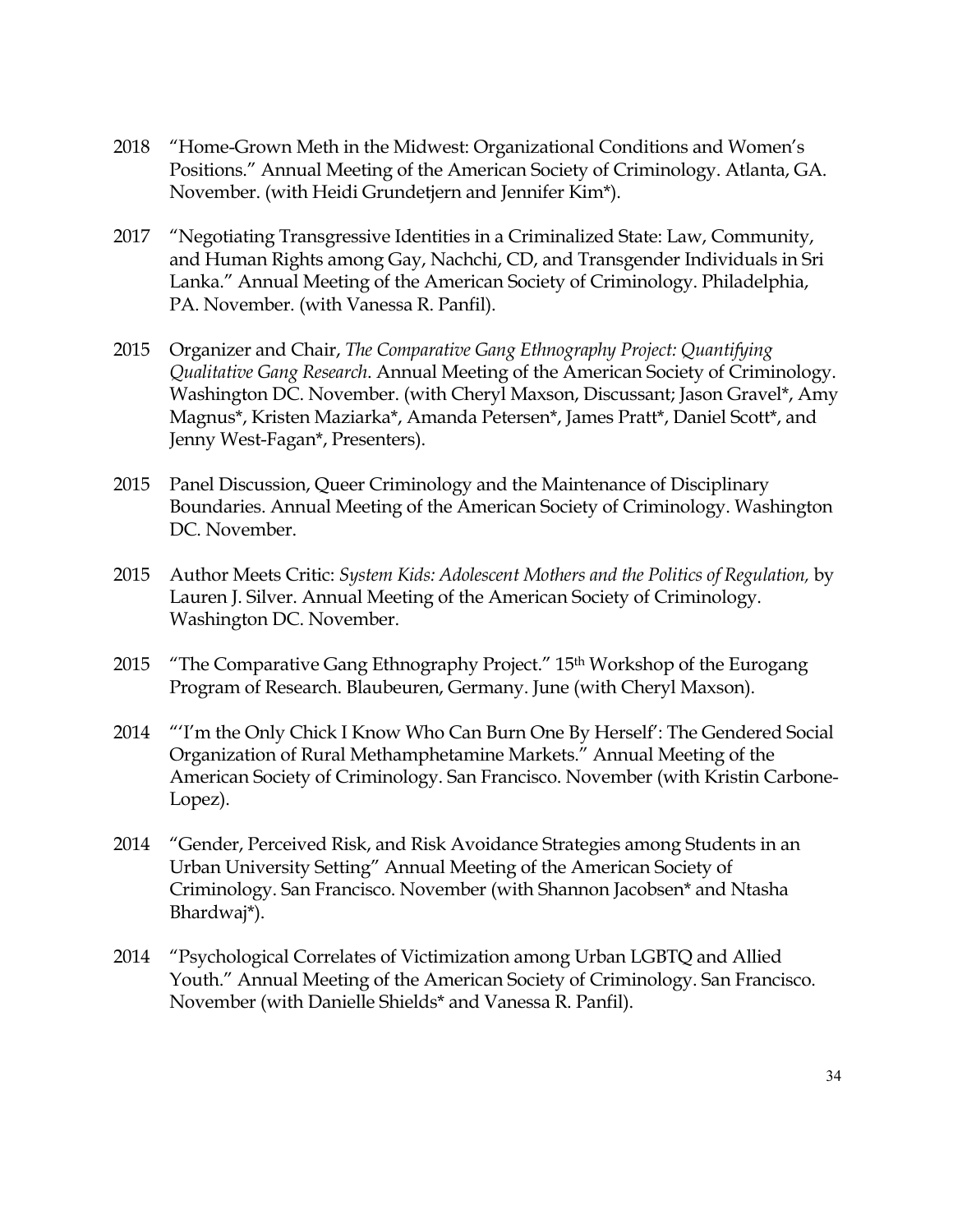2018 "Home-Grown Meth in the Midwest: Organizational Conditions and Women's Positions." Annual Meeting of the American Society of Criminology. Atlanta, GA. November. (with Heidi Grundetjern and Jennifer Kim*).

2017 "Negotiating Transgressive Identities in a Criminalized State: Law, Community, and Human Rights among Gay, Nachchi, CD, and Transgender Individuals in Sri Lanka." Annual Meeting of the American Society of Criminology. Philadelphia, PA. November. (with Vanessa R. Panfil).

2015 Organizer and Chair, *The Comparative Gang Ethnography Project: Quantifying Qualitative Gang Research.* Annual Meeting of the American Society of Criminology. Washington DC. November. (with Cheryl Maxson, Discussant; Jason Gravel*, Amy Magnus*, Kristen Maziarka*, Amanda Petersen*, James Pratt*, Daniel Scott*, and Jenny West-Fagan*, Presenters).

2015 Panel Discussion, Queer Criminology and the Maintenance of Disciplinary Boundaries. Annual Meeting of the American Society of Criminology. Washington DC. November.

2015 Author Meets Critic: *System Kids: Adolescent Mothers and the Politics of Regulation,* by Lauren J. Silver. Annual Meeting of the American Society of Criminology. Washington DC. November.

2015 "The Comparative Gang Ethnography Project." 15th Workshop of the Eurogang Program of Research. Blaubeuren, Germany. June (with Cheryl Maxson).

2014 "'I'm the Only Chick I Know Who Can Burn One By Herself': The Gendered Social Organization of Rural Methamphetamine Markets." Annual Meeting of the American Society of Criminology. San Francisco. November (with Kristin Carbone-Lopez).

2014 "Gender, Perceived Risk, and Risk Avoidance Strategies among Students in an Urban University Setting" Annual Meeting of the American Society of Criminology. San Francisco. November (with Shannon Jacobsen* and Ntasha Bhardwaj*).

2014 "Psychological Correlates of Victimization among Urban LGBTQ and Allied Youth." Annual Meeting of the American Society of Criminology. San Francisco. November (with Danielle Shields* and Vanessa R. Panfil).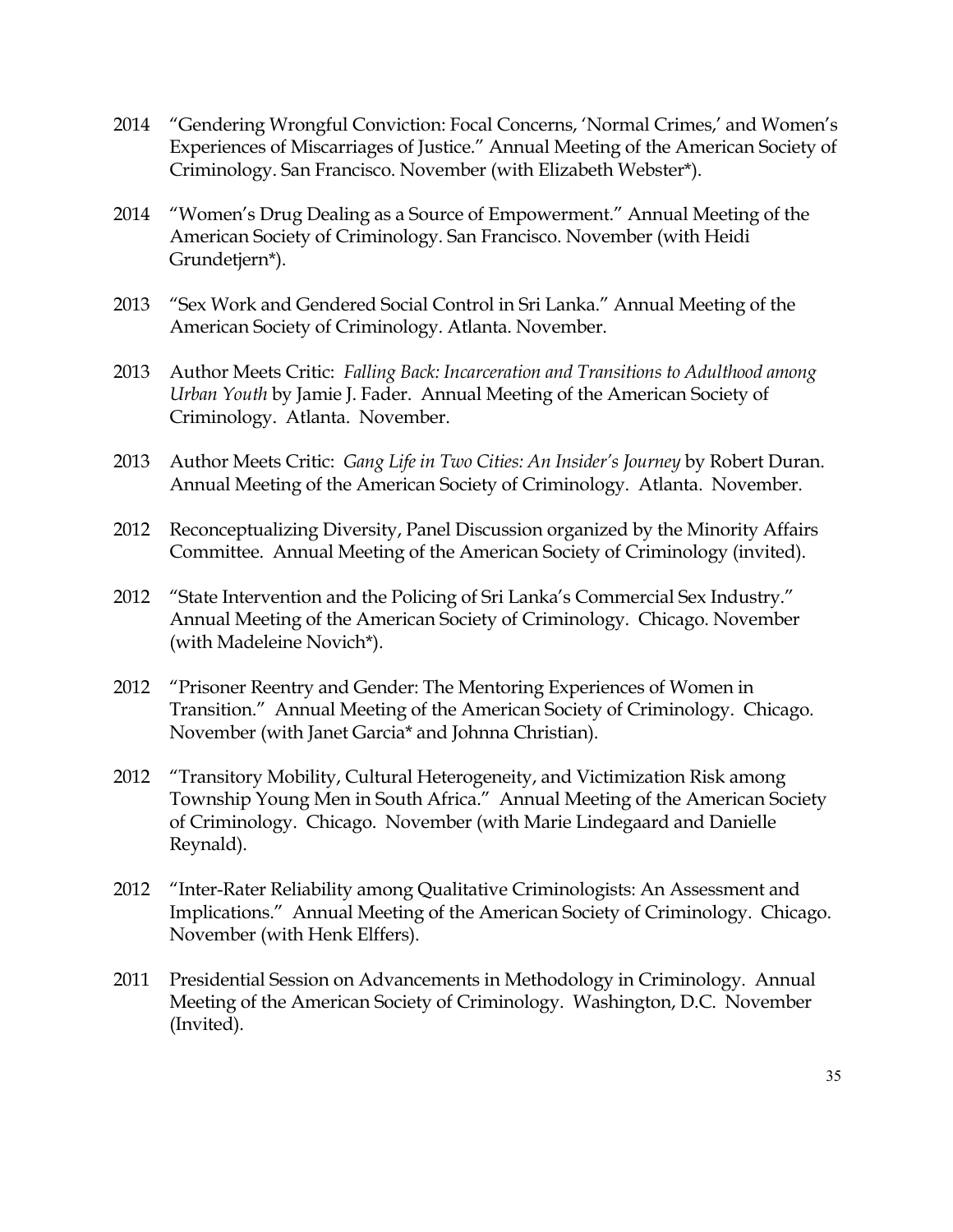2014 "Gendering Wrongful Conviction: Focal Concerns, 'Normal Crimes,' and Women's Experiences of Miscarriages of Justice." Annual Meeting of the American Society of Criminology. San Francisco. November (with Elizabeth Webster*).

2014 "Women's Drug Dealing as a Source of Empowerment." Annual Meeting of the American Society of Criminology. San Francisco. November (with Heidi Grundetjern*).

2013 "Sex Work and Gendered Social Control in Sri Lanka." Annual Meeting of the American Society of Criminology. Atlanta. November.

2013 Author Meets Critic: *Falling Back: Incarceration and Transitions to Adulthood among Urban Youth* by Jamie J. Fader. Annual Meeting of the American Society of Criminology. Atlanta. November.

2013 Author Meets Critic: *Gang Life in Two Cities: An Insider's Journey* by Robert Duran. Annual Meeting of the American Society of Criminology. Atlanta. November.

2012 Reconceptualizing Diversity, Panel Discussion organized by the Minority Affairs Committee. Annual Meeting of the American Society of Criminology (invited).

2012 "State Intervention and the Policing of Sri Lanka's Commercial Sex Industry." Annual Meeting of the American Society of Criminology. Chicago. November (with Madeleine Novich*).

2012 "Prisoner Reentry and Gender: The Mentoring Experiences of Women in Transition." Annual Meeting of the American Society of Criminology. Chicago. November (with Janet Garcia* and Johnna Christian).

2012 "Transitory Mobility, Cultural Heterogeneity, and Victimization Risk among Township Young Men in South Africa." Annual Meeting of the American Society of Criminology. Chicago. November (with Marie Lindegaard and Danielle Reynald).

2012 "Inter-Rater Reliability among Qualitative Criminologists: An Assessment and Implications." Annual Meeting of the American Society of Criminology. Chicago. November (with Henk Elffers).

2011 Presidential Session on Advancements in Methodology in Criminology. Annual Meeting of the American Society of Criminology. Washington, D.C. November (Invited).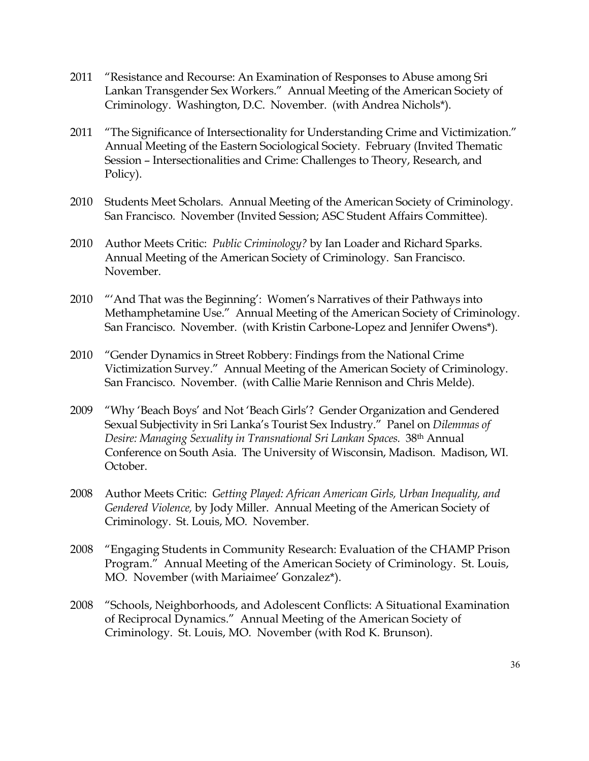2011 "Resistance and Recourse: An Examination of Responses to Abuse among Sri Lankan Transgender Sex Workers." Annual Meeting of the American Society of Criminology. Washington, D.C. November. (with Andrea Nichols*).

2011 "The Significance of Intersectionality for Understanding Crime and Victimization." Annual Meeting of the Eastern Sociological Society. February (Invited Thematic Session – Intersectionalities and Crime: Challenges to Theory, Research, and Policy).

2010 Students Meet Scholars. Annual Meeting of the American Society of Criminology. San Francisco. November (Invited Session; ASC Student Affairs Committee).

2010 Author Meets Critic: *Public Criminology?* by Ian Loader and Richard Sparks. Annual Meeting of the American Society of Criminology. San Francisco. November.

2010 "'And That was the Beginning': Women's Narratives of their Pathways into Methamphetamine Use." Annual Meeting of the American Society of Criminology. San Francisco. November. (with Kristin Carbone-Lopez and Jennifer Owens*).

2010 "Gender Dynamics in Street Robbery: Findings from the National Crime Victimization Survey." Annual Meeting of the American Society of Criminology. San Francisco. November. (with Callie Marie Rennison and Chris Melde).

2009 "Why 'Beach Boys' and Not 'Beach Girls'? Gender Organization and Gendered Sexual Subjectivity in Sri Lanka's Tourist Sex Industry." Panel on *Dilemmas of Desire: Managing Sexuality in Transnational Sri Lankan Spaces.* 38th Annual Conference on South Asia. The University of Wisconsin, Madison. Madison, WI. October.

2008 Author Meets Critic: *Getting Played: African American Girls, Urban Inequality, and Gendered Violence,* by Jody Miller. Annual Meeting of the American Society of Criminology. St. Louis, MO. November.

2008 "Engaging Students in Community Research: Evaluation of the CHAMP Prison Program." Annual Meeting of the American Society of Criminology. St. Louis, MO. November (with Mariaimee' Gonzalez*).

2008 "Schools, Neighborhoods, and Adolescent Conflicts: A Situational Examination of Reciprocal Dynamics." Annual Meeting of the American Society of Criminology. St. Louis, MO. November (with Rod K. Brunson).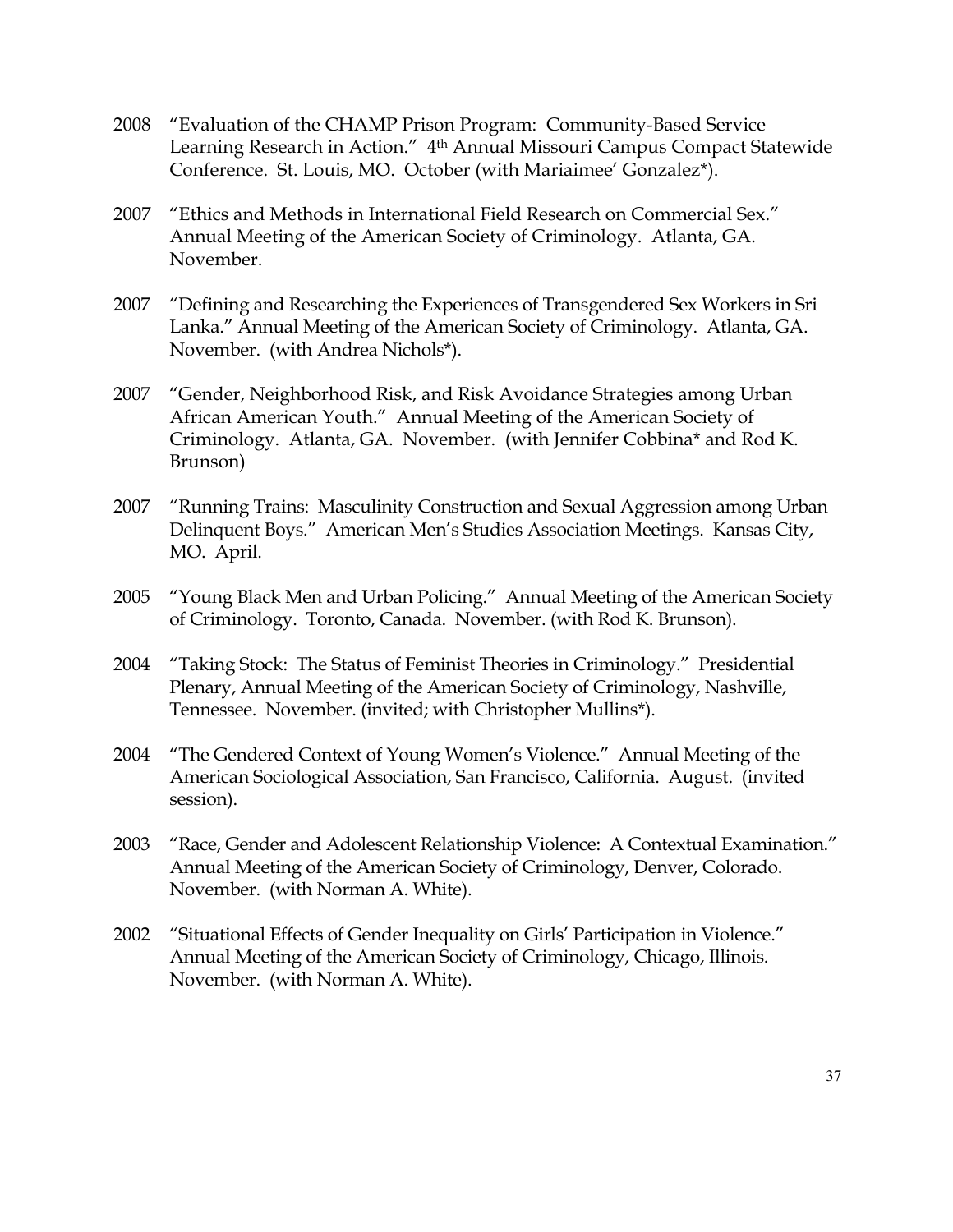2008 "Evaluation of the CHAMP Prison Program: Community-Based Service Learning Research in Action." 4th Annual Missouri Campus Compact Statewide Conference. St. Louis, MO. October (with Mariaimee' Gonzalez*).

2007 "Ethics and Methods in International Field Research on Commercial Sex." Annual Meeting of the American Society of Criminology. Atlanta, GA. November.

2007 "Defining and Researching the Experiences of Transgendered Sex Workers in Sri Lanka." Annual Meeting of the American Society of Criminology. Atlanta, GA. November. (with Andrea Nichols*).

2007 "Gender, Neighborhood Risk, and Risk Avoidance Strategies among Urban African American Youth." Annual Meeting of the American Society of Criminology. Atlanta, GA. November. (with Jennifer Cobbina* and Rod K. Brunson)

2007 "Running Trains: Masculinity Construction and Sexual Aggression among Urban Delinquent Boys." American Men's Studies Association Meetings. Kansas City, MO. April.

2005 "Young Black Men and Urban Policing." Annual Meeting of the American Society of Criminology. Toronto, Canada. November. (with Rod K. Brunson).

2004 "Taking Stock: The Status of Feminist Theories in Criminology." Presidential Plenary, Annual Meeting of the American Society of Criminology, Nashville, Tennessee. November. (invited; with Christopher Mullins*).

2004 "The Gendered Context of Young Women's Violence." Annual Meeting of the American Sociological Association, San Francisco, California. August. (invited session).

2003 "Race, Gender and Adolescent Relationship Violence: A Contextual Examination." Annual Meeting of the American Society of Criminology, Denver, Colorado. November. (with Norman A. White).

2002 "Situational Effects of Gender Inequality on Girls' Participation in Violence." Annual Meeting of the American Society of Criminology, Chicago, Illinois. November. (with Norman A. White).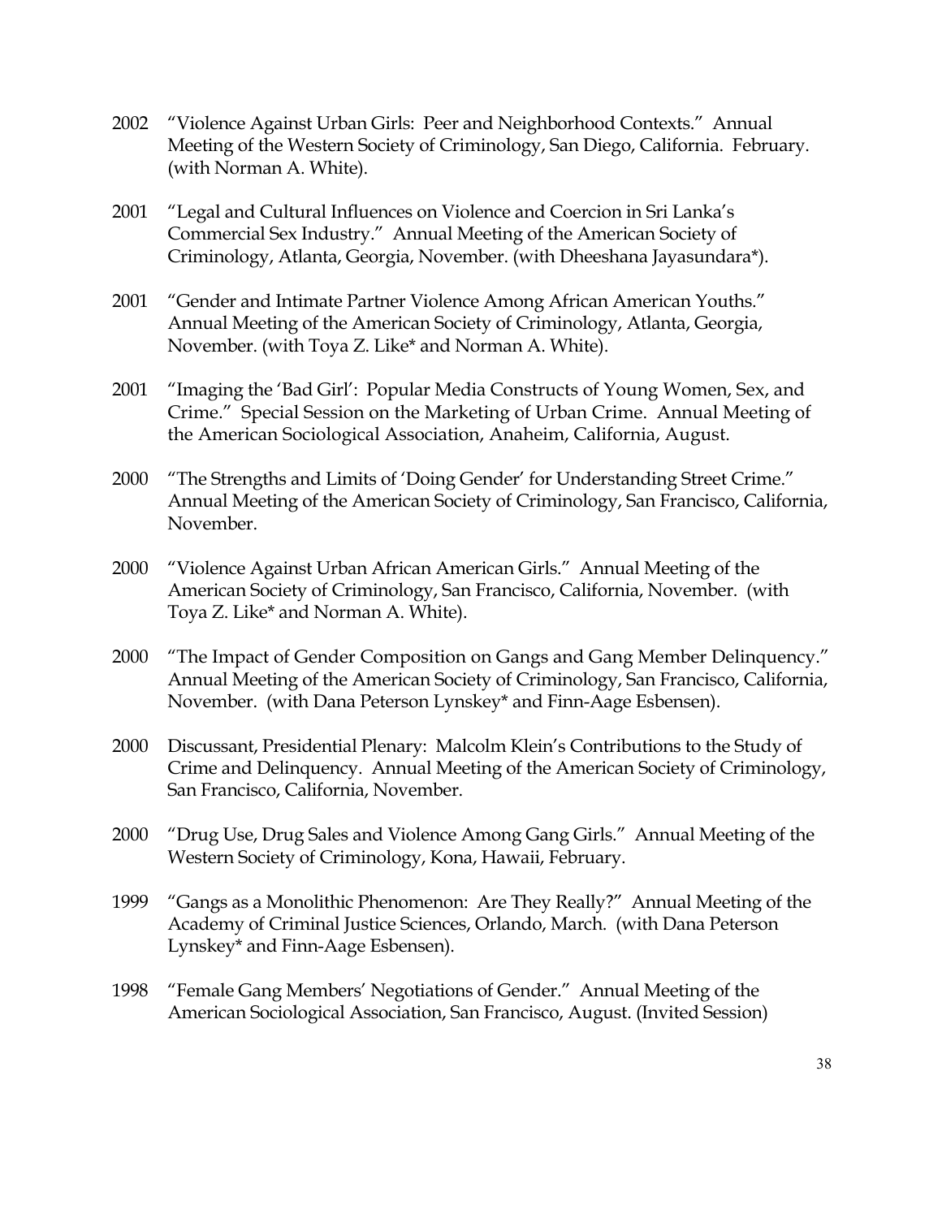2002 "Violence Against Urban Girls: Peer and Neighborhood Contexts." Annual Meeting of the Western Society of Criminology, San Diego, California. February. (with Norman A. White).

2001 "Legal and Cultural Influences on Violence and Coercion in Sri Lanka's Commercial Sex Industry." Annual Meeting of the American Society of Criminology, Atlanta, Georgia, November. (with Dheeshana Jayasundara*).

2001 "Gender and Intimate Partner Violence Among African American Youths." Annual Meeting of the American Society of Criminology, Atlanta, Georgia, November. (with Toya Z. Like* and Norman A. White).

2001 "Imaging the 'Bad Girl': Popular Media Constructs of Young Women, Sex, and Crime." Special Session on the Marketing of Urban Crime. Annual Meeting of the American Sociological Association, Anaheim, California, August.

2000 "The Strengths and Limits of 'Doing Gender' for Understanding Street Crime." Annual Meeting of the American Society of Criminology, San Francisco, California, November.

2000 "Violence Against Urban African American Girls." Annual Meeting of the American Society of Criminology, San Francisco, California, November. (with Toya Z. Like* and Norman A. White).

2000 "The Impact of Gender Composition on Gangs and Gang Member Delinquency." Annual Meeting of the American Society of Criminology, San Francisco, California, November. (with Dana Peterson Lynskey* and Finn-Aage Esbensen).

2000 Discussant, Presidential Plenary: Malcolm Klein's Contributions to the Study of Crime and Delinquency. Annual Meeting of the American Society of Criminology, San Francisco, California, November.

2000 "Drug Use, Drug Sales and Violence Among Gang Girls." Annual Meeting of the Western Society of Criminology, Kona, Hawaii, February.

1999 "Gangs as a Monolithic Phenomenon: Are They Really?" Annual Meeting of the Academy of Criminal Justice Sciences, Orlando, March. (with Dana Peterson Lynskey* and Finn-Aage Esbensen).

1998 "Female Gang Members' Negotiations of Gender." Annual Meeting of the American Sociological Association, San Francisco, August. (Invited Session)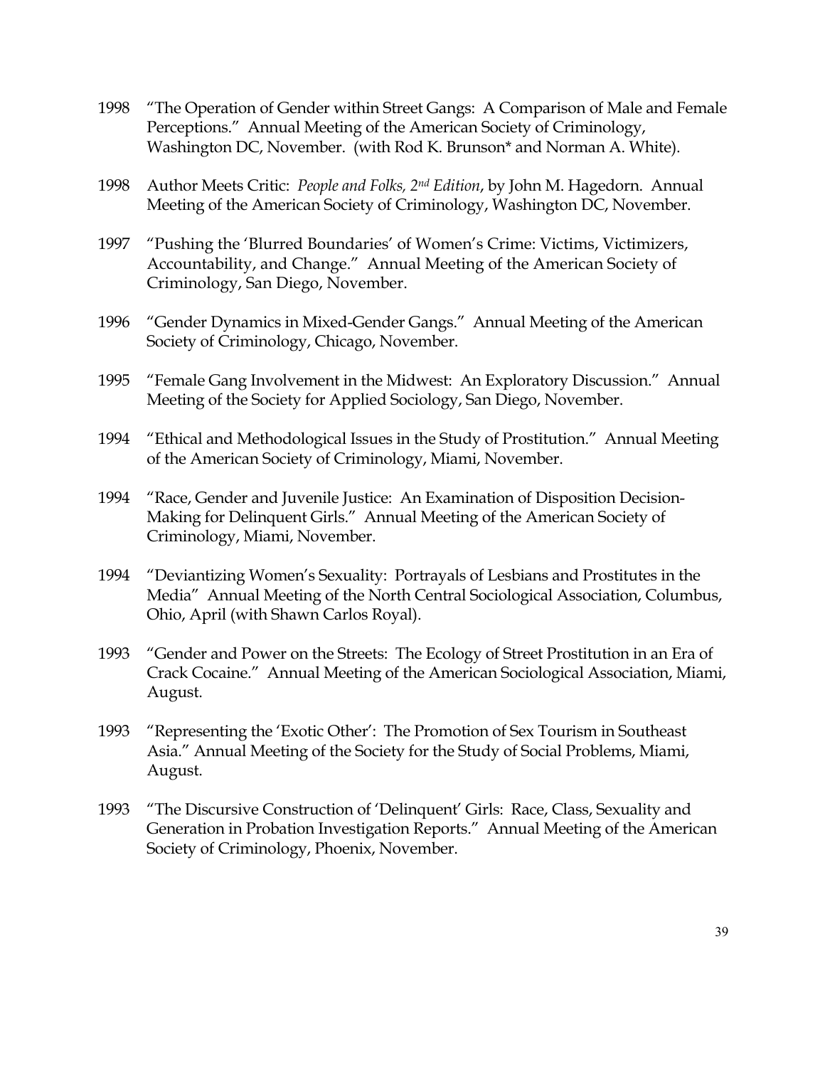1998 "The Operation of Gender within Street Gangs: A Comparison of Male and Female Perceptions." Annual Meeting of the American Society of Criminology, Washington DC, November. (with Rod K. Brunson* and Norman A. White).

1998 Author Meets Critic: *People and Folks, 2nd Edition*, by John M. Hagedorn. Annual Meeting of the American Society of Criminology, Washington DC, November.

1997 "Pushing the 'Blurred Boundaries' of Women's Crime: Victims, Victimizers, Accountability, and Change." Annual Meeting of the American Society of Criminology, San Diego, November.

1996 "Gender Dynamics in Mixed-Gender Gangs." Annual Meeting of the American Society of Criminology, Chicago, November.

1995 "Female Gang Involvement in the Midwest: An Exploratory Discussion." Annual Meeting of the Society for Applied Sociology, San Diego, November.

1994 "Ethical and Methodological Issues in the Study of Prostitution." Annual Meeting of the American Society of Criminology, Miami, November.

1994 "Race, Gender and Juvenile Justice: An Examination of Disposition Decision-Making for Delinquent Girls." Annual Meeting of the American Society of Criminology, Miami, November.

1994 "Deviantizing Women's Sexuality: Portrayals of Lesbians and Prostitutes in the Media" Annual Meeting of the North Central Sociological Association, Columbus, Ohio, April (with Shawn Carlos Royal).

1993 "Gender and Power on the Streets: The Ecology of Street Prostitution in an Era of Crack Cocaine." Annual Meeting of the American Sociological Association, Miami, August.

1993 "Representing the 'Exotic Other': The Promotion of Sex Tourism in Southeast Asia." Annual Meeting of the Society for the Study of Social Problems, Miami, August.

1993 "The Discursive Construction of 'Delinquent' Girls: Race, Class, Sexuality and Generation in Probation Investigation Reports." Annual Meeting of the American Society of Criminology, Phoenix, November.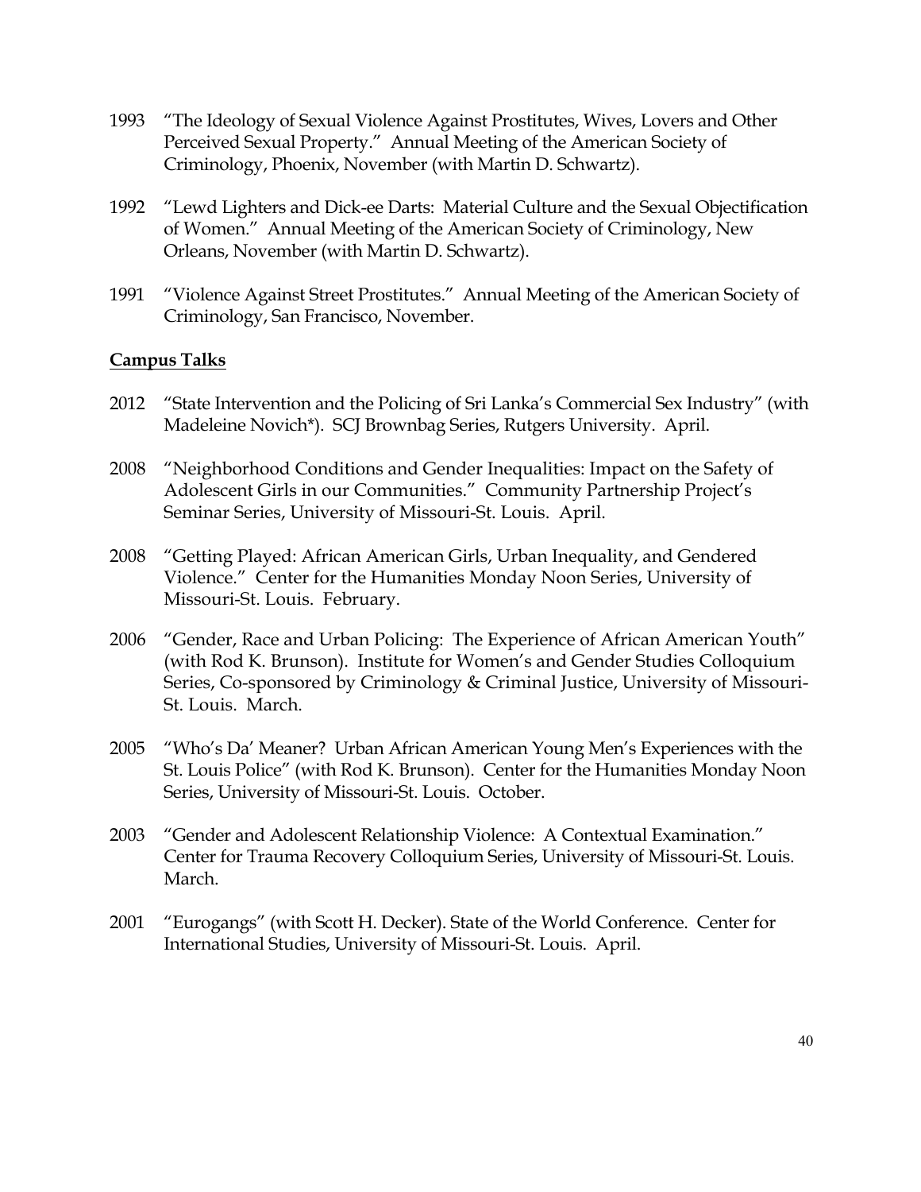1993 "The Ideology of Sexual Violence Against Prostitutes, Wives, Lovers and Other Perceived Sexual Property." Annual Meeting of the American Society of Criminology, Phoenix, November (with Martin D. Schwartz).

1992 "Lewd Lighters and Dick-ee Darts: Material Culture and the Sexual Objectification of Women." Annual Meeting of the American Society of Criminology, New Orleans, November (with Martin D. Schwartz).

1991 "Violence Against Street Prostitutes." Annual Meeting of the American Society of Criminology, San Francisco, November.

**Campus Talks**

2012 "State Intervention and the Policing of Sri Lanka's Commercial Sex Industry" (with Madeleine Novich*). SCJ Brownbag Series, Rutgers University. April.

2008 "Neighborhood Conditions and Gender Inequalities: Impact on the Safety of Adolescent Girls in our Communities." Community Partnership Project's Seminar Series, University of Missouri-St. Louis. April.

2008 "Getting Played: African American Girls, Urban Inequality, and Gendered Violence." Center for the Humanities Monday Noon Series, University of Missouri-St. Louis. February.

2006 "Gender, Race and Urban Policing: The Experience of African American Youth" (with Rod K. Brunson). Institute for Women's and Gender Studies Colloquium Series, Co-sponsored by Criminology & Criminal Justice, University of Missouri-St. Louis. March.

2005 "Who's Da' Meaner? Urban African American Young Men's Experiences with the St. Louis Police" (with Rod K. Brunson). Center for the Humanities Monday Noon Series, University of Missouri-St. Louis. October.

2003 "Gender and Adolescent Relationship Violence: A Contextual Examination." Center for Trauma Recovery Colloquium Series, University of Missouri-St. Louis. March.

2001 "Eurogangs" (with Scott H. Decker). State of the World Conference. Center for International Studies, University of Missouri-St. Louis. April.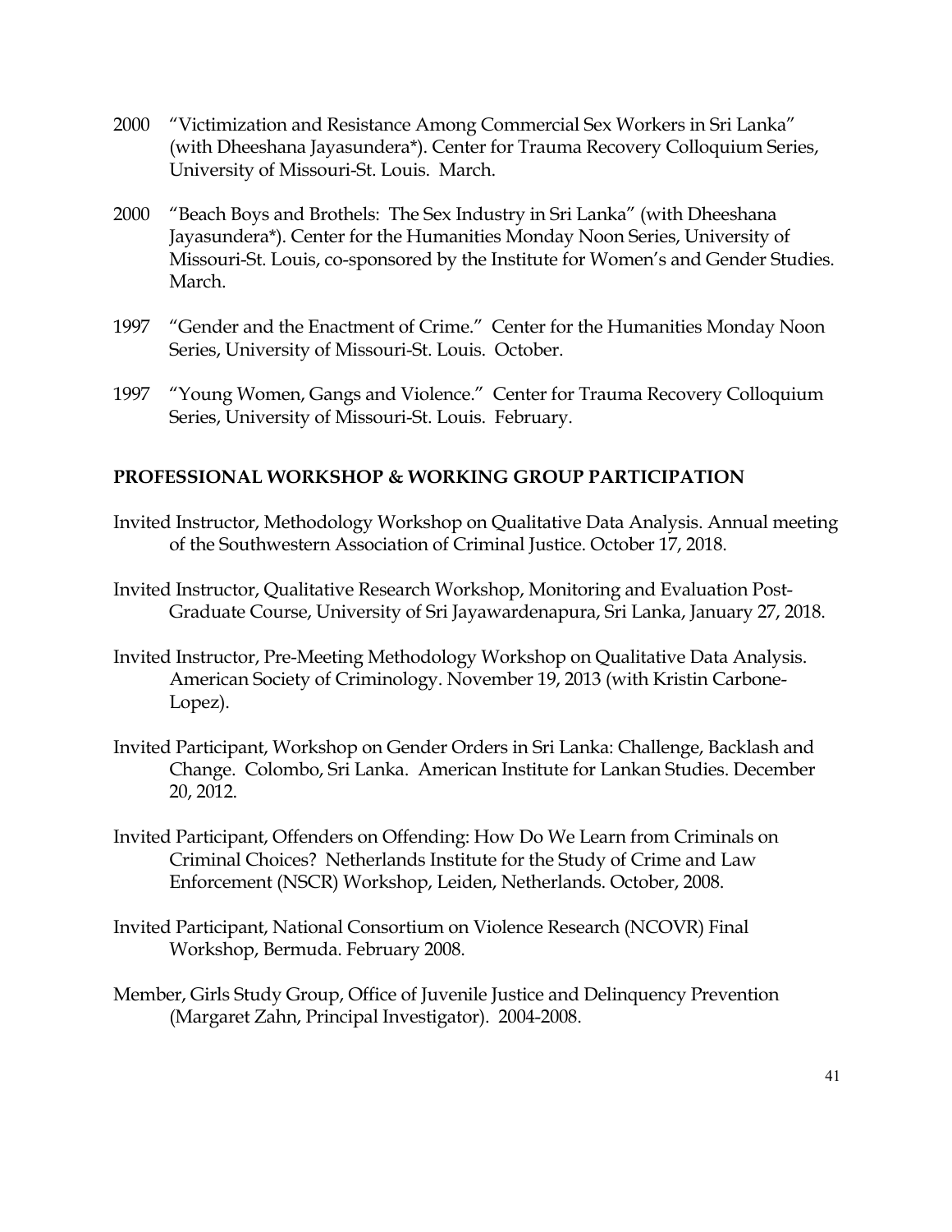2000 "Victimization and Resistance Among Commercial Sex Workers in Sri Lanka" (with Dheeshana Jayasundera*). Center for Trauma Recovery Colloquium Series, University of Missouri-St. Louis. March.

2000 "Beach Boys and Brothels: The Sex Industry in Sri Lanka" (with Dheeshana Jayasundera*). Center for the Humanities Monday Noon Series, University of Missouri-St. Louis, co-sponsored by the Institute for Women's and Gender Studies. March.

1997 "Gender and the Enactment of Crime." Center for the Humanities Monday Noon Series, University of Missouri-St. Louis. October.

1997 "Young Women, Gangs and Violence." Center for Trauma Recovery Colloquium Series, University of Missouri-St. Louis. February.

## PROFESSIONAL WORKSHOP & WORKING GROUP PARTICIPATION

Invited Instructor, Methodology Workshop on Qualitative Data Analysis. Annual meeting of the Southwestern Association of Criminal Justice. October 17, 2018.

Invited Instructor, Qualitative Research Workshop, Monitoring and Evaluation Post-Graduate Course, University of Sri Jayawardenapura, Sri Lanka, January 27, 2018.

Invited Instructor, Pre-Meeting Methodology Workshop on Qualitative Data Analysis. American Society of Criminology. November 19, 2013 (with Kristin Carbone-Lopez).

Invited Participant, Workshop on Gender Orders in Sri Lanka: Challenge, Backlash and Change. Colombo, Sri Lanka. American Institute for Lankan Studies. December 20, 2012.

Invited Participant, Offenders on Offending: How Do We Learn from Criminals on Criminal Choices? Netherlands Institute for the Study of Crime and Law Enforcement (NSCR) Workshop, Leiden, Netherlands. October, 2008.

Invited Participant, National Consortium on Violence Research (NCOVR) Final Workshop, Bermuda. February 2008.

Member, Girls Study Group, Office of Juvenile Justice and Delinquency Prevention (Margaret Zahn, Principal Investigator). 2004-2008.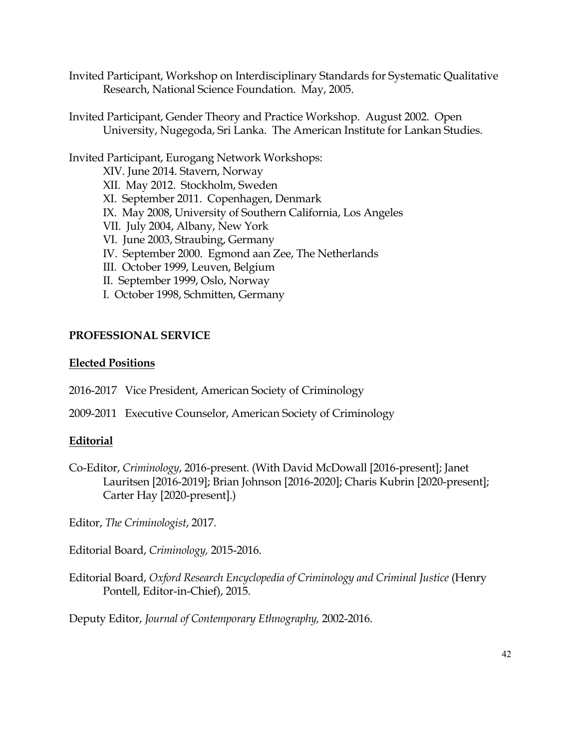Invited Participant, Workshop on Interdisciplinary Standards for Systematic Qualitative Research, National Science Foundation. May, 2005.

Invited Participant, Gender Theory and Practice Workshop. August 2002. Open University, Nugegoda, Sri Lanka. The American Institute for Lankan Studies.

Invited Participant, Eurogang Network Workshops:

- XIV. June 2014. Stavern, Norway
- XII. May 2012. Stockholm, Sweden
- XI. September 2011. Copenhagen, Denmark
- IX. May 2008, University of Southern California, Los Angeles
- VII. July 2004, Albany, New York
- VI. June 2003, Straubing, Germany
- IV. September 2000. Egmond aan Zee, The Netherlands
- III. October 1999, Leuven, Belgium
- II. September 1999, Oslo, Norway
- I. October 1998, Schmitten, Germany

## PROFESSIONAL SERVICE

### Elected Positions

2016-2017 Vice President, American Society of Criminology

2009-2011 Executive Counselor, American Society of Criminology

### Editorial

Co-Editor, *Criminology*, 2016-present. (With David McDowall [2016-present]; Janet Lauritsen [2016-2019]; Brian Johnson [2016-2020]; Charis Kubrin [2020-present]; Carter Hay [2020-present].)

Editor, *The Criminologist*, 2017.

Editorial Board, *Criminology,* 2015-2016.

Editorial Board, *Oxford Research Encyclopedia of Criminology and Criminal Justice* (Henry Pontell, Editor-in-Chief), 2015.

Deputy Editor, *Journal of Contemporary Ethnography,* 2002-2016.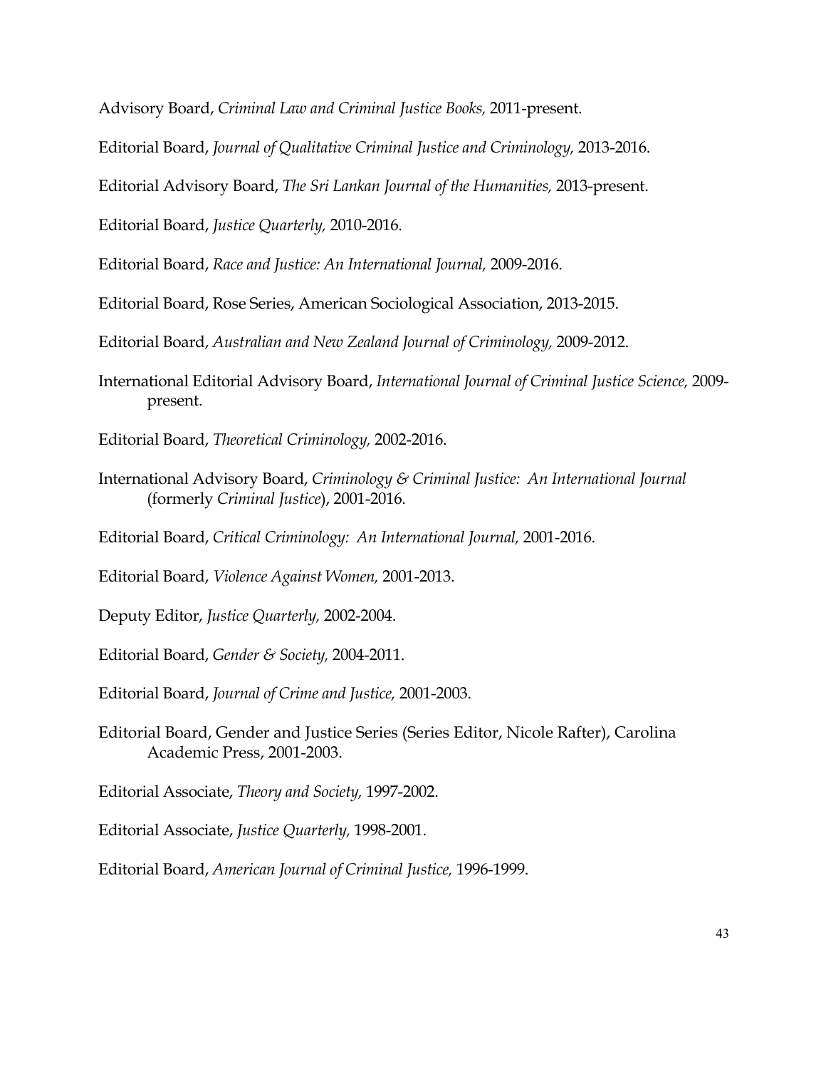Advisory Board, *Criminal Law and Criminal Justice Books,* 2011-present.

Editorial Board, *Journal of Qualitative Criminal Justice and Criminology,* 2013-2016.

Editorial Advisory Board, *The Sri Lankan Journal of the Humanities,* 2013-present.

Editorial Board, *Justice Quarterly,* 2010-2016.

Editorial Board, *Race and Justice: An International Journal,* 2009-2016.

Editorial Board, Rose Series, American Sociological Association, 2013-2015.

Editorial Board, *Australian and New Zealand Journal of Criminology,* 2009-2012.

International Editorial Advisory Board, *International Journal of Criminal Justice Science,* 2009-present.

Editorial Board, *Theoretical Criminology,* 2002-2016.

International Advisory Board, *Criminology & Criminal Justice: An International Journal* (formerly *Criminal Justice*), 2001-2016.

Editorial Board, *Critical Criminology: An International Journal,* 2001-2016.

Editorial Board, *Violence Against Women,* 2001-2013.

Deputy Editor, *Justice Quarterly,* 2002-2004.

Editorial Board, *Gender & Society,* 2004-2011.

Editorial Board, *Journal of Crime and Justice,* 2001-2003.

Editorial Board, Gender and Justice Series (Series Editor, Nicole Rafter), Carolina Academic Press, 2001-2003.

Editorial Associate, *Theory and Society,* 1997-2002.

Editorial Associate, *Justice Quarterly,* 1998-2001.

Editorial Board, *American Journal of Criminal Justice,* 1996-1999.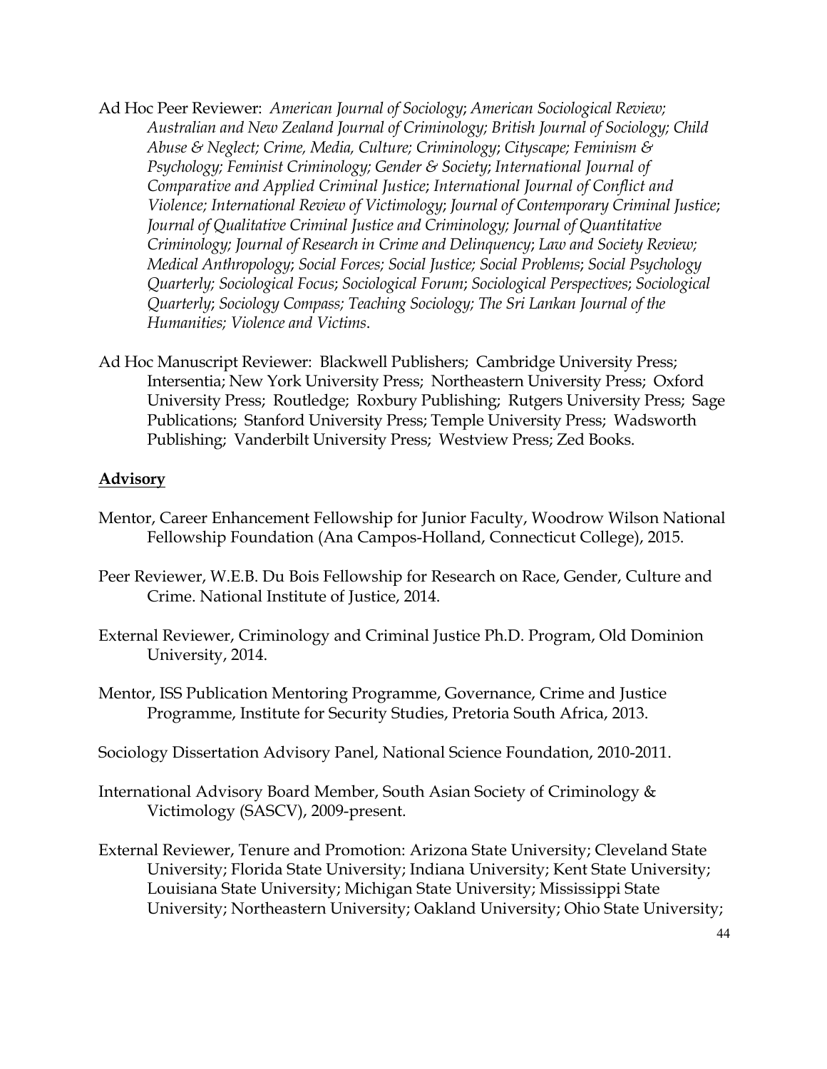Ad Hoc Peer Reviewer: *American Journal of Sociology*; *American Sociological Review; Australian and New Zealand Journal of Criminology; British Journal of Sociology; Child Abuse & Neglect; Crime, Media, Culture; Criminology*; *Cityscape; Feminism & Psychology; Feminist Criminology; Gender & Society*; *International Journal of Comparative and Applied Criminal Justice*; *International Journal of Conflict and Violence; International Review of Victimology*; *Journal of Contemporary Criminal Justice*; *Journal of Qualitative Criminal Justice and Criminology; Journal of Quantitative Criminology; Journal of Research in Crime and Delinquency*; *Law and Society Review; Medical Anthropology*; *Social Forces; Social Justice; Social Problems*; *Social Psychology Quarterly; Sociological Focus*; *Sociological Forum*; *Sociological Perspectives*; *Sociological Quarterly*; *Sociology Compass; Teaching Sociology; The Sri Lankan Journal of the Humanities; Violence and Victims*.

Ad Hoc Manuscript Reviewer: Blackwell Publishers; Cambridge University Press; Intersentia; New York University Press; Northeastern University Press; Oxford University Press; Routledge; Roxbury Publishing; Rutgers University Press; Sage Publications; Stanford University Press; Temple University Press; Wadsworth Publishing; Vanderbilt University Press; Westview Press; Zed Books.

**Advisory**

Mentor, Career Enhancement Fellowship for Junior Faculty, Woodrow Wilson National Fellowship Foundation (Ana Campos-Holland, Connecticut College), 2015.

Peer Reviewer, W.E.B. Du Bois Fellowship for Research on Race, Gender, Culture and Crime. National Institute of Justice, 2014.

External Reviewer, Criminology and Criminal Justice Ph.D. Program, Old Dominion University, 2014.

Mentor, ISS Publication Mentoring Programme, Governance, Crime and Justice Programme, Institute for Security Studies, Pretoria South Africa, 2013.

Sociology Dissertation Advisory Panel, National Science Foundation, 2010-2011.

International Advisory Board Member, South Asian Society of Criminology & Victimology (SASCV), 2009-present.

External Reviewer, Tenure and Promotion: Arizona State University; Cleveland State University; Florida State University; Indiana University; Kent State University; Louisiana State University; Michigan State University; Mississippi State University; Northeastern University; Oakland University; Ohio State University;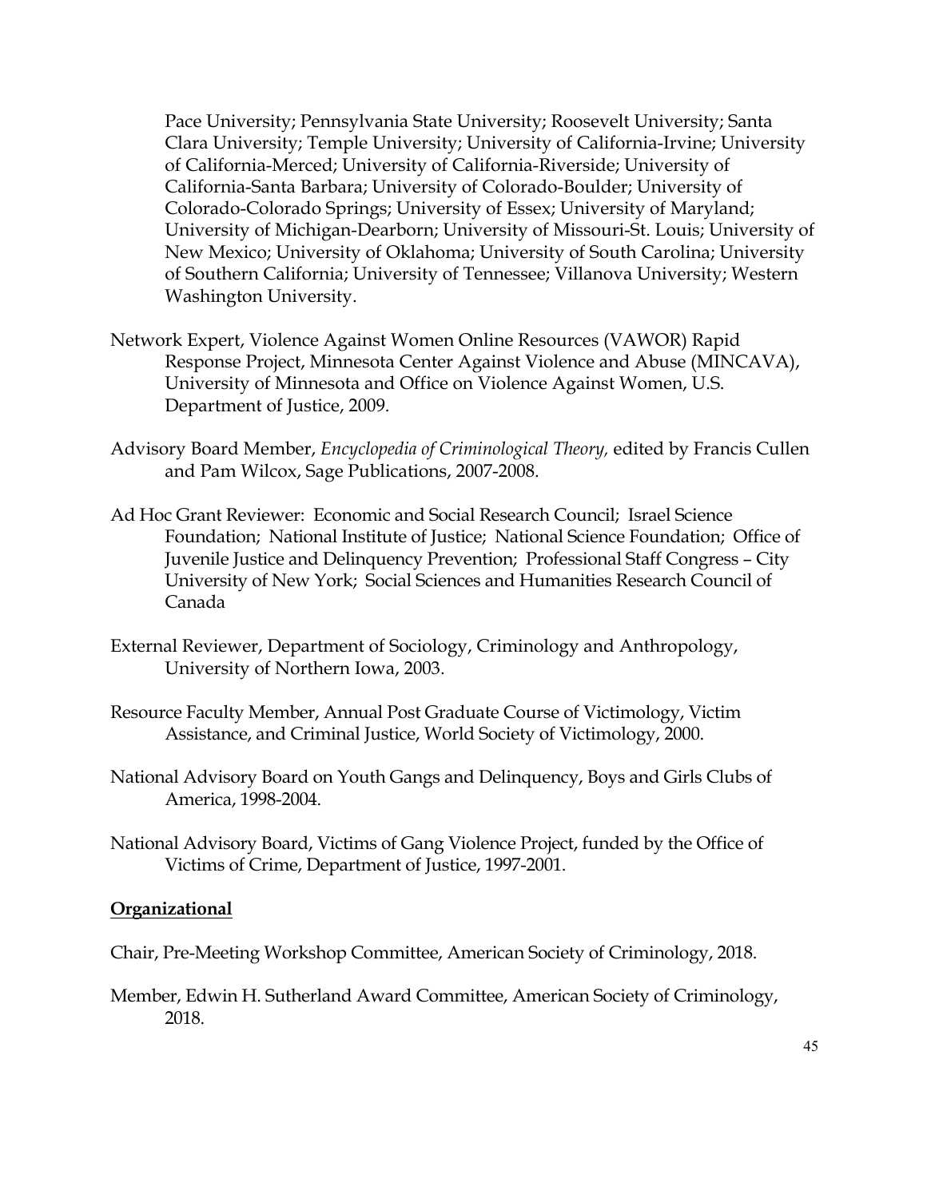Pace University; Pennsylvania State University; Roosevelt University; Santa Clara University; Temple University; University of California-Irvine; University of California-Merced; University of California-Riverside; University of California-Santa Barbara; University of Colorado-Boulder; University of Colorado-Colorado Springs; University of Essex; University of Maryland; University of Michigan-Dearborn; University of Missouri-St. Louis; University of New Mexico; University of Oklahoma; University of South Carolina; University of Southern California; University of Tennessee; Villanova University; Western Washington University.

Network Expert, Violence Against Women Online Resources (VAWOR) Rapid Response Project, Minnesota Center Against Violence and Abuse (MINCAVA), University of Minnesota and Office on Violence Against Women, U.S. Department of Justice, 2009.

Advisory Board Member, *Encyclopedia of Criminological Theory,* edited by Francis Cullen and Pam Wilcox, Sage Publications, 2007-2008.

Ad Hoc Grant Reviewer: Economic and Social Research Council; Israel Science Foundation; National Institute of Justice; National Science Foundation; Office of Juvenile Justice and Delinquency Prevention; Professional Staff Congress – City University of New York; Social Sciences and Humanities Research Council of Canada

External Reviewer, Department of Sociology, Criminology and Anthropology, University of Northern Iowa, 2003.

Resource Faculty Member, Annual Post Graduate Course of Victimology, Victim Assistance, and Criminal Justice, World Society of Victimology, 2000.

National Advisory Board on Youth Gangs and Delinquency, Boys and Girls Clubs of America, 1998-2004.

National Advisory Board, Victims of Gang Violence Project, funded by the Office of Victims of Crime, Department of Justice, 1997-2001.

**Organizational**

Chair, Pre-Meeting Workshop Committee, American Society of Criminology, 2018.

Member, Edwin H. Sutherland Award Committee, American Society of Criminology, 2018.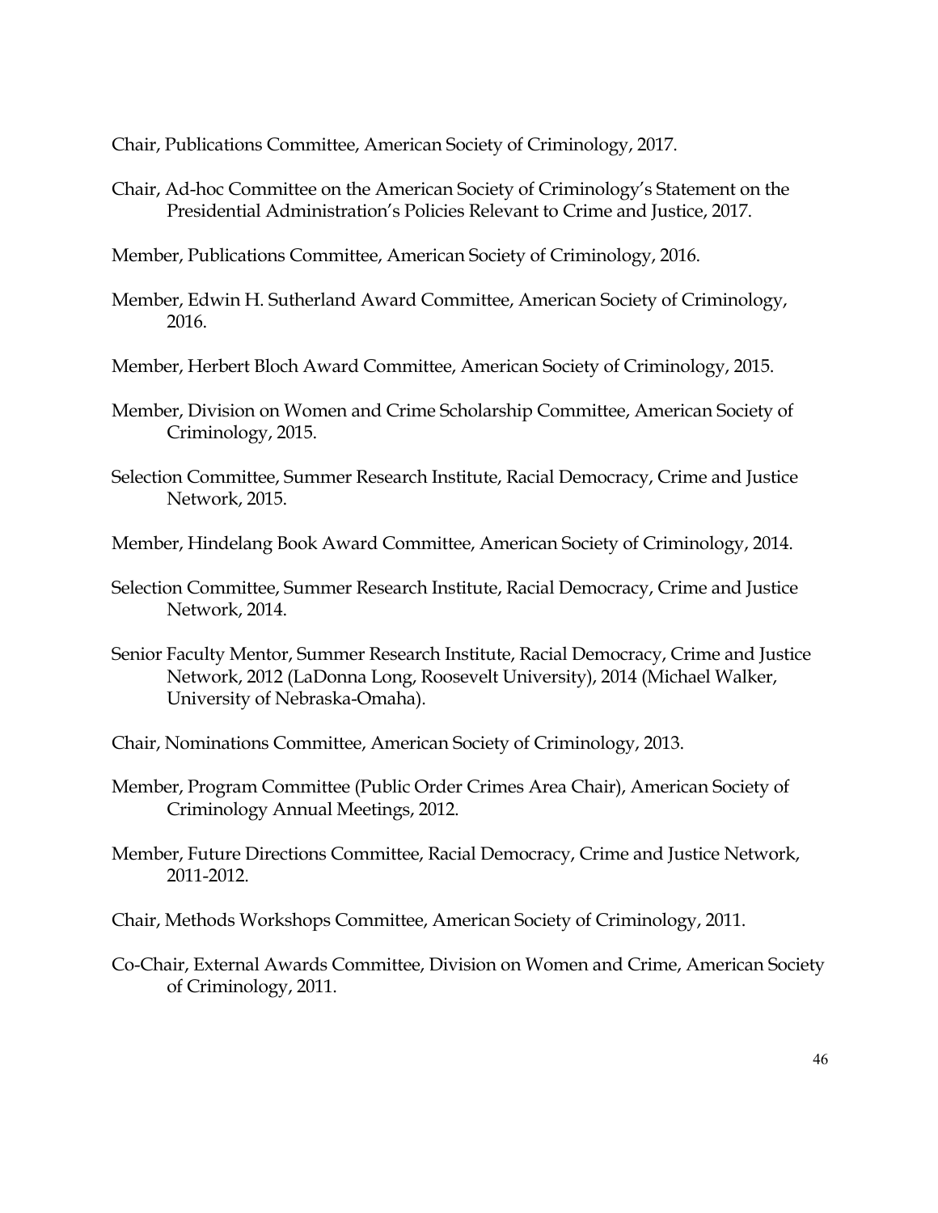Chair, Publications Committee, American Society of Criminology, 2017.

Chair, Ad-hoc Committee on the American Society of Criminology's Statement on the Presidential Administration's Policies Relevant to Crime and Justice, 2017.

Member, Publications Committee, American Society of Criminology, 2016.

Member, Edwin H. Sutherland Award Committee, American Society of Criminology, 2016.

Member, Herbert Bloch Award Committee, American Society of Criminology, 2015.

Member, Division on Women and Crime Scholarship Committee, American Society of Criminology, 2015.

Selection Committee, Summer Research Institute, Racial Democracy, Crime and Justice Network, 2015.

Member, Hindelang Book Award Committee, American Society of Criminology, 2014.

Selection Committee, Summer Research Institute, Racial Democracy, Crime and Justice Network, 2014.

Senior Faculty Mentor, Summer Research Institute, Racial Democracy, Crime and Justice Network, 2012 (LaDonna Long, Roosevelt University), 2014 (Michael Walker, University of Nebraska-Omaha).

Chair, Nominations Committee, American Society of Criminology, 2013.

Member, Program Committee (Public Order Crimes Area Chair), American Society of Criminology Annual Meetings, 2012.

Member, Future Directions Committee, Racial Democracy, Crime and Justice Network, 2011-2012.

Chair, Methods Workshops Committee, American Society of Criminology, 2011.

Co-Chair, External Awards Committee, Division on Women and Crime, American Society of Criminology, 2011.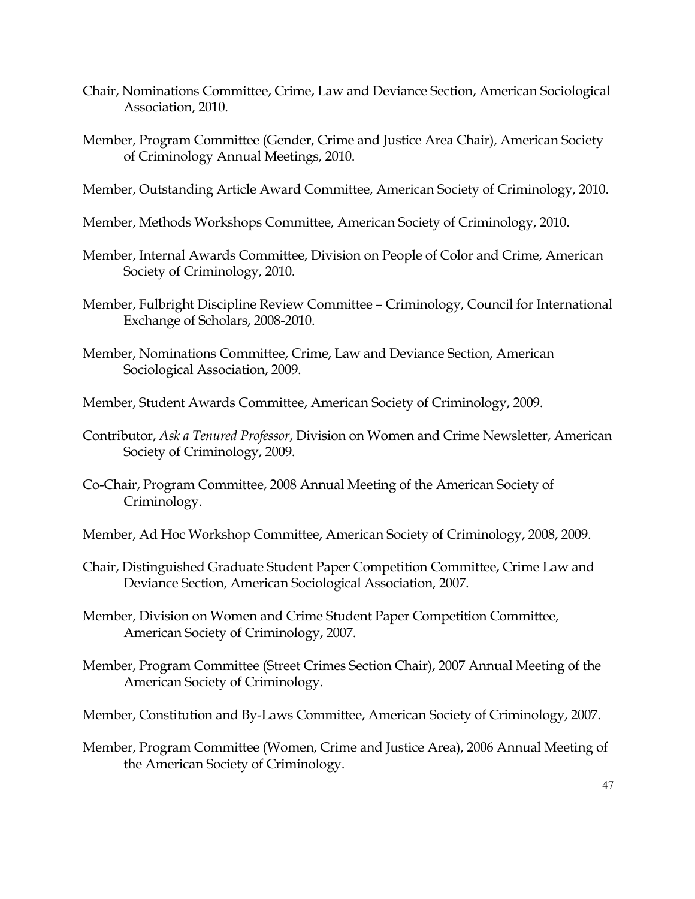Chair, Nominations Committee, Crime, Law and Deviance Section, American Sociological Association, 2010.

Member, Program Committee (Gender, Crime and Justice Area Chair), American Society of Criminology Annual Meetings, 2010.

Member, Outstanding Article Award Committee, American Society of Criminology, 2010.

Member, Methods Workshops Committee, American Society of Criminology, 2010.

Member, Internal Awards Committee, Division on People of Color and Crime, American Society of Criminology, 2010.

Member, Fulbright Discipline Review Committee – Criminology, Council for International Exchange of Scholars, 2008-2010.

Member, Nominations Committee, Crime, Law and Deviance Section, American Sociological Association, 2009.

Member, Student Awards Committee, American Society of Criminology, 2009.

Contributor, *Ask a Tenured Professor*, Division on Women and Crime Newsletter, American Society of Criminology, 2009.

Co-Chair, Program Committee, 2008 Annual Meeting of the American Society of Criminology.

Member, Ad Hoc Workshop Committee, American Society of Criminology, 2008, 2009.

Chair, Distinguished Graduate Student Paper Competition Committee, Crime Law and Deviance Section, American Sociological Association, 2007.

Member, Division on Women and Crime Student Paper Competition Committee, American Society of Criminology, 2007.

Member, Program Committee (Street Crimes Section Chair), 2007 Annual Meeting of the American Society of Criminology.

Member, Constitution and By-Laws Committee, American Society of Criminology, 2007.

Member, Program Committee (Women, Crime and Justice Area), 2006 Annual Meeting of the American Society of Criminology.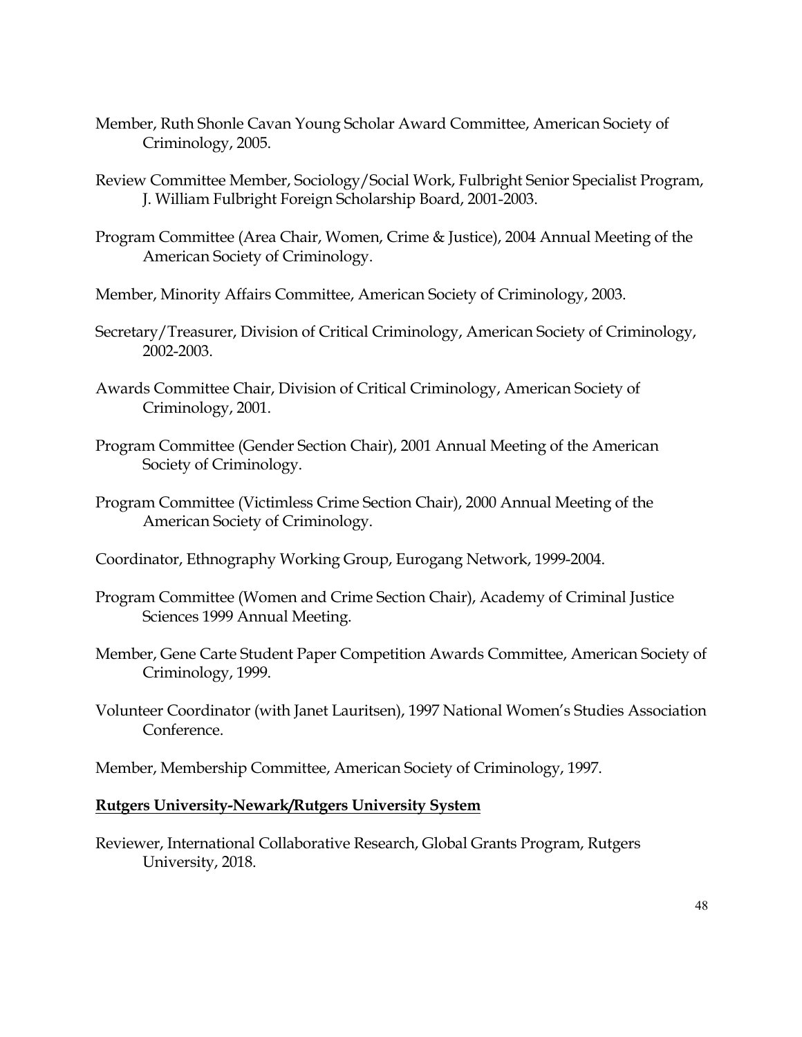Member, Ruth Shonle Cavan Young Scholar Award Committee, American Society of Criminology, 2005.

Review Committee Member, Sociology/Social Work, Fulbright Senior Specialist Program, J. William Fulbright Foreign Scholarship Board, 2001-2003.

Program Committee (Area Chair, Women, Crime & Justice), 2004 Annual Meeting of the American Society of Criminology.

Member, Minority Affairs Committee, American Society of Criminology, 2003.

Secretary/Treasurer, Division of Critical Criminology, American Society of Criminology, 2002-2003.

Awards Committee Chair, Division of Critical Criminology, American Society of Criminology, 2001.

Program Committee (Gender Section Chair), 2001 Annual Meeting of the American Society of Criminology.

Program Committee (Victimless Crime Section Chair), 2000 Annual Meeting of the American Society of Criminology.

Coordinator, Ethnography Working Group, Eurogang Network, 1999-2004.

Program Committee (Women and Crime Section Chair), Academy of Criminal Justice Sciences 1999 Annual Meeting.

Member, Gene Carte Student Paper Competition Awards Committee, American Society of Criminology, 1999.

Volunteer Coordinator (with Janet Lauritsen), 1997 National Women's Studies Association Conference.

Member, Membership Committee, American Society of Criminology, 1997.

**Rutgers University-Newark/Rutgers University System**

Reviewer, International Collaborative Research, Global Grants Program, Rutgers University, 2018.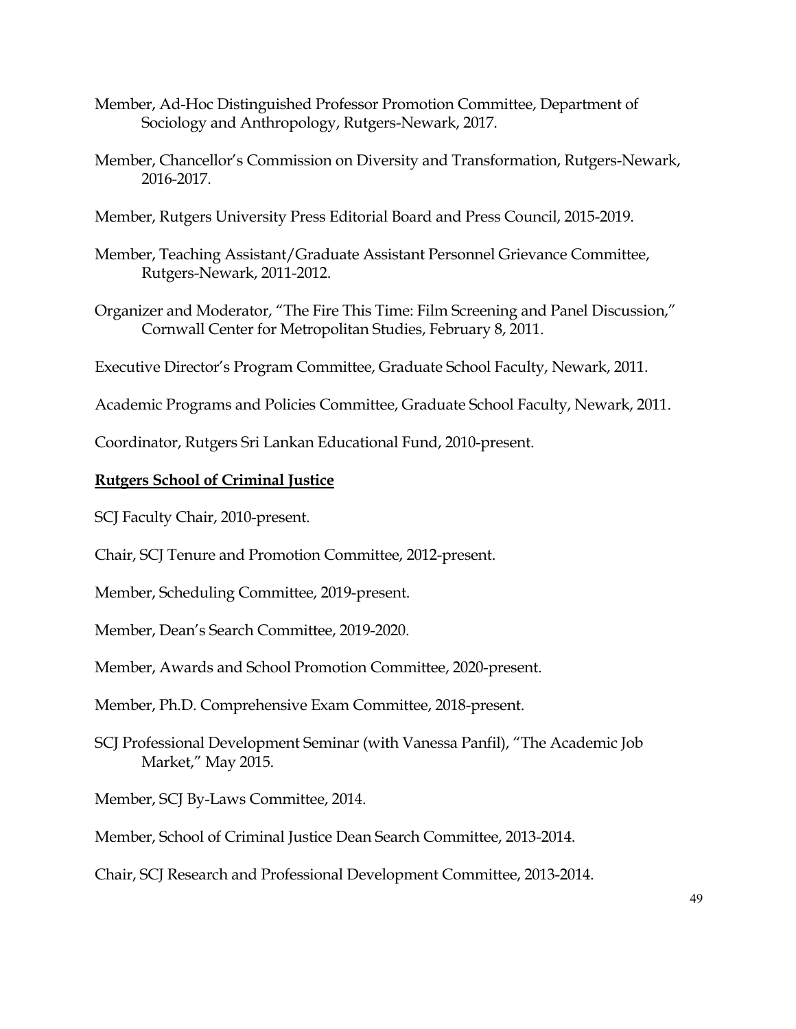Member, Ad-Hoc Distinguished Professor Promotion Committee, Department of Sociology and Anthropology, Rutgers-Newark, 2017.

Member, Chancellor's Commission on Diversity and Transformation, Rutgers-Newark, 2016-2017.

Member, Rutgers University Press Editorial Board and Press Council, 2015-2019.

Member, Teaching Assistant/Graduate Assistant Personnel Grievance Committee, Rutgers-Newark, 2011-2012.

Organizer and Moderator, "The Fire This Time: Film Screening and Panel Discussion," Cornwall Center for Metropolitan Studies, February 8, 2011.

Executive Director's Program Committee, Graduate School Faculty, Newark, 2011.

Academic Programs and Policies Committee, Graduate School Faculty, Newark, 2011.

Coordinator, Rutgers Sri Lankan Educational Fund, 2010-present.

**Rutgers School of Criminal Justice**

SCJ Faculty Chair, 2010-present.

Chair, SCJ Tenure and Promotion Committee, 2012-present.

Member, Scheduling Committee, 2019-present.

Member, Dean's Search Committee, 2019-2020.

Member, Awards and School Promotion Committee, 2020-present.

Member, Ph.D. Comprehensive Exam Committee, 2018-present.

SCJ Professional Development Seminar (with Vanessa Panfil), "The Academic Job Market," May 2015.

Member, SCJ By-Laws Committee, 2014.

Member, School of Criminal Justice Dean Search Committee, 2013-2014.

Chair, SCJ Research and Professional Development Committee, 2013-2014.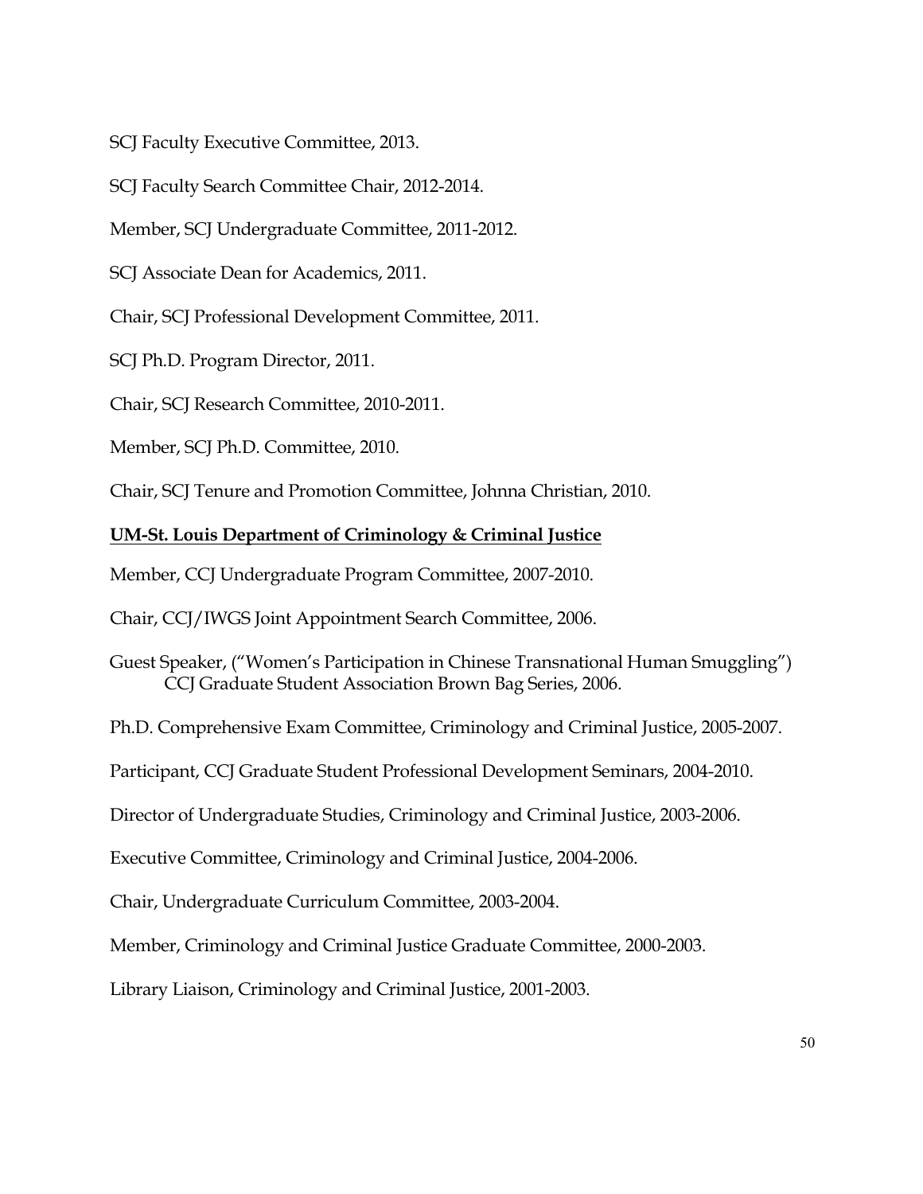SCJ Faculty Executive Committee, 2013.

SCJ Faculty Search Committee Chair, 2012-2014.

Member, SCJ Undergraduate Committee, 2011-2012.

SCJ Associate Dean for Academics, 2011.

Chair, SCJ Professional Development Committee, 2011.

SCJ Ph.D. Program Director, 2011.

Chair, SCJ Research Committee, 2010-2011.

Member, SCJ Ph.D. Committee, 2010.

Chair, SCJ Tenure and Promotion Committee, Johnna Christian, 2010.

**UM-St. Louis Department of Criminology & Criminal Justice**

Member, CCJ Undergraduate Program Committee, 2007-2010.

Chair, CCJ/IWGS Joint Appointment Search Committee, 2006.

Guest Speaker, ("Women's Participation in Chinese Transnational Human Smuggling") CCJ Graduate Student Association Brown Bag Series, 2006.

Ph.D. Comprehensive Exam Committee, Criminology and Criminal Justice, 2005-2007.

Participant, CCJ Graduate Student Professional Development Seminars, 2004-2010.

Director of Undergraduate Studies, Criminology and Criminal Justice, 2003-2006.

Executive Committee, Criminology and Criminal Justice, 2004-2006.

Chair, Undergraduate Curriculum Committee, 2003-2004.

Member, Criminology and Criminal Justice Graduate Committee, 2000-2003.

Library Liaison, Criminology and Criminal Justice, 2001-2003.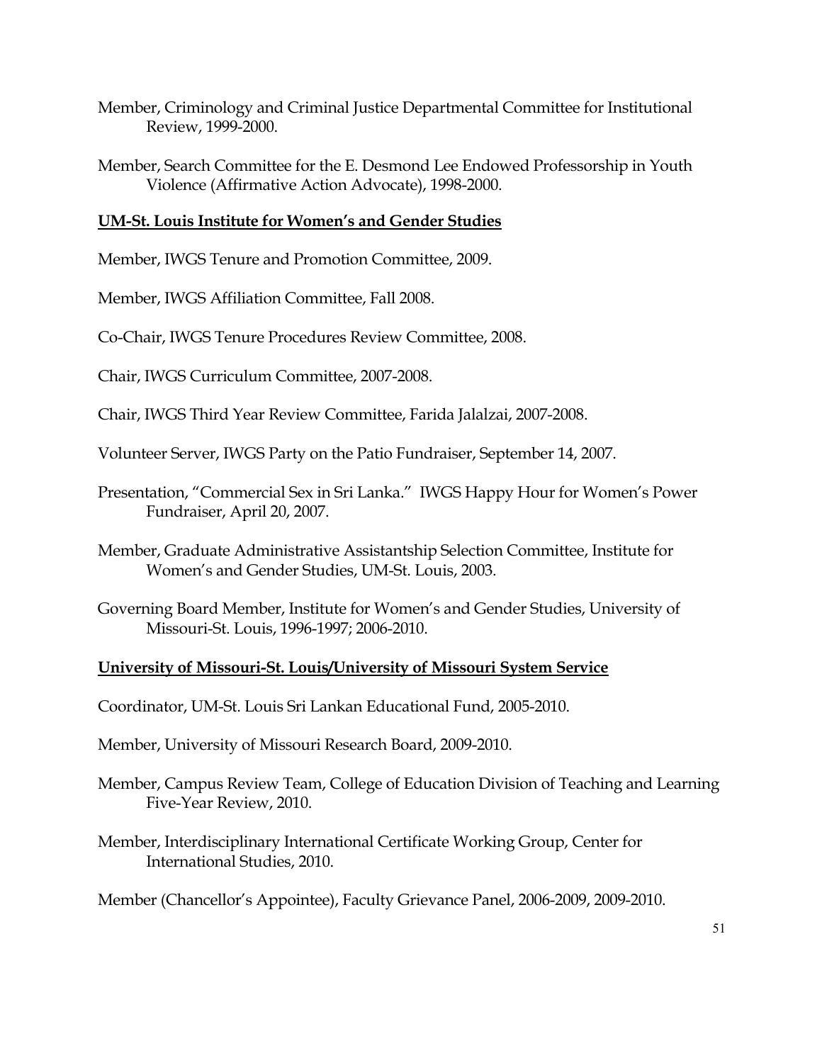Member, Criminology and Criminal Justice Departmental Committee for Institutional Review, 1999-2000.

Member, Search Committee for the E. Desmond Lee Endowed Professorship in Youth Violence (Affirmative Action Advocate), 1998-2000.

**<u>UM-St. Louis Institute for Women's and Gender Studies</u>**

Member, IWGS Tenure and Promotion Committee, 2009.

Member, IWGS Affiliation Committee, Fall 2008.

Co-Chair, IWGS Tenure Procedures Review Committee, 2008.

Chair, IWGS Curriculum Committee, 2007-2008.

Chair, IWGS Third Year Review Committee, Farida Jalalzai, 2007-2008.

Volunteer Server, IWGS Party on the Patio Fundraiser, September 14, 2007.

Presentation, "Commercial Sex in Sri Lanka." IWGS Happy Hour for Women's Power Fundraiser, April 20, 2007.

Member, Graduate Administrative Assistantship Selection Committee, Institute for Women's and Gender Studies, UM-St. Louis, 2003.

Governing Board Member, Institute for Women's and Gender Studies, University of Missouri-St. Louis, 1996-1997; 2006-2010.

**<u>University of Missouri-St. Louis/University of Missouri System Service</u>**

Coordinator, UM-St. Louis Sri Lankan Educational Fund, 2005-2010.

Member, University of Missouri Research Board, 2009-2010.

Member, Campus Review Team, College of Education Division of Teaching and Learning Five-Year Review, 2010.

Member, Interdisciplinary International Certificate Working Group, Center for International Studies, 2010.

Member (Chancellor's Appointee), Faculty Grievance Panel, 2006-2009, 2009-2010.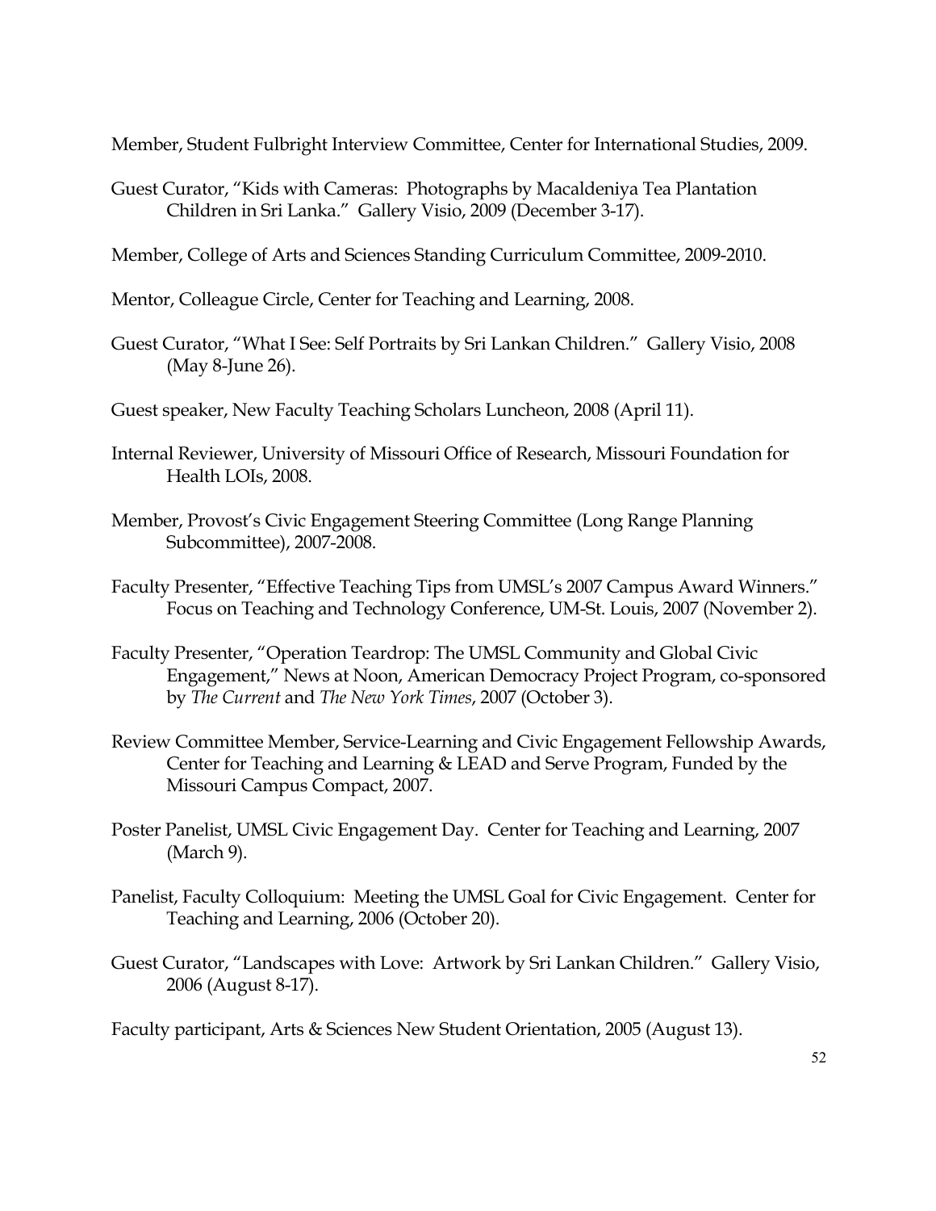Member, Student Fulbright Interview Committee, Center for International Studies, 2009.

Guest Curator, "Kids with Cameras: Photographs by Macaldeniya Tea Plantation Children in Sri Lanka." Gallery Visio, 2009 (December 3-17).

Member, College of Arts and Sciences Standing Curriculum Committee, 2009-2010.

Mentor, Colleague Circle, Center for Teaching and Learning, 2008.

Guest Curator, "What I See: Self Portraits by Sri Lankan Children." Gallery Visio, 2008 (May 8-June 26).

Guest speaker, New Faculty Teaching Scholars Luncheon, 2008 (April 11).

Internal Reviewer, University of Missouri Office of Research, Missouri Foundation for Health LOIs, 2008.

Member, Provost's Civic Engagement Steering Committee (Long Range Planning Subcommittee), 2007-2008.

Faculty Presenter, "Effective Teaching Tips from UMSL's 2007 Campus Award Winners." Focus on Teaching and Technology Conference, UM-St. Louis, 2007 (November 2).

Faculty Presenter, "Operation Teardrop: The UMSL Community and Global Civic Engagement," News at Noon, American Democracy Project Program, co-sponsored by *The Current* and *The New York Times*, 2007 (October 3).

Review Committee Member, Service-Learning and Civic Engagement Fellowship Awards, Center for Teaching and Learning & LEAD and Serve Program, Funded by the Missouri Campus Compact, 2007.

Poster Panelist, UMSL Civic Engagement Day. Center for Teaching and Learning, 2007 (March 9).

Panelist, Faculty Colloquium: Meeting the UMSL Goal for Civic Engagement. Center for Teaching and Learning, 2006 (October 20).

Guest Curator, "Landscapes with Love: Artwork by Sri Lankan Children." Gallery Visio, 2006 (August 8-17).

Faculty participant, Arts & Sciences New Student Orientation, 2005 (August 13).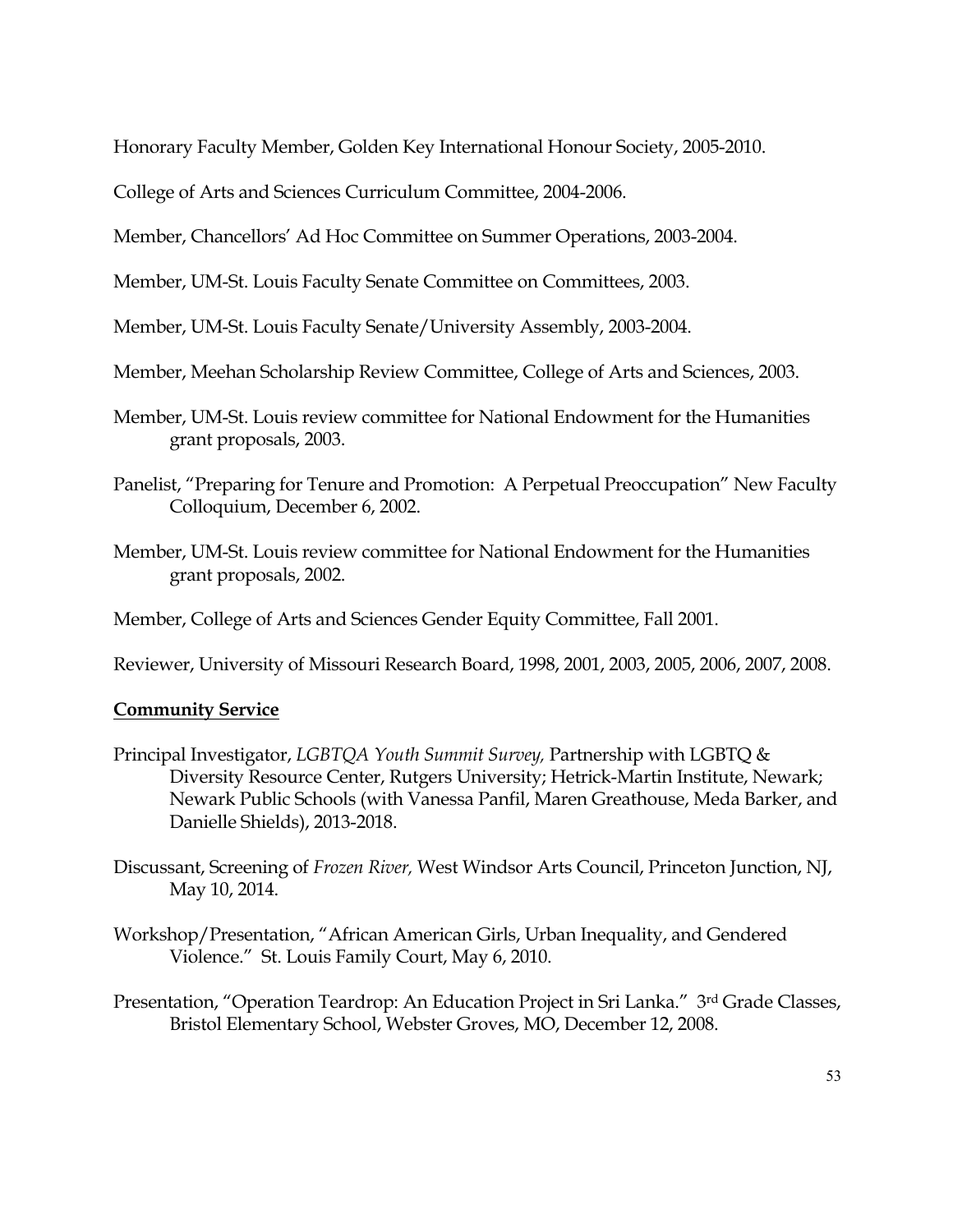Honorary Faculty Member, Golden Key International Honour Society, 2005-2010.

College of Arts and Sciences Curriculum Committee, 2004-2006.

Member, Chancellors' Ad Hoc Committee on Summer Operations, 2003-2004.

Member, UM-St. Louis Faculty Senate Committee on Committees, 2003.

Member, UM-St. Louis Faculty Senate/University Assembly, 2003-2004.

Member, Meehan Scholarship Review Committee, College of Arts and Sciences, 2003.

Member, UM-St. Louis review committee for National Endowment for the Humanities grant proposals, 2003.

Panelist, "Preparing for Tenure and Promotion: A Perpetual Preoccupation" New Faculty Colloquium, December 6, 2002.

Member, UM-St. Louis review committee for National Endowment for the Humanities grant proposals, 2002.

Member, College of Arts and Sciences Gender Equity Committee, Fall 2001.

Reviewer, University of Missouri Research Board, 1998, 2001, 2003, 2005, 2006, 2007, 2008.

**Community Service**

Principal Investigator, *LGBTQA Youth Summit Survey,* Partnership with LGBTQ & Diversity Resource Center, Rutgers University; Hetrick-Martin Institute, Newark; Newark Public Schools (with Vanessa Panfil, Maren Greathouse, Meda Barker, and Danielle Shields), 2013-2018.

Discussant, Screening of *Frozen River,* West Windsor Arts Council, Princeton Junction, NJ, May 10, 2014.

Workshop/Presentation, "African American Girls, Urban Inequality, and Gendered Violence." St. Louis Family Court, May 6, 2010.

Presentation, "Operation Teardrop: An Education Project in Sri Lanka." 3rd Grade Classes, Bristol Elementary School, Webster Groves, MO, December 12, 2008.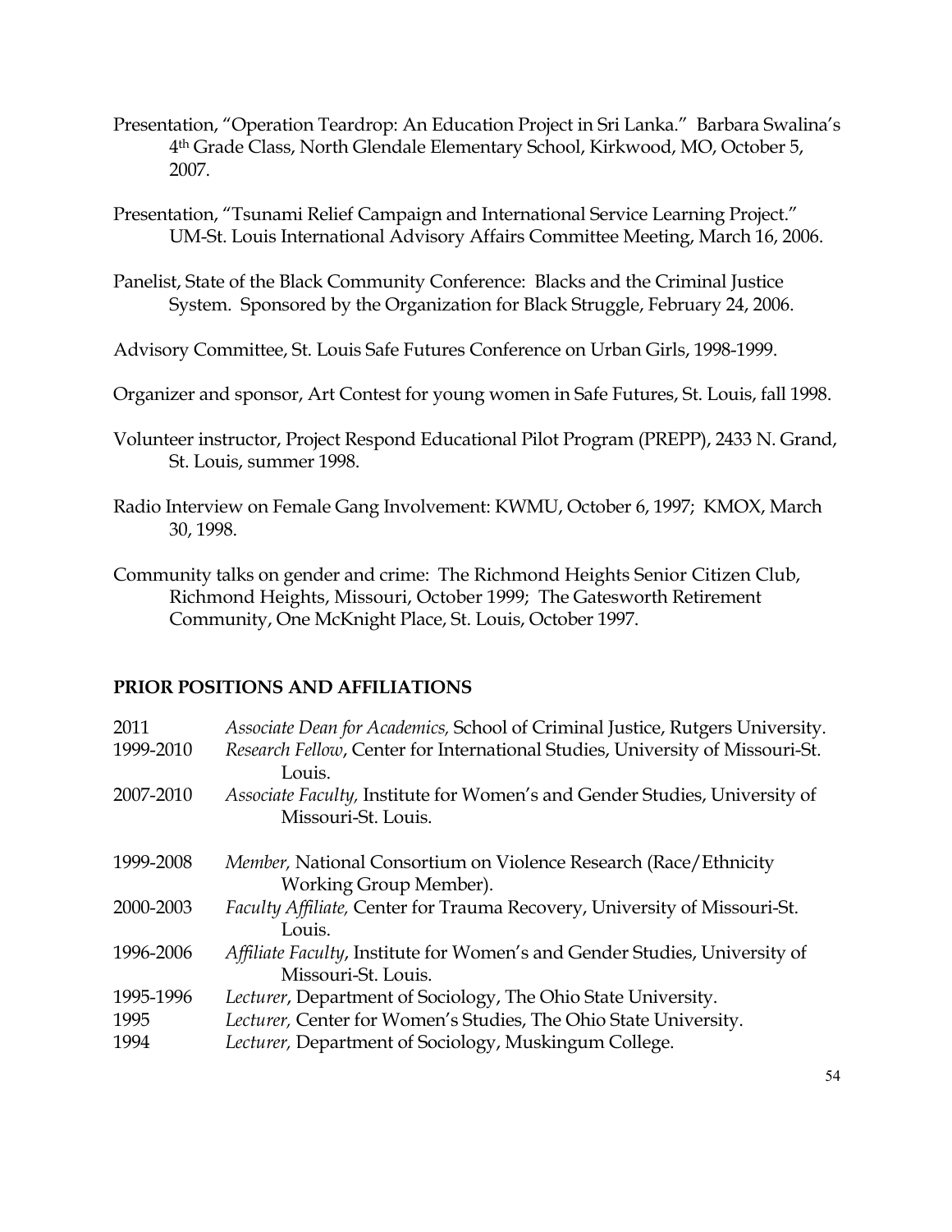Presentation, "Operation Teardrop: An Education Project in Sri Lanka." Barbara Swalina's 4th Grade Class, North Glendale Elementary School, Kirkwood, MO, October 5, 2007.

Presentation, "Tsunami Relief Campaign and International Service Learning Project." UM-St. Louis International Advisory Affairs Committee Meeting, March 16, 2006.

Panelist, State of the Black Community Conference: Blacks and the Criminal Justice System. Sponsored by the Organization for Black Struggle, February 24, 2006.

Advisory Committee, St. Louis Safe Futures Conference on Urban Girls, 1998-1999.

Organizer and sponsor, Art Contest for young women in Safe Futures, St. Louis, fall 1998.

Volunteer instructor, Project Respond Educational Pilot Program (PREPP), 2433 N. Grand, St. Louis, summer 1998.

Radio Interview on Female Gang Involvement: KWMU, October 6, 1997; KMOX, March 30, 1998.

Community talks on gender and crime: The Richmond Heights Senior Citizen Club, Richmond Heights, Missouri, October 1999; The Gatesworth Retirement Community, One McKnight Place, St. Louis, October 1997.

## PRIOR POSITIONS AND AFFILIATIONS

| | |
|---|---|
| 2011 | *Associate Dean for Academics,* School of Criminal Justice, Rutgers University. |
| 1999-2010 | *Research Fellow*, Center for International Studies, University of Missouri-St. Louis. |
| 2007-2010 | *Associate Faculty,* Institute for Women's and Gender Studies, University of Missouri-St. Louis. |
| 1999-2008 | *Member,* National Consortium on Violence Research (Race/Ethnicity Working Group Member). |
| 2000-2003 | *Faculty Affiliate,* Center for Trauma Recovery, University of Missouri-St. Louis. |
| 1996-2006 | *Affiliate Faculty*, Institute for Women's and Gender Studies, University of Missouri-St. Louis. |
| 1995-1996 | *Lecturer*, Department of Sociology, The Ohio State University. |
| 1995 | *Lecturer,* Center for Women's Studies, The Ohio State University. |
| 1994 | *Lecturer,* Department of Sociology, Muskingum College. |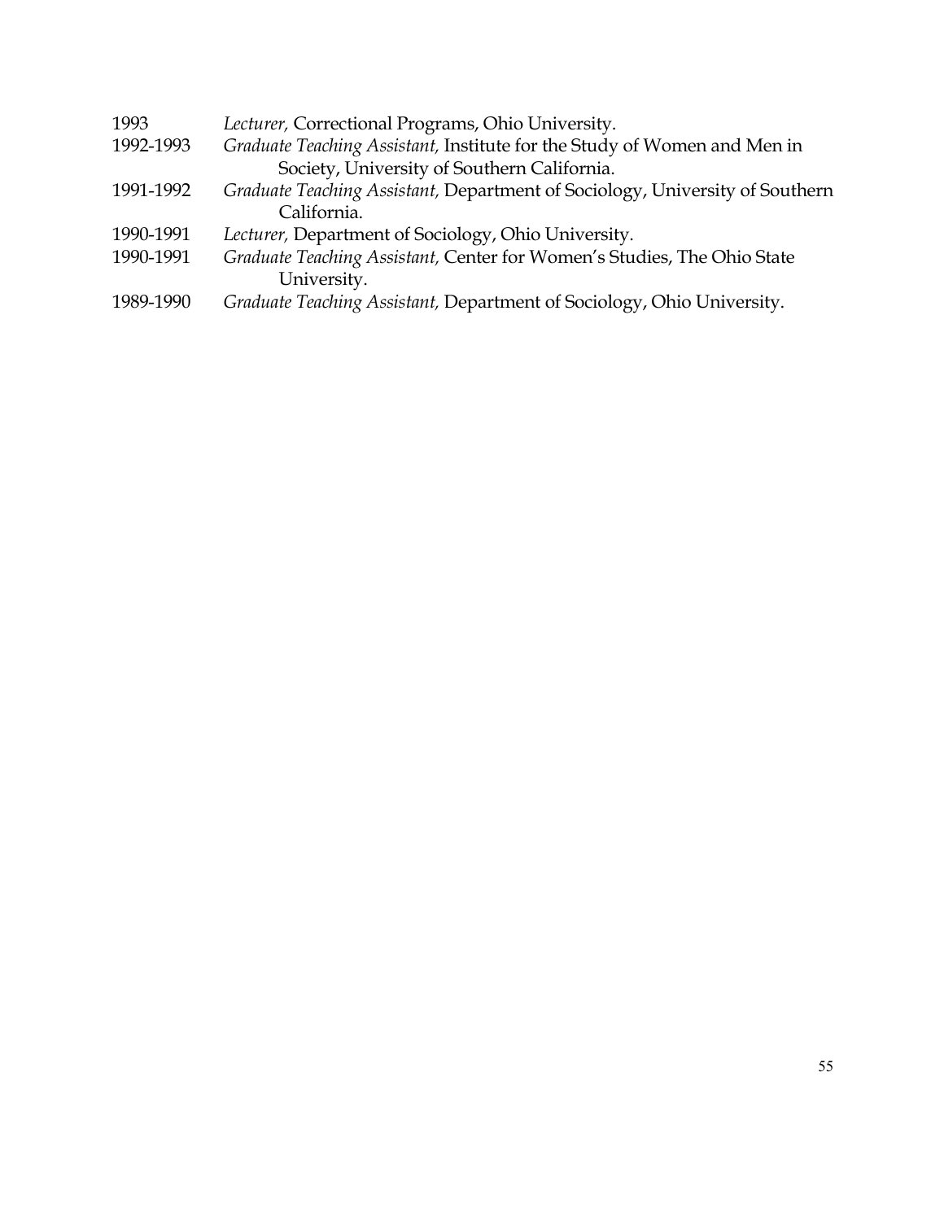1993 *Lecturer,* Correctional Programs, Ohio University.

1992-1993 *Graduate Teaching Assistant,* Institute for the Study of Women and Men in Society, University of Southern California.

1991-1992 *Graduate Teaching Assistant,* Department of Sociology, University of Southern California.

1990-1991 *Lecturer,* Department of Sociology, Ohio University.

1990-1991 *Graduate Teaching Assistant,* Center for Women's Studies, The Ohio State University.

1989-1990 *Graduate Teaching Assistant,* Department of Sociology, Ohio University.